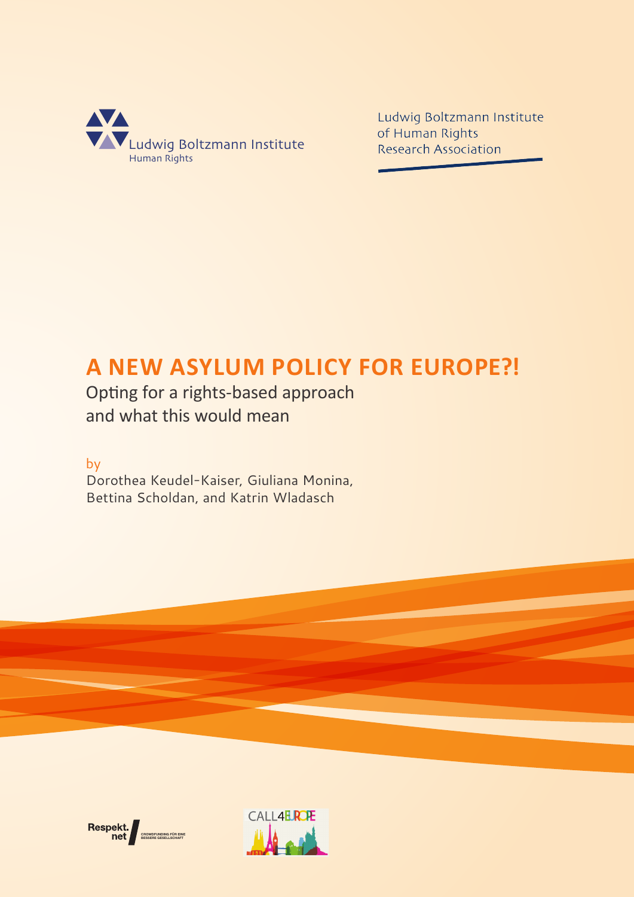Ludwig Boltzmann Institute
Human Rights

Ludwig Boltzmann Institute
of Human Rights
Research Association

# A NEW ASYLUM POLICY FOR EUROPE?!

## Opting for a rights-based approach and what this would mean

by

Dorothea Keudel-Kaiser, Giuliana Monina, Bettina Scholdan, and Katrin Wladasch

Respekt.net CROWDFUNDING FÜR EINE BESSERE GESELLSCHAFT

CALL4EUROPE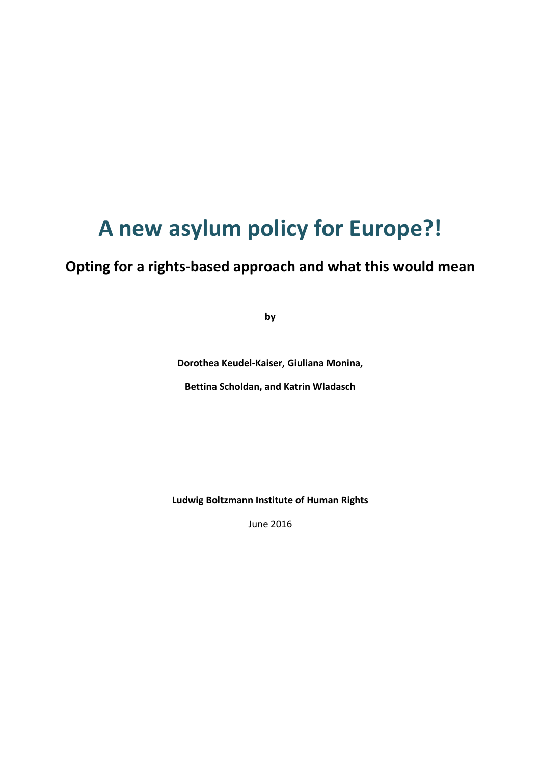# A new asylum policy for Europe?!

## Opting for a rights-based approach and what this would mean

**by**

**Dorothea Keudel-Kaiser, Giuliana Monina,**

**Bettina Scholdan, and Katrin Wladasch**

**Ludwig Boltzmann Institute of Human Rights**

June 2016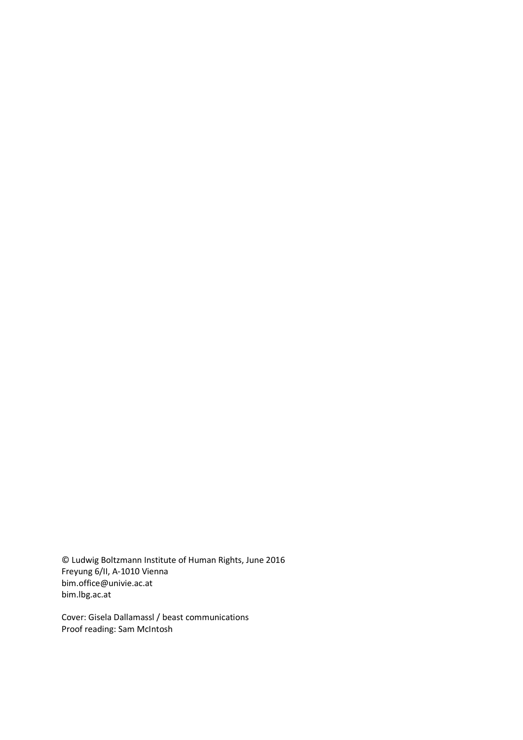© Ludwig Boltzmann Institute of Human Rights, June 2016
Freyung 6/II, A-1010 Vienna
bim.office@univie.ac.at
bim.lbg.ac.at

Cover: Gisela Dallamassl / beast communications
Proof reading: Sam McIntosh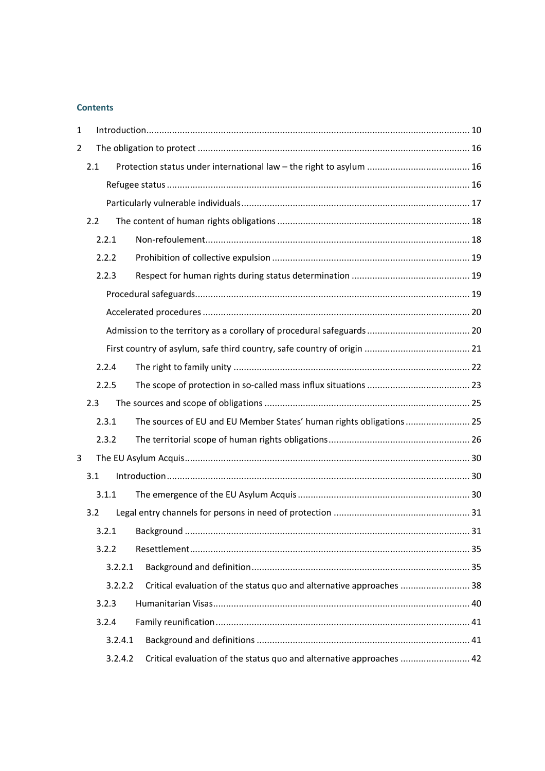**Contents**

1 Introduction ............................................................ 10

2 The obligation to protect ............................................................ 16

  2.1 Protection status under international law – the right to asylum ............................................................ 16

    Refugee status ............................................................ 16

    Particularly vulnerable individuals ............................................................ 17

  2.2 The content of human rights obligations ............................................................ 18

    2.2.1 Non-refoulement ............................................................ 18

    2.2.2 Prohibition of collective expulsion ............................................................ 19

    2.2.3 Respect for human rights during status determination ............................................................ 19

    Procedural safeguards ............................................................ 19

    Accelerated procedures ............................................................ 20

    Admission to the territory as a corollary of procedural safeguards ............................................................ 20

    First country of asylum, safe third country, safe country of origin ............................................................ 21

    2.2.4 The right to family unity ............................................................ 22

    2.2.5 The scope of protection in so-called mass influx situations ............................................................ 23

  2.3 The sources and scope of obligations ............................................................ 25

    2.3.1 The sources of EU and EU Member States' human rights obligations ............................................................ 25

    2.3.2 The territorial scope of human rights obligations ............................................................ 26

3 The EU Asylum Acquis ............................................................ 30

  3.1 Introduction ............................................................ 30

    3.1.1 The emergence of the EU Asylum Acquis ............................................................ 30

  3.2 Legal entry channels for persons in need of protection ............................................................ 31

    3.2.1 Background ............................................................ 31

    3.2.2 Resettlement ............................................................ 35

      3.2.2.1 Background and definition ............................................................ 35

      3.2.2.2 Critical evaluation of the status quo and alternative approaches ............................................................ 38

    3.2.3 Humanitarian Visas ............................................................ 40

    3.2.4 Family reunification ............................................................ 41

      3.2.4.1 Background and definitions ............................................................ 41

      3.2.4.2 Critical evaluation of the status quo and alternative approaches ............................................................ 42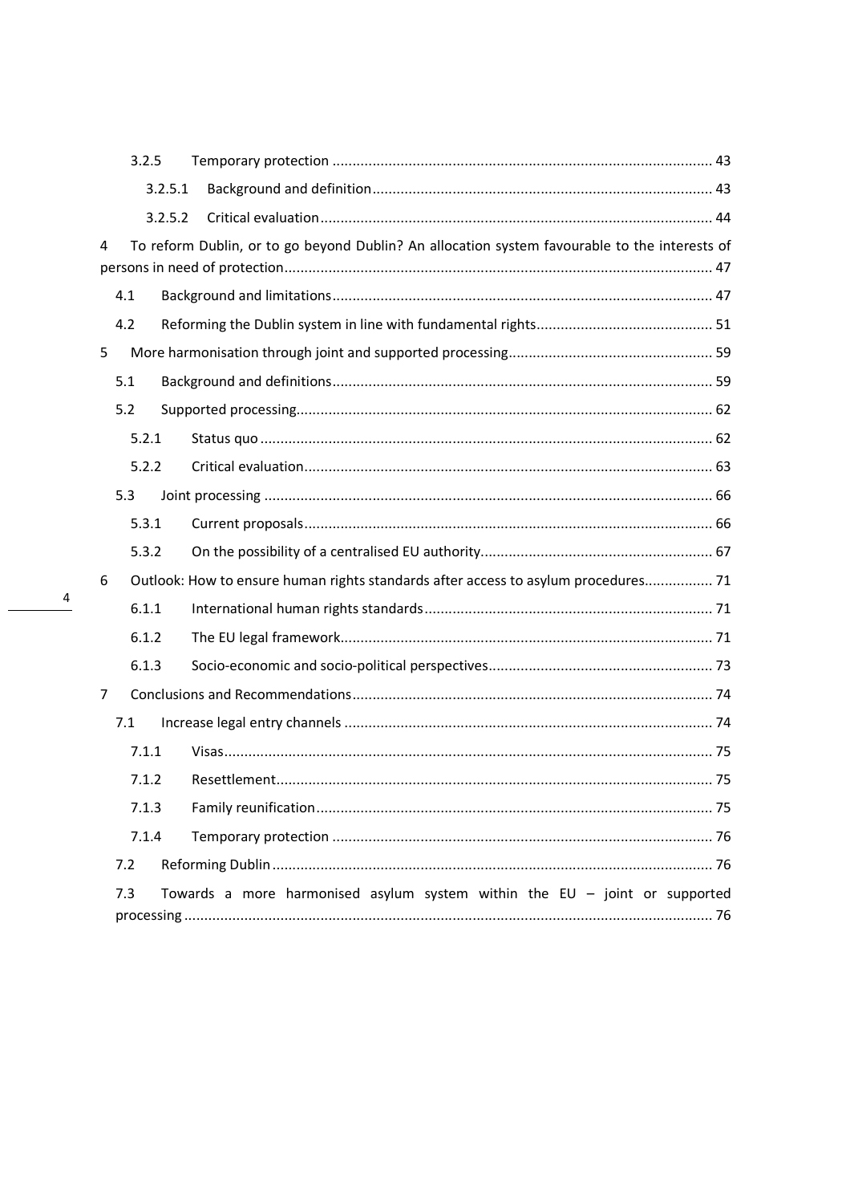3.2.5 Temporary protection ..... 43

3.2.5.1 Background and definition ..... 43

3.2.5.2 Critical evaluation ..... 44

4 To reform Dublin, or to go beyond Dublin? An allocation system favourable to the interests of persons in need of protection ..... 47

4.1 Background and limitations ..... 47

4.2 Reforming the Dublin system in line with fundamental rights ..... 51

5 More harmonisation through joint and supported processing ..... 59

5.1 Background and definitions ..... 59

5.2 Supported processing ..... 62

5.2.1 Status quo ..... 62

5.2.2 Critical evaluation ..... 63

5.3 Joint processing ..... 66

5.3.1 Current proposals ..... 66

5.3.2 On the possibility of a centralised EU authority ..... 67

6 Outlook: How to ensure human rights standards after access to asylum procedures ..... 71

6.1.1 International human rights standards ..... 71

6.1.2 The EU legal framework ..... 71

6.1.3 Socio-economic and socio-political perspectives ..... 73

7 Conclusions and Recommendations ..... 74

7.1 Increase legal entry channels ..... 74

7.1.1 Visas ..... 75

7.1.2 Resettlement ..... 75

7.1.3 Family reunification ..... 75

7.1.4 Temporary protection ..... 76

7.2 Reforming Dublin ..... 76

7.3 Towards a more harmonised asylum system within the EU – joint or supported processing ..... 76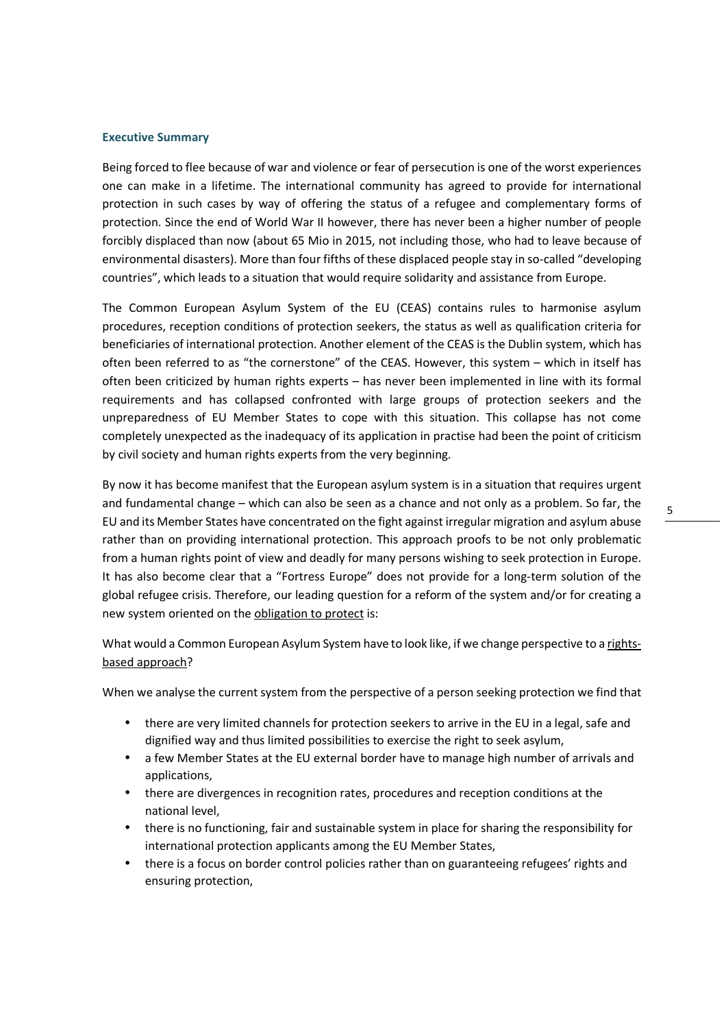## Executive Summary

Being forced to flee because of war and violence or fear of persecution is one of the worst experiences one can make in a lifetime. The international community has agreed to provide for international protection in such cases by way of offering the status of a refugee and complementary forms of protection. Since the end of World War II however, there has never been a higher number of people forcibly displaced than now (about 65 Mio in 2015, not including those, who had to leave because of environmental disasters). More than four fifths of these displaced people stay in so-called "developing countries", which leads to a situation that would require solidarity and assistance from Europe.

The Common European Asylum System of the EU (CEAS) contains rules to harmonise asylum procedures, reception conditions of protection seekers, the status as well as qualification criteria for beneficiaries of international protection. Another element of the CEAS is the Dublin system, which has often been referred to as "the cornerstone" of the CEAS. However, this system – which in itself has often been criticized by human rights experts – has never been implemented in line with its formal requirements and has collapsed confronted with large groups of protection seekers and the unpreparedness of EU Member States to cope with this situation. This collapse has not come completely unexpected as the inadequacy of its application in practise had been the point of criticism by civil society and human rights experts from the very beginning.

By now it has become manifest that the European asylum system is in a situation that requires urgent and fundamental change – which can also be seen as a chance and not only as a problem. So far, the EU and its Member States have concentrated on the fight against irregular migration and asylum abuse rather than on providing international protection. This approach proofs to be not only problematic from a human rights point of view and deadly for many persons wishing to seek protection in Europe. It has also become clear that a "Fortress Europe" does not provide for a long-term solution of the global refugee crisis. Therefore, our leading question for a reform of the system and/or for creating a new system oriented on the obligation to protect is:

What would a Common European Asylum System have to look like, if we change perspective to a rights-based approach?

When we analyse the current system from the perspective of a person seeking protection we find that

- there are very limited channels for protection seekers to arrive in the EU in a legal, safe and dignified way and thus limited possibilities to exercise the right to seek asylum,
- a few Member States at the EU external border have to manage high number of arrivals and applications,
- there are divergences in recognition rates, procedures and reception conditions at the national level,
- there is no functioning, fair and sustainable system in place for sharing the responsibility for international protection applicants among the EU Member States,
- there is a focus on border control policies rather than on guaranteeing refugees' rights and ensuring protection,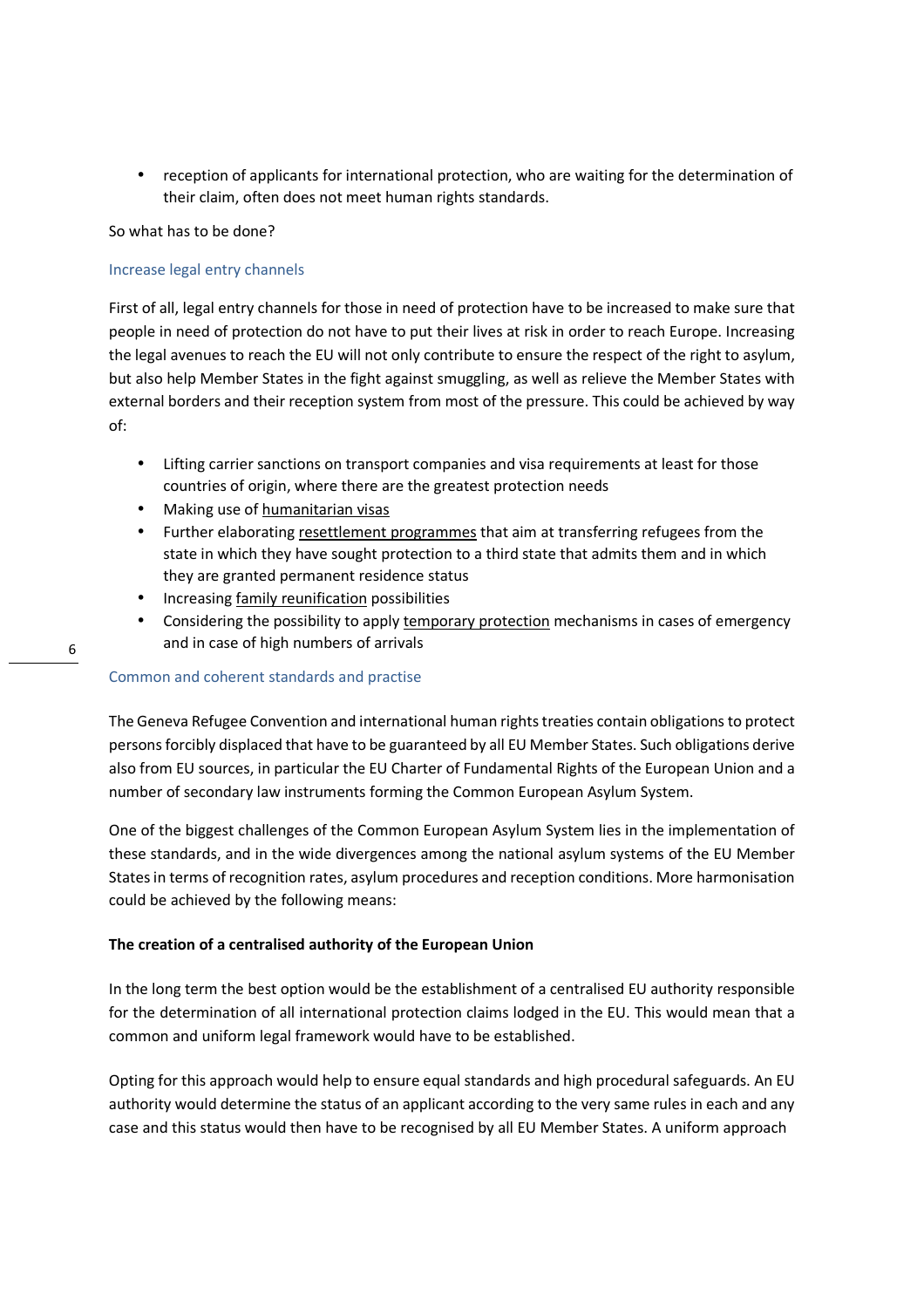- reception of applicants for international protection, who are waiting for the determination of their claim, often does not meet human rights standards.

So what has to be done?

## Increase legal entry channels

First of all, legal entry channels for those in need of protection have to be increased to make sure that people in need of protection do not have to put their lives at risk in order to reach Europe. Increasing the legal avenues to reach the EU will not only contribute to ensure the respect of the right to asylum, but also help Member States in the fight against smuggling, as well as relieve the Member States with external borders and their reception system from most of the pressure. This could be achieved by way of:

- Lifting carrier sanctions on transport companies and visa requirements at least for those countries of origin, where there are the greatest protection needs
- Making use of humanitarian visas
- Further elaborating resettlement programmes that aim at transferring refugees from the state in which they have sought protection to a third state that admits them and in which they are granted permanent residence status
- Increasing family reunification possibilities
- Considering the possibility to apply temporary protection mechanisms in cases of emergency and in case of high numbers of arrivals

## Common and coherent standards and practise

The Geneva Refugee Convention and international human rights treaties contain obligations to protect persons forcibly displaced that have to be guaranteed by all EU Member States. Such obligations derive also from EU sources, in particular the EU Charter of Fundamental Rights of the European Union and a number of secondary law instruments forming the Common European Asylum System.

One of the biggest challenges of the Common European Asylum System lies in the implementation of these standards, and in the wide divergences among the national asylum systems of the EU Member States in terms of recognition rates, asylum procedures and reception conditions. More harmonisation could be achieved by the following means:

**The creation of a centralised authority of the European Union**

In the long term the best option would be the establishment of a centralised EU authority responsible for the determination of all international protection claims lodged in the EU. This would mean that a common and uniform legal framework would have to be established.

Opting for this approach would help to ensure equal standards and high procedural safeguards. An EU authority would determine the status of an applicant according to the very same rules in each and any case and this status would then have to be recognised by all EU Member States. A uniform approach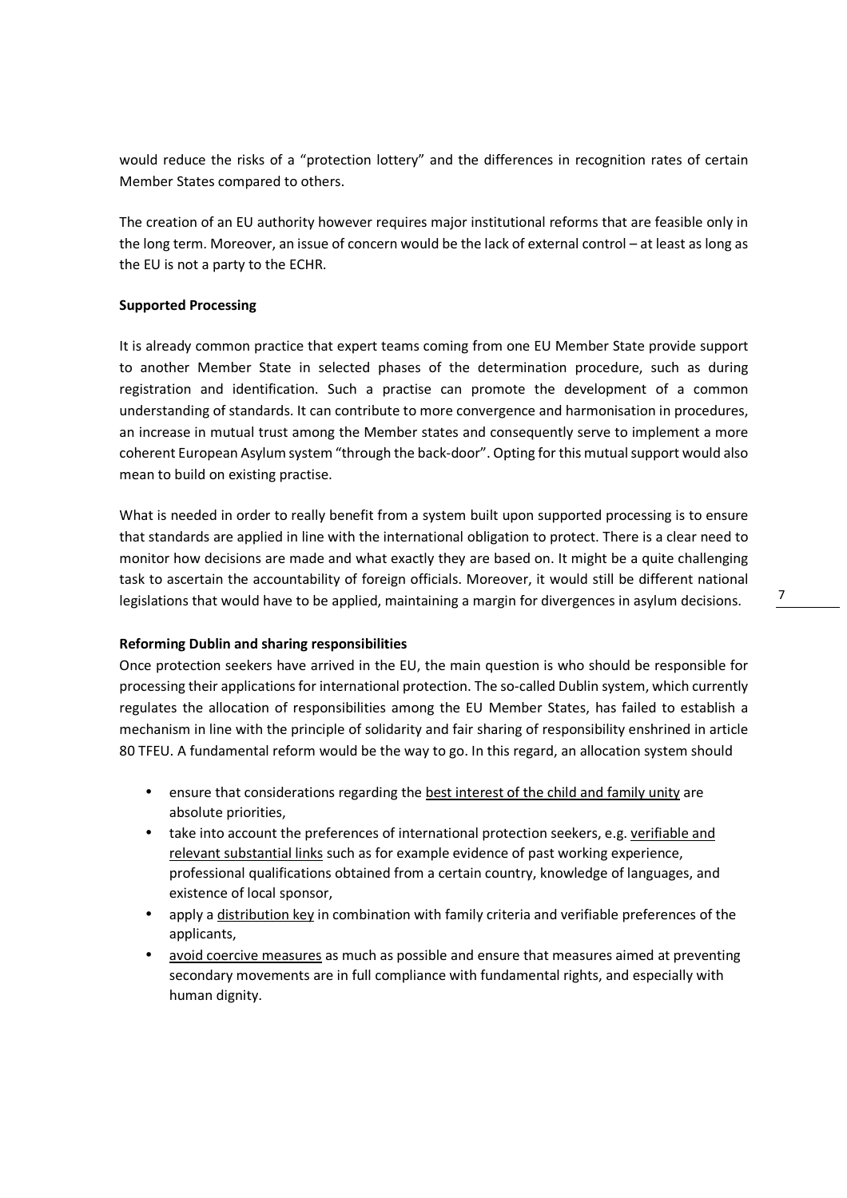would reduce the risks of a "protection lottery" and the differences in recognition rates of certain Member States compared to others.

The creation of an EU authority however requires major institutional reforms that are feasible only in the long term. Moreover, an issue of concern would be the lack of external control – at least as long as the EU is not a party to the ECHR.

**Supported Processing**

It is already common practice that expert teams coming from one EU Member State provide support to another Member State in selected phases of the determination procedure, such as during registration and identification. Such a practise can promote the development of a common understanding of standards. It can contribute to more convergence and harmonisation in procedures, an increase in mutual trust among the Member states and consequently serve to implement a more coherent European Asylum system "through the back-door". Opting for this mutual support would also mean to build on existing practise.

What is needed in order to really benefit from a system built upon supported processing is to ensure that standards are applied in line with the international obligation to protect. There is a clear need to monitor how decisions are made and what exactly they are based on. It might be a quite challenging task to ascertain the accountability of foreign officials. Moreover, it would still be different national legislations that would have to be applied, maintaining a margin for divergences in asylum decisions.

**Reforming Dublin and sharing responsibilities**

Once protection seekers have arrived in the EU, the main question is who should be responsible for processing their applications for international protection. The so-called Dublin system, which currently regulates the allocation of responsibilities among the EU Member States, has failed to establish a mechanism in line with the principle of solidarity and fair sharing of responsibility enshrined in article 80 TFEU. A fundamental reform would be the way to go. In this regard, an allocation system should

- ensure that considerations regarding the best interest of the child and family unity are absolute priorities,
- take into account the preferences of international protection seekers, e.g. verifiable and relevant substantial links such as for example evidence of past working experience, professional qualifications obtained from a certain country, knowledge of languages, and existence of local sponsor,
- apply a distribution key in combination with family criteria and verifiable preferences of the applicants,
- avoid coercive measures as much as possible and ensure that measures aimed at preventing secondary movements are in full compliance with fundamental rights, and especially with human dignity.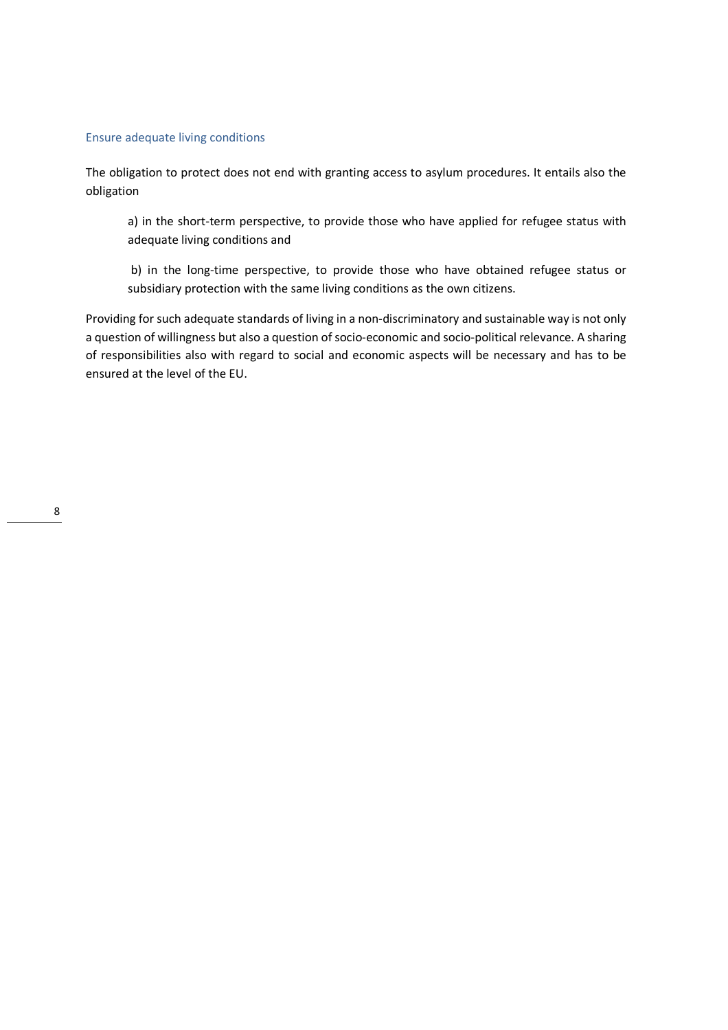### Ensure adequate living conditions

The obligation to protect does not end with granting access to asylum procedures. It entails also the obligation

> a) in the short-term perspective, to provide those who have applied for refugee status with adequate living conditions and
>
> b) in the long-time perspective, to provide those who have obtained refugee status or subsidiary protection with the same living conditions as the own citizens.

Providing for such adequate standards of living in a non-discriminatory and sustainable way is not only a question of willingness but also a question of socio-economic and socio-political relevance. A sharing of responsibilities also with regard to social and economic aspects will be necessary and has to be ensured at the level of the EU.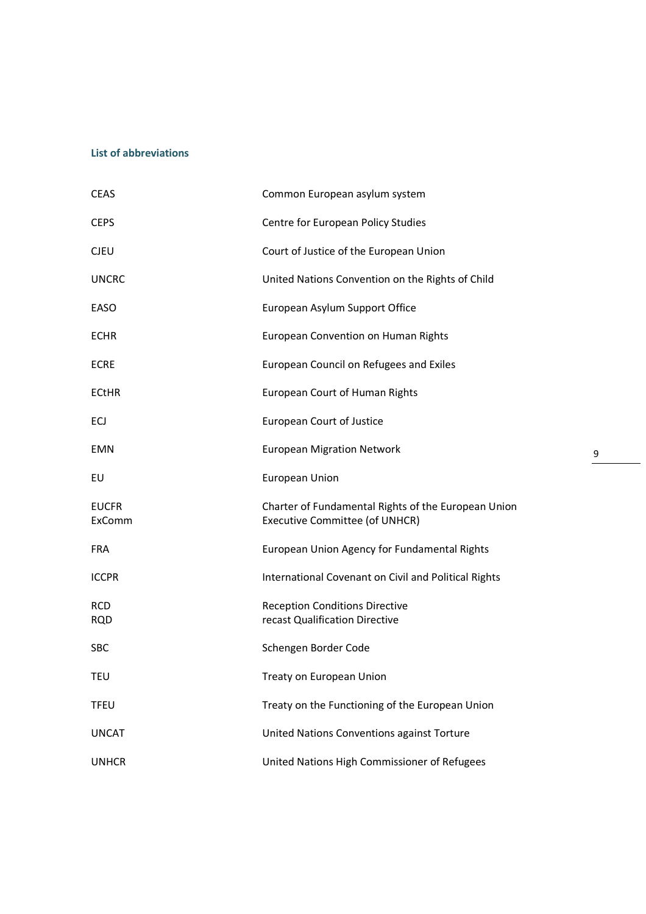### List of abbreviations

| | |
|---|---|
| CEAS | Common European asylum system |
| CEPS | Centre for European Policy Studies |
| CJEU | Court of Justice of the European Union |
| UNCRC | United Nations Convention on the Rights of Child |
| EASO | European Asylum Support Office |
| ECHR | European Convention on Human Rights |
| ECRE | European Council on Refugees and Exiles |
| ECtHR | European Court of Human Rights |
| ECJ | European Court of Justice |
| EMN | European Migration Network |
| EU | European Union |
| EUCFR | Charter of Fundamental Rights of the European Union |
| ExComm | Executive Committee (of UNHCR) |
| FRA | European Union Agency for Fundamental Rights |
| ICCPR | International Covenant on Civil and Political Rights |
| RCD | Reception Conditions Directive |
| RQD | recast Qualification Directive |
| SBC | Schengen Border Code |
| TEU | Treaty on European Union |
| TFEU | Treaty on the Functioning of the European Union |
| UNCAT | United Nations Conventions against Torture |
| UNHCR | United Nations High Commissioner of Refugees |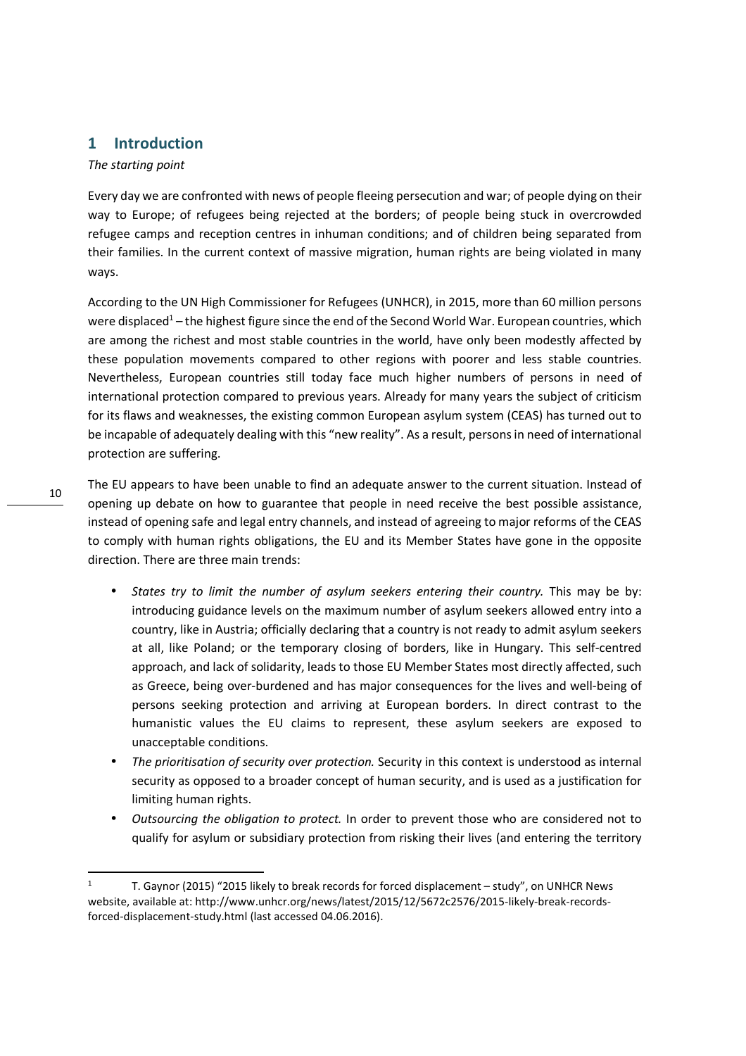# 1 Introduction

*The starting point*

Every day we are confronted with news of people fleeing persecution and war; of people dying on their way to Europe; of refugees being rejected at the borders; of people being stuck in overcrowded refugee camps and reception centres in inhuman conditions; and of children being separated from their families. In the current context of massive migration, human rights are being violated in many ways.

According to the UN High Commissioner for Refugees (UNHCR), in 2015, more than 60 million persons were displaced[1] – the highest figure since the end of the Second World War. European countries, which are among the richest and most stable countries in the world, have only been modestly affected by these population movements compared to other regions with poorer and less stable countries. Nevertheless, European countries still today face much higher numbers of persons in need of international protection compared to previous years. Already for many years the subject of criticism for its flaws and weaknesses, the existing common European asylum system (CEAS) has turned out to be incapable of adequately dealing with this "new reality". As a result, persons in need of international protection are suffering.

The EU appears to have been unable to find an adequate answer to the current situation. Instead of opening up debate on how to guarantee that people in need receive the best possible assistance, instead of opening safe and legal entry channels, and instead of agreeing to major reforms of the CEAS to comply with human rights obligations, the EU and its Member States have gone in the opposite direction. There are three main trends:

- *States try to limit the number of asylum seekers entering their country.* This may be by: introducing guidance levels on the maximum number of asylum seekers allowed entry into a country, like in Austria; officially declaring that a country is not ready to admit asylum seekers at all, like Poland; or the temporary closing of borders, like in Hungary. This self-centred approach, and lack of solidarity, leads to those EU Member States most directly affected, such as Greece, being over-burdened and has major consequences for the lives and well-being of persons seeking protection and arriving at European borders. In direct contrast to the humanistic values the EU claims to represent, these asylum seekers are exposed to unacceptable conditions.
- *The prioritisation of security over protection.* Security in this context is understood as internal security as opposed to a broader concept of human security, and is used as a justification for limiting human rights.
- *Outsourcing the obligation to protect.* In order to prevent those who are considered not to qualify for asylum or subsidiary protection from risking their lives (and entering the territory

---

[1] T. Gaynor (2015) "2015 likely to break records for forced displacement – study", on UNHCR News website, available at: http://www.unhcr.org/news/latest/2015/12/5672c2576/2015-likely-break-records-forced-displacement-study.html (last accessed 04.06.2016).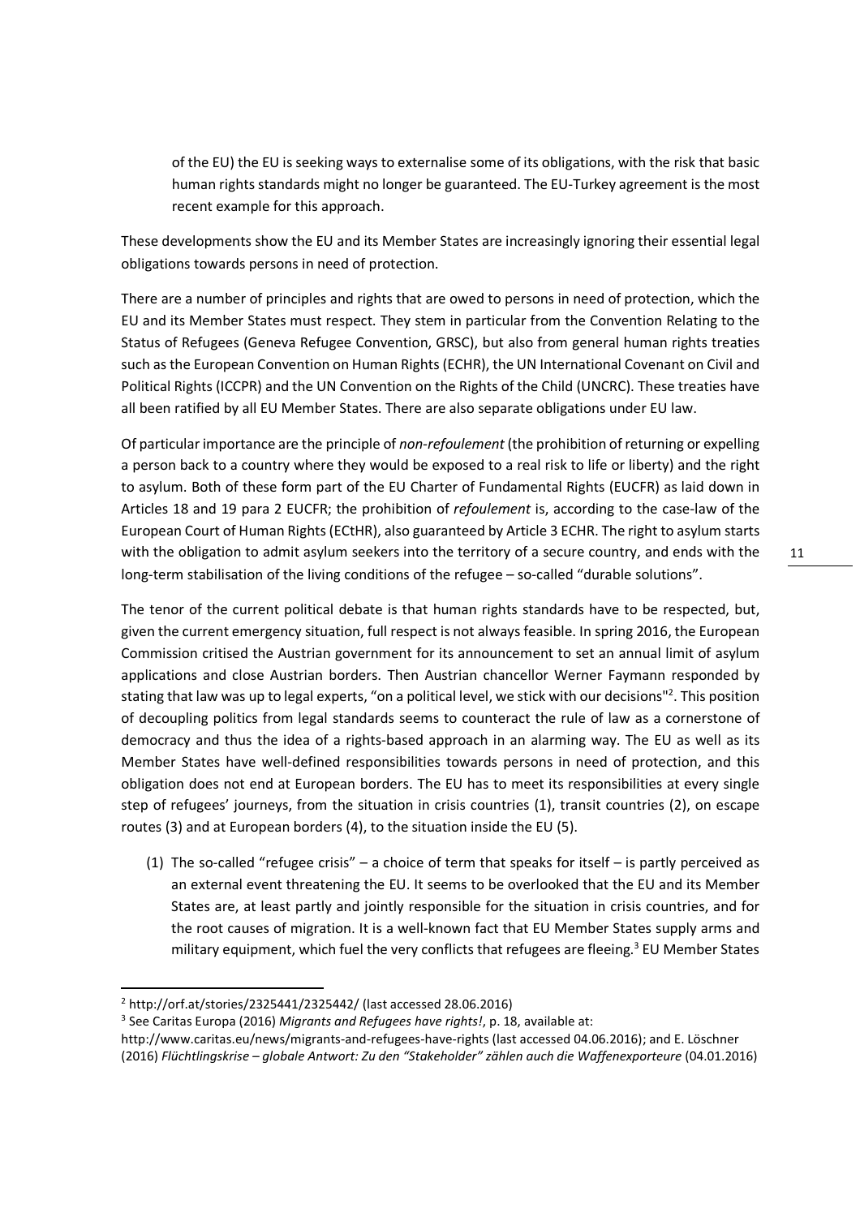of the EU) the EU is seeking ways to externalise some of its obligations, with the risk that basic human rights standards might no longer be guaranteed. The EU-Turkey agreement is the most recent example for this approach.

These developments show the EU and its Member States are increasingly ignoring their essential legal obligations towards persons in need of protection.

There are a number of principles and rights that are owed to persons in need of protection, which the EU and its Member States must respect. They stem in particular from the Convention Relating to the Status of Refugees (Geneva Refugee Convention, GRSC), but also from general human rights treaties such as the European Convention on Human Rights (ECHR), the UN International Covenant on Civil and Political Rights (ICCPR) and the UN Convention on the Rights of the Child (UNCRC). These treaties have all been ratified by all EU Member States. There are also separate obligations under EU law.

Of particular importance are the principle of *non-refoulement* (the prohibition of returning or expelling a person back to a country where they would be exposed to a real risk to life or liberty) and the right to asylum. Both of these form part of the EU Charter of Fundamental Rights (EUCFR) as laid down in Articles 18 and 19 para 2 EUCFR; the prohibition of *refoulement* is, according to the case-law of the European Court of Human Rights (ECtHR), also guaranteed by Article 3 ECHR. The right to asylum starts with the obligation to admit asylum seekers into the territory of a secure country, and ends with the long-term stabilisation of the living conditions of the refugee – so-called "durable solutions".

The tenor of the current political debate is that human rights standards have to be respected, but, given the current emergency situation, full respect is not always feasible. In spring 2016, the European Commission critised the Austrian government for its announcement to set an annual limit of asylum applications and close Austrian borders. Then Austrian chancellor Werner Faymann responded by stating that law was up to legal experts, "on a political level, we stick with our decisions"[2]. This position of decoupling politics from legal standards seems to counteract the rule of law as a cornerstone of democracy and thus the idea of a rights-based approach in an alarming way. The EU as well as its Member States have well-defined responsibilities towards persons in need of protection, and this obligation does not end at European borders. The EU has to meet its responsibilities at every single step of refugees' journeys, from the situation in crisis countries (1), transit countries (2), on escape routes (3) and at European borders (4), to the situation inside the EU (5).

(1) The so-called "refugee crisis" – a choice of term that speaks for itself – is partly perceived as an external event threatening the EU. It seems to be overlooked that the EU and its Member States are, at least partly and jointly responsible for the situation in crisis countries, and for the root causes of migration. It is a well-known fact that EU Member States supply arms and military equipment, which fuel the very conflicts that refugees are fleeing.[3] EU Member States

---

[2] http://orf.at/stories/2325441/2325442/ (last accessed 28.06.2016)

[3] See Caritas Europa (2016) *Migrants and Refugees have rights!*, p. 18, available at: http://www.caritas.eu/news/migrants-and-refugees-have-rights (last accessed 04.06.2016); and E. Löschner (2016) *Flüchtlingskrise – globale Antwort: Zu den "Stakeholder" zählen auch die Waffenexporteure* (04.01.2016)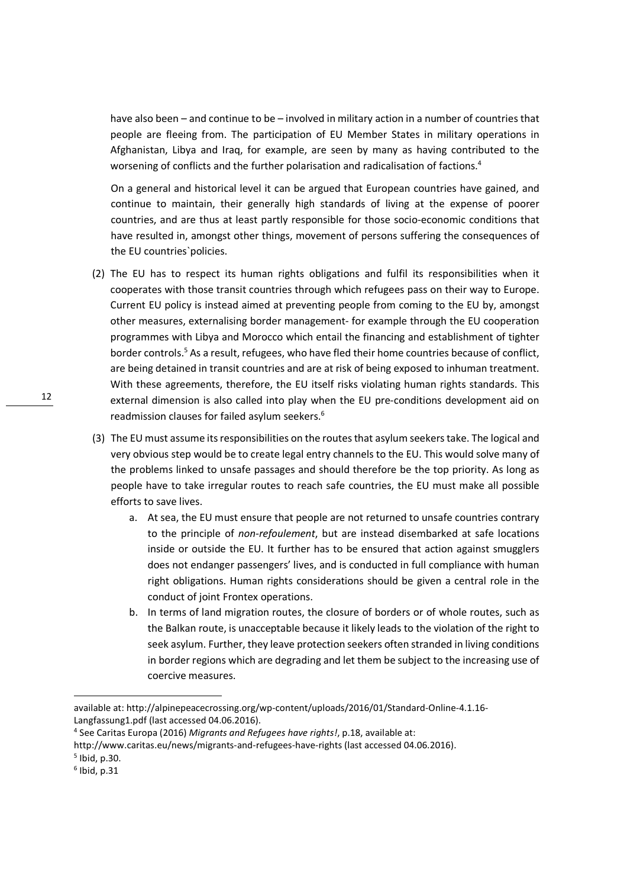have also been – and continue to be – involved in military action in a number of countries that people are fleeing from. The participation of EU Member States in military operations in Afghanistan, Libya and Iraq, for example, are seen by many as having contributed to the worsening of conflicts and the further polarisation and radicalisation of factions.[4]

On a general and historical level it can be argued that European countries have gained, and continue to maintain, their generally high standards of living at the expense of poorer countries, and are thus at least partly responsible for those socio-economic conditions that have resulted in, amongst other things, movement of persons suffering the consequences of the EU countries`policies.

(2) The EU has to respect its human rights obligations and fulfil its responsibilities when it cooperates with those transit countries through which refugees pass on their way to Europe. Current EU policy is instead aimed at preventing people from coming to the EU by, amongst other measures, externalising border management- for example through the EU cooperation programmes with Libya and Morocco which entail the financing and establishment of tighter border controls.[5] As a result, refugees, who have fled their home countries because of conflict, are being detained in transit countries and are at risk of being exposed to inhuman treatment. With these agreements, therefore, the EU itself risks violating human rights standards. This external dimension is also called into play when the EU pre-conditions development aid on readmission clauses for failed asylum seekers.[6]

(3) The EU must assume its responsibilities on the routes that asylum seekers take. The logical and very obvious step would be to create legal entry channels to the EU. This would solve many of the problems linked to unsafe passages and should therefore be the top priority. As long as people have to take irregular routes to reach safe countries, the EU must make all possible efforts to save lives.

   a. At sea, the EU must ensure that people are not returned to unsafe countries contrary to the principle of *non-refoulement*, but are instead disembarked at safe locations inside or outside the EU. It further has to be ensured that action against smugglers does not endanger passengers' lives, and is conducted in full compliance with human right obligations. Human rights considerations should be given a central role in the conduct of joint Frontex operations.

   b. In terms of land migration routes, the closure of borders or of whole routes, such as the Balkan route, is unacceptable because it likely leads to the violation of the right to seek asylum. Further, they leave protection seekers often stranded in living conditions in border regions which are degrading and let them be subject to the increasing use of coercive measures.

---

available at: http://alpinepeacecrossing.org/wp-content/uploads/2016/01/Standard-Online-4.1.16-Langfassung1.pdf (last accessed 04.06.2016).

[4] See Caritas Europa (2016) *Migrants and Refugees have rights!*, p.18, available at: http://www.caritas.eu/news/migrants-and-refugees-have-rights (last accessed 04.06.2016).

[5] Ibid, p.30.

[6] Ibid, p.31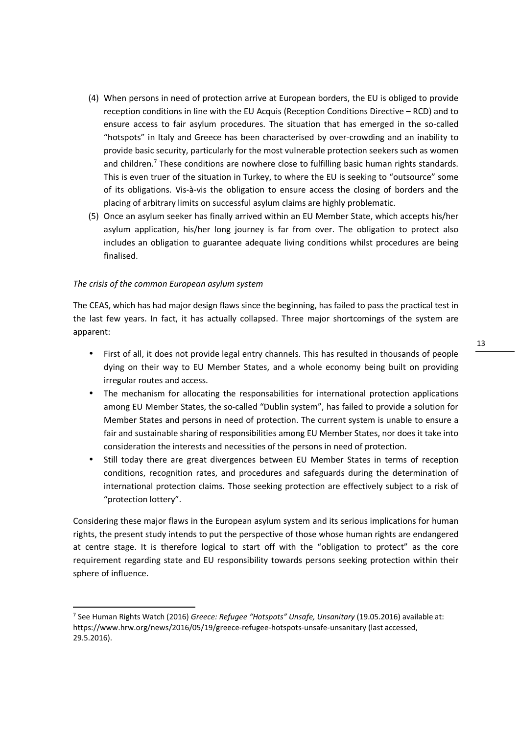(4) When persons in need of protection arrive at European borders, the EU is obliged to provide reception conditions in line with the EU Acquis (Reception Conditions Directive – RCD) and to ensure access to fair asylum procedures. The situation that has emerged in the so-called "hotspots" in Italy and Greece has been characterised by over-crowding and an inability to provide basic security, particularly for the most vulnerable protection seekers such as women and children.[7] These conditions are nowhere close to fulfilling basic human rights standards. This is even truer of the situation in Turkey, to where the EU is seeking to "outsource" some of its obligations. Vis-à-vis the obligation to ensure access the closing of borders and the placing of arbitrary limits on successful asylum claims are highly problematic.

(5) Once an asylum seeker has finally arrived within an EU Member State, which accepts his/her asylum application, his/her long journey is far from over. The obligation to protect also includes an obligation to guarantee adequate living conditions whilst procedures are being finalised.

*The crisis of the common European asylum system*

The CEAS, which has had major design flaws since the beginning, has failed to pass the practical test in the last few years. In fact, it has actually collapsed. Three major shortcomings of the system are apparent:

- First of all, it does not provide legal entry channels. This has resulted in thousands of people dying on their way to EU Member States, and a whole economy being built on providing irregular routes and access.
- The mechanism for allocating the responsabilities for international protection applications among EU Member States, the so-called "Dublin system", has failed to provide a solution for Member States and persons in need of protection. The current system is unable to ensure a fair and sustainable sharing of responsibilities among EU Member States, nor does it take into consideration the interests and necessities of the persons in need of protection.
- Still today there are great divergences between EU Member States in terms of reception conditions, recognition rates, and procedures and safeguards during the determination of international protection claims. Those seeking protection are effectively subject to a risk of "protection lottery".

Considering these major flaws in the European asylum system and its serious implications for human rights, the present study intends to put the perspective of those whose human rights are endangered at centre stage. It is therefore logical to start off with the "obligation to protect" as the core requirement regarding state and EU responsibility towards persons seeking protection within their sphere of influence.

---

[7] See Human Rights Watch (2016) *Greece: Refugee "Hotspots" Unsafe, Unsanitary* (19.05.2016) available at: https://www.hrw.org/news/2016/05/19/greece-refugee-hotspots-unsafe-unsanitary (last accessed, 29.5.2016).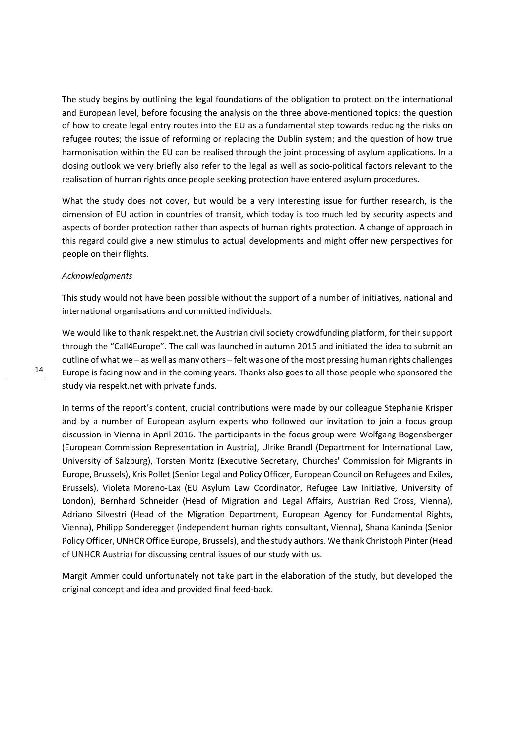The study begins by outlining the legal foundations of the obligation to protect on the international and European level, before focusing the analysis on the three above-mentioned topics: the question of how to create legal entry routes into the EU as a fundamental step towards reducing the risks on refugee routes; the issue of reforming or replacing the Dublin system; and the question of how true harmonisation within the EU can be realised through the joint processing of asylum applications. In a closing outlook we very briefly also refer to the legal as well as socio-political factors relevant to the realisation of human rights once people seeking protection have entered asylum procedures.

What the study does not cover, but would be a very interesting issue for further research, is the dimension of EU action in countries of transit, which today is too much led by security aspects and aspects of border protection rather than aspects of human rights protection. A change of approach in this regard could give a new stimulus to actual developments and might offer new perspectives for people on their flights.

*Acknowledgments*

This study would not have been possible without the support of a number of initiatives, national and international organisations and committed individuals.

We would like to thank respekt.net, the Austrian civil society crowdfunding platform, for their support through the "Call4Europe". The call was launched in autumn 2015 and initiated the idea to submit an outline of what we – as well as many others – felt was one of the most pressing human rights challenges Europe is facing now and in the coming years. Thanks also goes to all those people who sponsored the study via respekt.net with private funds.

In terms of the report's content, crucial contributions were made by our colleague Stephanie Krisper and by a number of European asylum experts who followed our invitation to join a focus group discussion in Vienna in April 2016. The participants in the focus group were Wolfgang Bogensberger (European Commission Representation in Austria), Ulrike Brandl (Department for International Law, University of Salzburg), Torsten Moritz (Executive Secretary, Churches' Commission for Migrants in Europe, Brussels), Kris Pollet (Senior Legal and Policy Officer, European Council on Refugees and Exiles, Brussels), Violeta Moreno-Lax (EU Asylum Law Coordinator, Refugee Law Initiative, University of London), Bernhard Schneider (Head of Migration and Legal Affairs, Austrian Red Cross, Vienna), Adriano Silvestri (Head of the Migration Department, European Agency for Fundamental Rights, Vienna), Philipp Sonderegger (independent human rights consultant, Vienna), Shana Kaninda (Senior Policy Officer, UNHCR Office Europe, Brussels), and the study authors. We thank Christoph Pinter (Head of UNHCR Austria) for discussing central issues of our study with us.

Margit Ammer could unfortunately not take part in the elaboration of the study, but developed the original concept and idea and provided final feed-back.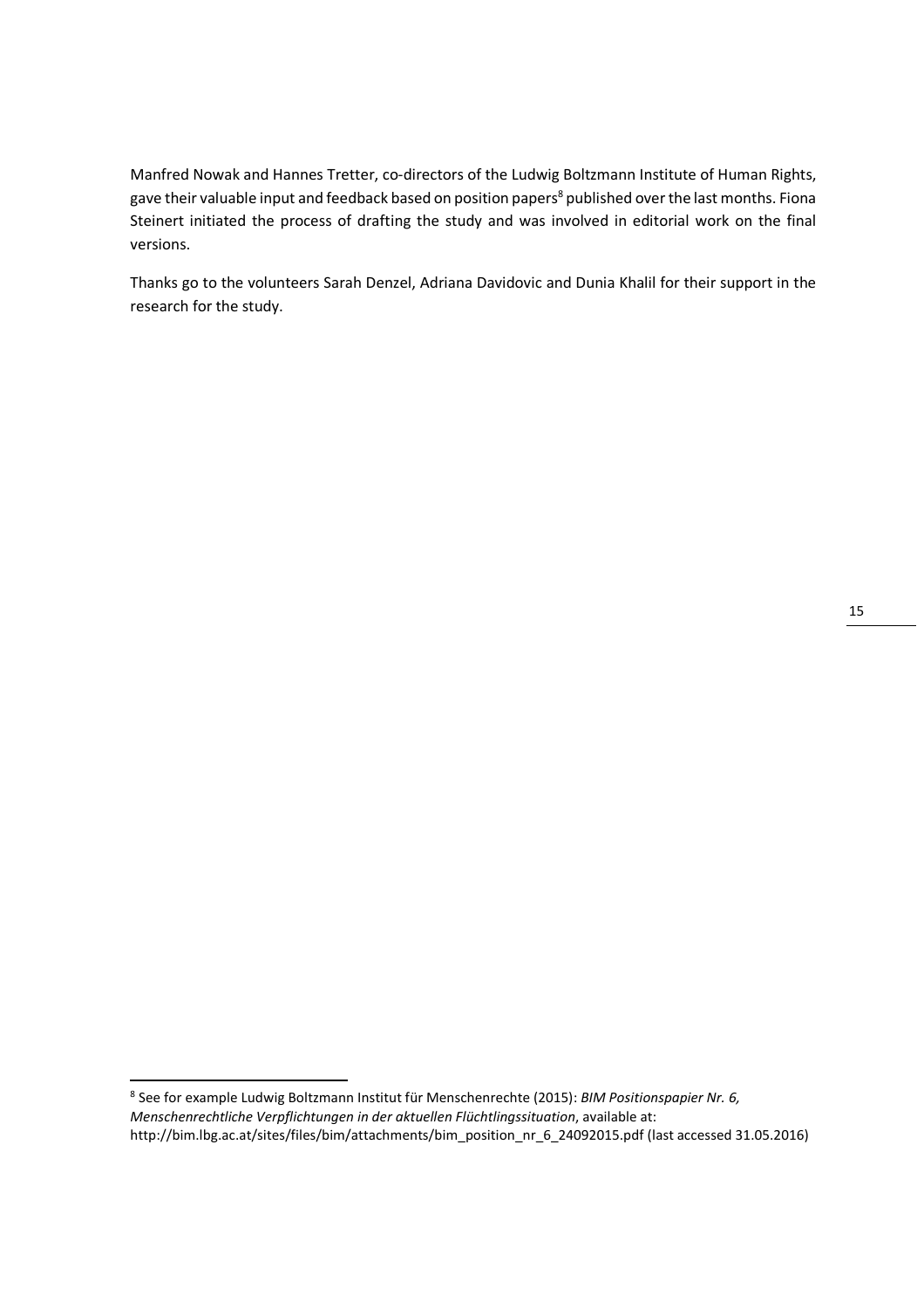Manfred Nowak and Hannes Tretter, co-directors of the Ludwig Boltzmann Institute of Human Rights, gave their valuable input and feedback based on position papers[8] published over the last months. Fiona Steinert initiated the process of drafting the study and was involved in editorial work on the final versions.

Thanks go to the volunteers Sarah Denzel, Adriana Davidovic and Dunia Khalil for their support in the research for the study.

---

[8] See for example Ludwig Boltzmann Institut für Menschenrechte (2015): *BIM Positionspapier Nr. 6, Menschenrechtliche Verpflichtungen in der aktuellen Flüchtlingssituation*, available at: http://bim.lbg.ac.at/sites/files/bim/attachments/bim_position_nr_6_24092015.pdf (last accessed 31.05.2016)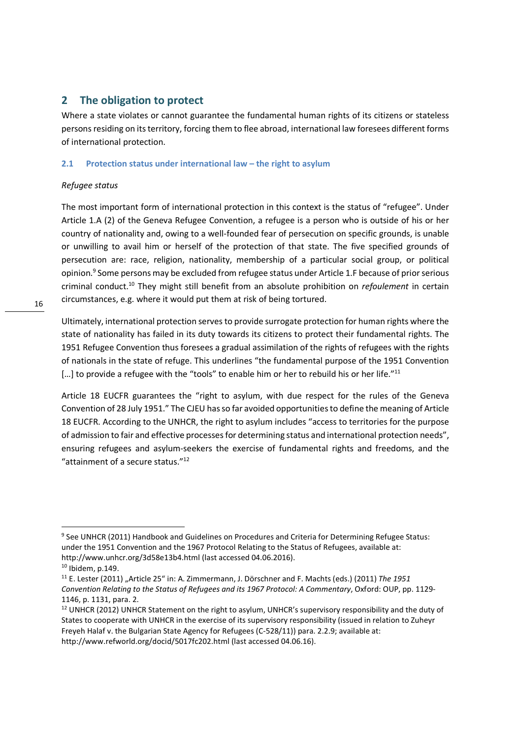## 2 The obligation to protect

Where a state violates or cannot guarantee the fundamental human rights of its citizens or stateless persons residing on its territory, forcing them to flee abroad, international law foresees different forms of international protection.

### 2.1 Protection status under international law – the right to asylum

*Refugee status*

The most important form of international protection in this context is the status of "refugee". Under Article 1.A (2) of the Geneva Refugee Convention, a refugee is a person who is outside of his or her country of nationality and, owing to a well-founded fear of persecution on specific grounds, is unable or unwilling to avail him or herself of the protection of that state. The five specified grounds of persecution are: race, religion, nationality, membership of a particular social group, or political opinion.[9] Some persons may be excluded from refugee status under Article 1.F because of prior serious criminal conduct.[10] They might still benefit from an absolute prohibition on *refoulement* in certain circumstances, e.g. where it would put them at risk of being tortured.

Ultimately, international protection serves to provide surrogate protection for human rights where the state of nationality has failed in its duty towards its citizens to protect their fundamental rights. The 1951 Refugee Convention thus foresees a gradual assimilation of the rights of refugees with the rights of nationals in the state of refuge. This underlines "the fundamental purpose of the 1951 Convention […] to provide a refugee with the "tools" to enable him or her to rebuild his or her life."[11]

Article 18 EUCFR guarantees the "right to asylum, with due respect for the rules of the Geneva Convention of 28 July 1951." The CJEU has so far avoided opportunities to define the meaning of Article 18 EUCFR. According to the UNHCR, the right to asylum includes "access to territories for the purpose of admission to fair and effective processes for determining status and international protection needs", ensuring refugees and asylum-seekers the exercise of fundamental rights and freedoms, and the "attainment of a secure status."[12]

---

[9] See UNHCR (2011) Handbook and Guidelines on Procedures and Criteria for Determining Refugee Status: under the 1951 Convention and the 1967 Protocol Relating to the Status of Refugees, available at: http://www.unhcr.org/3d58e13b4.html (last accessed 04.06.2016).

[10] Ibidem, p.149.

[11] E. Lester (2011) „Article 25" in: A. Zimmermann, J. Dörschner and F. Machts (eds.) (2011) *The 1951 Convention Relating to the Status of Refugees and its 1967 Protocol: A Commentary*, Oxford: OUP, pp. 1129-1146, p. 1131, para. 2.

[12] UNHCR (2012) UNHCR Statement on the right to asylum, UNHCR's supervisory responsibility and the duty of States to cooperate with UNHCR in the exercise of its supervisory responsibility (issued in relation to Zuheyr Freyeh Halaf v. the Bulgarian State Agency for Refugees (C-528/11)) para. 2.2.9; available at: http://www.refworld.org/docid/5017fc202.html (last accessed 04.06.16).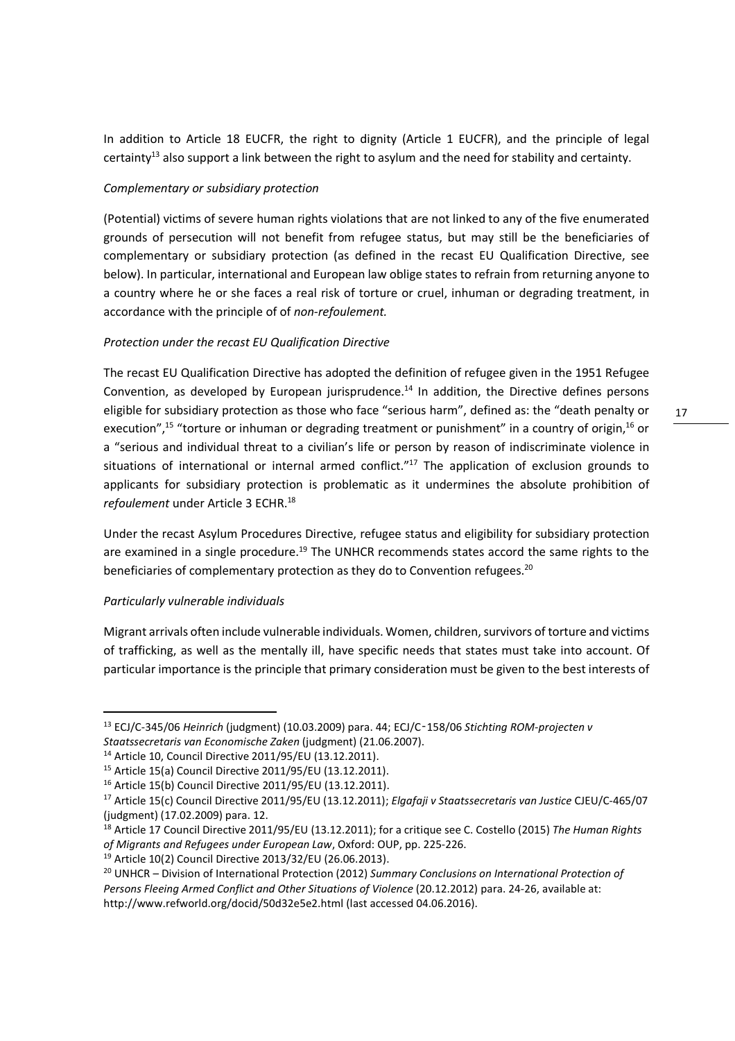In addition to Article 18 EUCFR, the right to dignity (Article 1 EUCFR), and the principle of legal certainty[13] also support a link between the right to asylum and the need for stability and certainty.

*Complementary or subsidiary protection*

(Potential) victims of severe human rights violations that are not linked to any of the five enumerated grounds of persecution will not benefit from refugee status, but may still be the beneficiaries of complementary or subsidiary protection (as defined in the recast EU Qualification Directive, see below). In particular, international and European law oblige states to refrain from returning anyone to a country where he or she faces a real risk of torture or cruel, inhuman or degrading treatment, in accordance with the principle of of *non-refoulement.*

*Protection under the recast EU Qualification Directive*

The recast EU Qualification Directive has adopted the definition of refugee given in the 1951 Refugee Convention, as developed by European jurisprudence.[14] In addition, the Directive defines persons eligible for subsidiary protection as those who face "serious harm", defined as: the "death penalty or execution",[15] "torture or inhuman or degrading treatment or punishment" in a country of origin,[16] or a "serious and individual threat to a civilian's life or person by reason of indiscriminate violence in situations of international or internal armed conflict."[17] The application of exclusion grounds to applicants for subsidiary protection is problematic as it undermines the absolute prohibition of *refoulement* under Article 3 ECHR.[18]

Under the recast Asylum Procedures Directive, refugee status and eligibility for subsidiary protection are examined in a single procedure.[19] The UNHCR recommends states accord the same rights to the beneficiaries of complementary protection as they do to Convention refugees.[20]

*Particularly vulnerable individuals*

Migrant arrivals often include vulnerable individuals. Women, children, survivors of torture and victims of trafficking, as well as the mentally ill, have specific needs that states must take into account. Of particular importance is the principle that primary consideration must be given to the best interests of

---

[13] ECJ/C-345/06 *Heinrich* (judgment) (10.03.2009) para. 44; ECJ/C-158/06 *Stichting ROM-projecten v Staatssecretaris van Economische Zaken* (judgment) (21.06.2007).

[14] Article 10, Council Directive 2011/95/EU (13.12.2011).

[15] Article 15(a) Council Directive 2011/95/EU (13.12.2011).

[16] Article 15(b) Council Directive 2011/95/EU (13.12.2011).

[17] Article 15(c) Council Directive 2011/95/EU (13.12.2011); *Elgafaji v Staatssecretaris van Justice* CJEU/C-465/07 (judgment) (17.02.2009) para. 12.

[18] Article 17 Council Directive 2011/95/EU (13.12.2011); for a critique see C. Costello (2015) *The Human Rights of Migrants and Refugees under European Law*, Oxford: OUP, pp. 225-226.

[19] Article 10(2) Council Directive 2013/32/EU (26.06.2013).

[20] UNHCR – Division of International Protection (2012) *Summary Conclusions on International Protection of Persons Fleeing Armed Conflict and Other Situations of Violence* (20.12.2012) para. 24-26, available at: http://www.refworld.org/docid/50d32e5e2.html (last accessed 04.06.2016).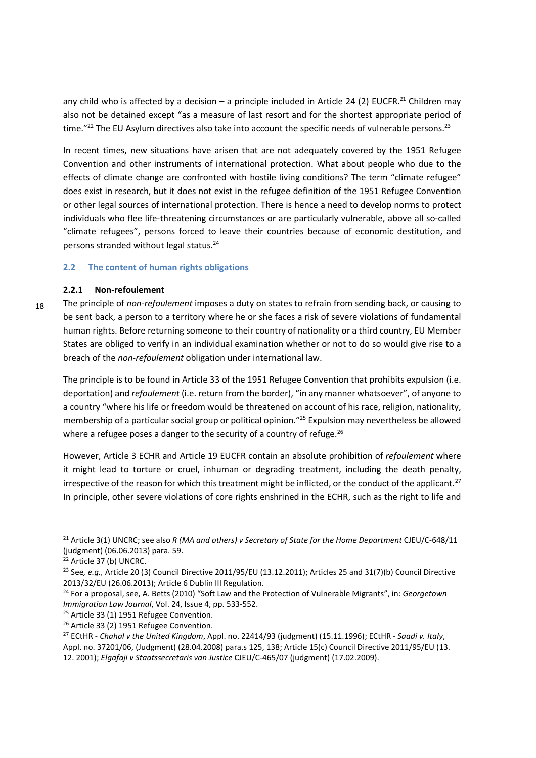any child who is affected by a decision – a principle included in Article 24 (2) EUCFR.[21] Children may also not be detained except "as a measure of last resort and for the shortest appropriate period of time."[22] The EU Asylum directives also take into account the specific needs of vulnerable persons.[23]

In recent times, new situations have arisen that are not adequately covered by the 1951 Refugee Convention and other instruments of international protection. What about people who due to the effects of climate change are confronted with hostile living conditions? The term "climate refugee" does exist in research, but it does not exist in the refugee definition of the 1951 Refugee Convention or other legal sources of international protection. There is hence a need to develop norms to protect individuals who flee life-threatening circumstances or are particularly vulnerable, above all so-called "climate refugees", persons forced to leave their countries because of economic destitution, and persons stranded without legal status.[24]

## 2.2 The content of human rights obligations

### 2.2.1 Non-refoulement

The principle of *non-refoulement* imposes a duty on states to refrain from sending back, or causing to be sent back, a person to a territory where he or she faces a risk of severe violations of fundamental human rights. Before returning someone to their country of nationality or a third country, EU Member States are obliged to verify in an individual examination whether or not to do so would give rise to a breach of the *non-refoulement* obligation under international law.

The principle is to be found in Article 33 of the 1951 Refugee Convention that prohibits expulsion (i.e. deportation) and *refoulement* (i.e. return from the border), "in any manner whatsoever", of anyone to a country "where his life or freedom would be threatened on account of his race, religion, nationality, membership of a particular social group or political opinion."[25] Expulsion may nevertheless be allowed where a refugee poses a danger to the security of a country of refuge.[26]

However, Article 3 ECHR and Article 19 EUCFR contain an absolute prohibition of *refoulement* where it might lead to torture or cruel, inhuman or degrading treatment, including the death penalty, irrespective of the reason for which this treatment might be inflicted, or the conduct of the applicant.[27] In principle, other severe violations of core rights enshrined in the ECHR, such as the right to life and

---

[21] Article 3(1) UNCRC; see also *R (MA and others) v Secretary of State for the Home Department* CJEU/C-648/11 (judgment) (06.06.2013) para. 59.

[22] Article 37 (b) UNCRC.

[23] See*, e.g.,* Article 20 (3) Council Directive 2011/95/EU (13.12.2011); Articles 25 and 31(7)(b) Council Directive 2013/32/EU (26.06.2013); Article 6 Dublin III Regulation.

[24] For a proposal, see, A. Betts (2010) "Soft Law and the Protection of Vulnerable Migrants", in: *Georgetown Immigration Law Journal*, Vol. 24, Issue 4, pp. 533-552.

[25] Article 33 (1) 1951 Refugee Convention.

[26] Article 33 (2) 1951 Refugee Convention.

[27] ECtHR - *Chahal v the United Kingdom*, Appl. no. 22414/93 (judgment) (15.11.1996); ECtHR - *Saadi v. Italy*, Appl. no. 37201/06, (Judgment) (28.04.2008) para.s 125, 138; Article 15(c) Council Directive 2011/95/EU (13. 12. 2001); *Elgafaji v Staatssecretaris van Justice* CJEU/C-465/07 (judgment) (17.02.2009).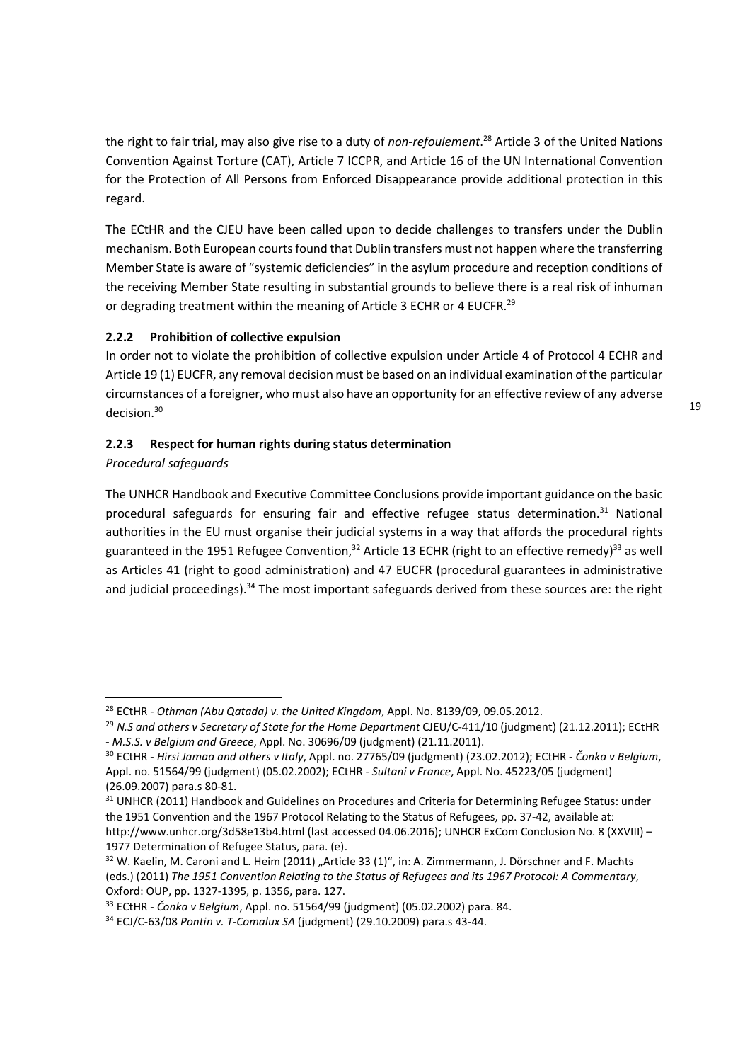the right to fair trial, may also give rise to a duty of *non-refoulement*.[28] Article 3 of the United Nations Convention Against Torture (CAT), Article 7 ICCPR, and Article 16 of the UN International Convention for the Protection of All Persons from Enforced Disappearance provide additional protection in this regard.

The ECtHR and the CJEU have been called upon to decide challenges to transfers under the Dublin mechanism. Both European courts found that Dublin transfers must not happen where the transferring Member State is aware of "systemic deficiencies" in the asylum procedure and reception conditions of the receiving Member State resulting in substantial grounds to believe there is a real risk of inhuman or degrading treatment within the meaning of Article 3 ECHR or 4 EUCFR.[29]

### 2.2.2 Prohibition of collective expulsion

In order not to violate the prohibition of collective expulsion under Article 4 of Protocol 4 ECHR and Article 19 (1) EUCFR, any removal decision must be based on an individual examination of the particular circumstances of a foreigner, who must also have an opportunity for an effective review of any adverse decision.[30]

### 2.2.3 Respect for human rights during status determination

*Procedural safeguards*

The UNHCR Handbook and Executive Committee Conclusions provide important guidance on the basic procedural safeguards for ensuring fair and effective refugee status determination.[31] National authorities in the EU must organise their judicial systems in a way that affords the procedural rights guaranteed in the 1951 Refugee Convention,[32] Article 13 ECHR (right to an effective remedy)[33] as well as Articles 41 (right to good administration) and 47 EUCFR (procedural guarantees in administrative and judicial proceedings).[34] The most important safeguards derived from these sources are: the right

---

[28] ECtHR - *Othman (Abu Qatada) v. the United Kingdom*, Appl. No. 8139/09, 09.05.2012.

[29] *N.S and others v Secretary of State for the Home Department* CJEU/C-411/10 (judgment) (21.12.2011); ECtHR - *M.S.S. v Belgium and Greece*, Appl. No. 30696/09 (judgment) (21.11.2011).

[30] ECtHR - *Hirsi Jamaa and others v Italy*, Appl. no. 27765/09 (judgment) (23.02.2012); ECtHR - *Čonka v Belgium*, Appl. no. 51564/99 (judgment) (05.02.2002); ECtHR - *Sultani v France*, Appl. No. 45223/05 (judgment) (26.09.2007) para.s 80-81.

[31] UNHCR (2011) Handbook and Guidelines on Procedures and Criteria for Determining Refugee Status: under the 1951 Convention and the 1967 Protocol Relating to the Status of Refugees, pp. 37-42, available at: http://www.unhcr.org/3d58e13b4.html (last accessed 04.06.2016); UNHCR ExCom Conclusion No. 8 (XXVIII) – 1977 Determination of Refugee Status, para. (e).

[32] W. Kaelin, M. Caroni and L. Heim (2011) „Article 33 (1)", in: A. Zimmermann, J. Dörschner and F. Machts (eds.) (2011) *The 1951 Convention Relating to the Status of Refugees and its 1967 Protocol: A Commentary*, Oxford: OUP, pp. 1327-1395, p. 1356, para. 127.

[33] ECtHR - *Čonka v Belgium*, Appl. no. 51564/99 (judgment) (05.02.2002) para. 84.

[34] ECJ/C-63/08 *Pontin v. T-Comalux SA* (judgment) (29.10.2009) para.s 43-44.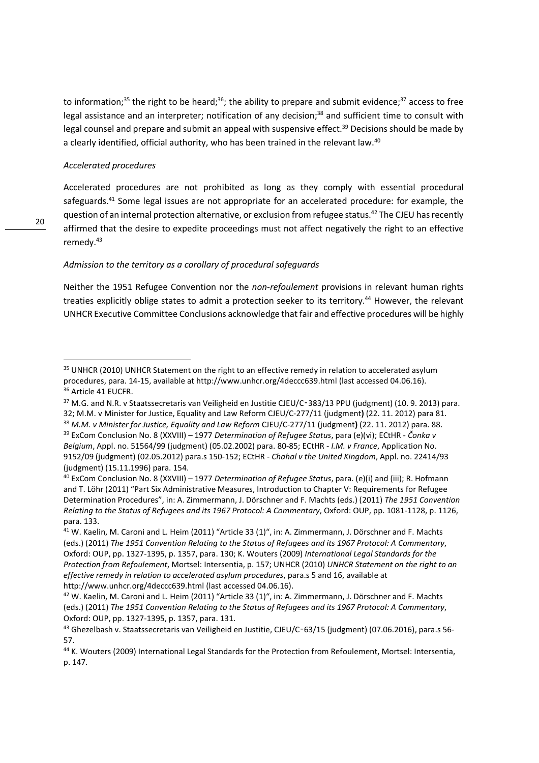to information;[35] the right to be heard;[36]; the ability to prepare and submit evidence;[37] access to free legal assistance and an interpreter; notification of any decision;[38] and sufficient time to consult with legal counsel and prepare and submit an appeal with suspensive effect.[39] Decisions should be made by a clearly identified, official authority, who has been trained in the relevant law.[40]

*Accelerated procedures*

Accelerated procedures are not prohibited as long as they comply with essential procedural safeguards.[41] Some legal issues are not appropriate for an accelerated procedure: for example, the question of an internal protection alternative, or exclusion from refugee status.[42] The CJEU has recently affirmed that the desire to expedite proceedings must not affect negatively the right to an effective remedy.[43]

*Admission to the territory as a corollary of procedural safeguards*

Neither the 1951 Refugee Convention nor the *non-refoulement* provisions in relevant human rights treaties explicitly oblige states to admit a protection seeker to its territory.[44] However, the relevant UNHCR Executive Committee Conclusions acknowledge that fair and effective procedures will be highly

---

[35] UNHCR (2010) UNHCR Statement on the right to an effective remedy in relation to accelerated asylum procedures, para. 14-15, available at http://www.unhcr.org/4deccc639.html (last accessed 04.06.16).

[36] Article 41 EUCFR.

[37] M.G. and N.R. v Staatssecretaris van Veiligheid en Justitie CJEU/C‑383/13 PPU (judgment) (10. 9. 2013) para. 32; M.M. v Minister for Justice, Equality and Law Reform CJEU/C-277/11 (judgment) (22. 11. 2012) para 81.

[38] *M.M. v Minister for Justice, Equality and Law Reform* CJEU/C-277/11 (judgment) (22. 11. 2012) para. 88.

[39] ExCom Conclusion No. 8 (XXVIII) – 1977 *Determination of Refugee Status*, para (e)(vi); ECtHR - *Čonka v Belgium*, Appl. no. 51564/99 (judgment) (05.02.2002) para. 80-85; ECtHR - *I.M. v France*, Application No. 9152/09 (judgment) (02.05.2012) para.s 150-152; ECtHR - *Chahal v the United Kingdom*, Appl. no. 22414/93 (judgment) (15.11.1996) para. 154.

[40] ExCom Conclusion No. 8 (XXVIII) – 1977 *Determination of Refugee Status*, para. (e)(i) and (iii); R. Hofmann and T. Löhr (2011) "Part Six Administrative Measures, Introduction to Chapter V: Requirements for Refugee Determination Procedures", in: A. Zimmermann, J. Dörschner and F. Machts (eds.) (2011) *The 1951 Convention Relating to the Status of Refugees and its 1967 Protocol: A Commentary*, Oxford: OUP, pp. 1081-1128, p. 1126, para. 133.

[41] W. Kaelin, M. Caroni and L. Heim (2011) "Article 33 (1)", in: A. Zimmermann, J. Dörschner and F. Machts (eds.) (2011) *The 1951 Convention Relating to the Status of Refugees and its 1967 Protocol: A Commentary*, Oxford: OUP, pp. 1327-1395, p. 1357, para. 130; K. Wouters (2009) *International Legal Standards for the Protection from Refoulement*, Mortsel: Intersentia, p. 157; UNHCR (2010) *UNHCR Statement on the right to an effective remedy in relation to accelerated asylum procedures*, para.s 5 and 16, available at http://www.unhcr.org/4deccc639.html (last accessed 04.06.16).

[42] W. Kaelin, M. Caroni and L. Heim (2011) "Article 33 (1)", in: A. Zimmermann, J. Dörschner and F. Machts (eds.) (2011) *The 1951 Convention Relating to the Status of Refugees and its 1967 Protocol: A Commentary*, Oxford: OUP, pp. 1327-1395, p. 1357, para. 131.

[43] Ghezelbash v. Staatssecretaris van Veiligheid en Justitie, CJEU/C‑63/15 (judgment) (07.06.2016), para.s 56-57.

[44] K. Wouters (2009) International Legal Standards for the Protection from Refoulement, Mortsel: Intersentia, p. 147.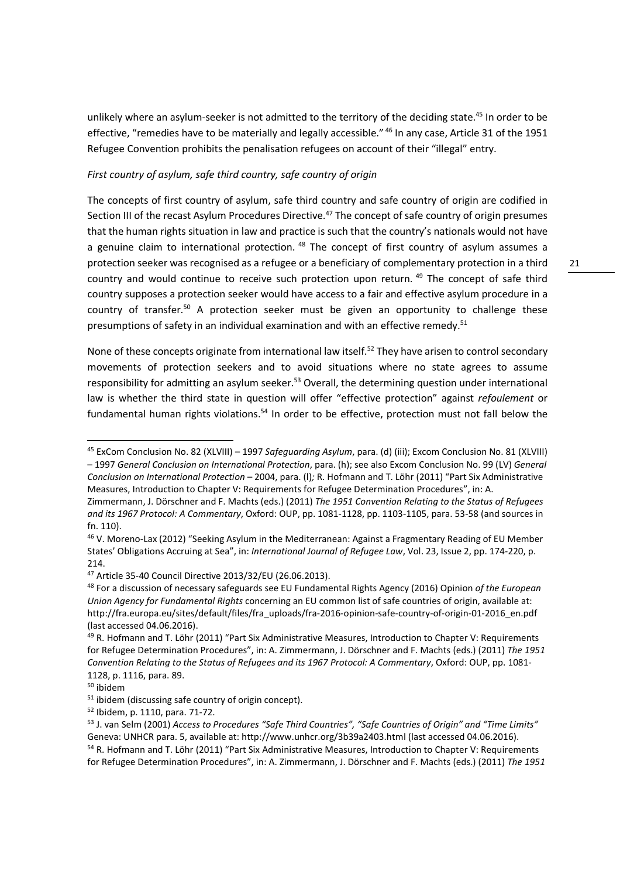unlikely where an asylum-seeker is not admitted to the territory of the deciding state.[45] In order to be effective, "remedies have to be materially and legally accessible."[46] In any case, Article 31 of the 1951 Refugee Convention prohibits the penalisation refugees on account of their "illegal" entry.

*First country of asylum, safe third country, safe country of origin*

The concepts of first country of asylum, safe third country and safe country of origin are codified in Section III of the recast Asylum Procedures Directive.[47] The concept of safe country of origin presumes that the human rights situation in law and practice is such that the country's nationals would not have a genuine claim to international protection.[48] The concept of first country of asylum assumes a protection seeker was recognised as a refugee or a beneficiary of complementary protection in a third country and would continue to receive such protection upon return.[49] The concept of safe third country supposes a protection seeker would have access to a fair and effective asylum procedure in a country of transfer.[50] A protection seeker must be given an opportunity to challenge these presumptions of safety in an individual examination and with an effective remedy.[51]

None of these concepts originate from international law itself.[52] They have arisen to control secondary movements of protection seekers and to avoid situations where no state agrees to assume responsibility for admitting an asylum seeker.[53] Overall, the determining question under international law is whether the third state in question will offer "effective protection" against *refoulement* or fundamental human rights violations.[54] In order to be effective, protection must not fall below the

---

[45] ExCom Conclusion No. 82 (XLVIII) – 1997 *Safeguarding Asylum*, para. (d) (iii); Excom Conclusion No. 81 (XLVIII) – 1997 *General Conclusion on International Protection*, para. (h); see also Excom Conclusion No. 99 (LV) *General Conclusion on International Protection* – 2004, para. (l)*;* R. Hofmann and T. Löhr (2011) "Part Six Administrative Measures, Introduction to Chapter V: Requirements for Refugee Determination Procedures", in: A. Zimmermann, J. Dörschner and F. Machts (eds.) (2011) *The 1951 Convention Relating to the Status of Refugees and its 1967 Protocol: A Commentary*, Oxford: OUP, pp. 1081-1128, pp. 1103-1105, para. 53-58 (and sources in fn. 110).

[46] V. Moreno-Lax (2012) "Seeking Asylum in the Mediterranean: Against a Fragmentary Reading of EU Member States' Obligations Accruing at Sea", in: *International Journal of Refugee Law*, Vol. 23, Issue 2, pp. 174-220, p. 214.

[47] Article 35-40 Council Directive 2013/32/EU (26.06.2013).

[48] For a discussion of necessary safeguards see EU Fundamental Rights Agency (2016) Opinion *of the European Union Agency for Fundamental Rights* concerning an EU common list of safe countries of origin, available at: http://fra.europa.eu/sites/default/files/fra_uploads/fra-2016-opinion-safe-country-of-origin-01-2016_en.pdf (last accessed 04.06.2016).

[49] R. Hofmann and T. Löhr (2011) "Part Six Administrative Measures, Introduction to Chapter V: Requirements for Refugee Determination Procedures", in: A. Zimmermann, J. Dörschner and F. Machts (eds.) (2011) *The 1951 Convention Relating to the Status of Refugees and its 1967 Protocol: A Commentary*, Oxford: OUP, pp. 1081-1128, p. 1116, para. 89.

[50] ibidem

[51] ibidem (discussing safe country of origin concept).

[52] Ibidem, p. 1110, para. 71-72.

[53] J. van Selm (2001) *Access to Procedures "Safe Third Countries", "Safe Countries of Origin" and "Time Limits"* Geneva: UNHCR para. 5, available at: http://www.unhcr.org/3b39a2403.html (last accessed 04.06.2016).

[54] R. Hofmann and T. Löhr (2011) "Part Six Administrative Measures, Introduction to Chapter V: Requirements for Refugee Determination Procedures", in: A. Zimmermann, J. Dörschner and F. Machts (eds.) (2011) *The 1951*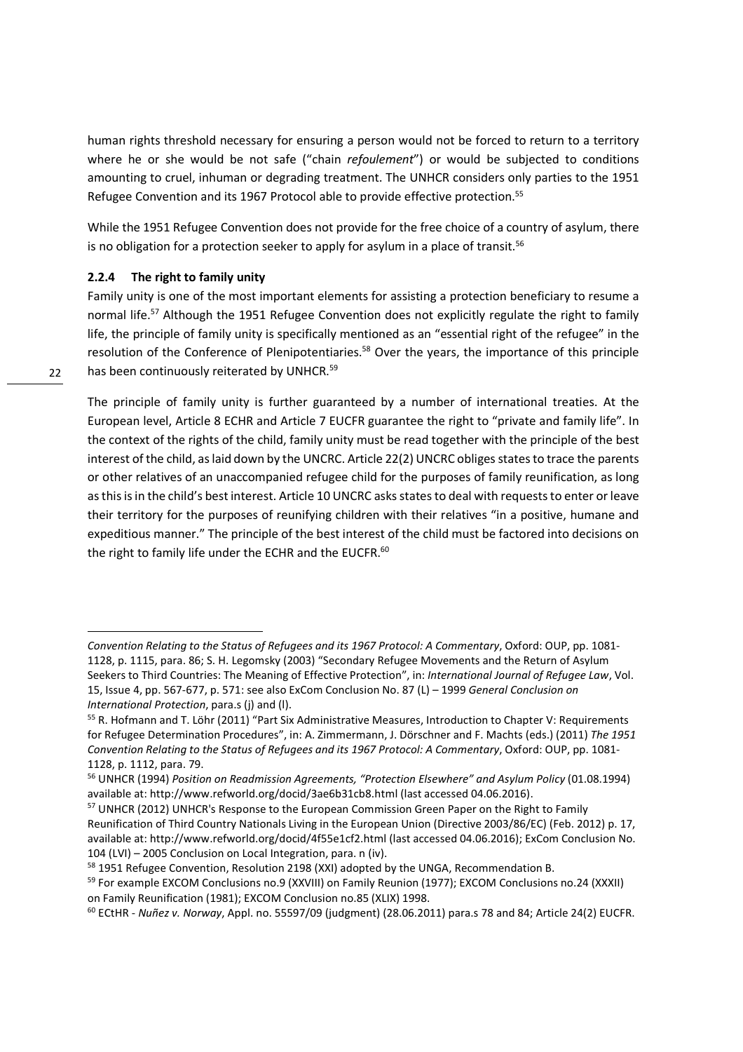human rights threshold necessary for ensuring a person would not be forced to return to a territory where he or she would be not safe ("chain *refoulement*") or would be subjected to conditions amounting to cruel, inhuman or degrading treatment. The UNHCR considers only parties to the 1951 Refugee Convention and its 1967 Protocol able to provide effective protection.[55]

While the 1951 Refugee Convention does not provide for the free choice of a country of asylum, there is no obligation for a protection seeker to apply for asylum in a place of transit.[56]

### 2.2.4 The right to family unity

Family unity is one of the most important elements for assisting a protection beneficiary to resume a normal life.[57] Although the 1951 Refugee Convention does not explicitly regulate the right to family life, the principle of family unity is specifically mentioned as an "essential right of the refugee" in the resolution of the Conference of Plenipotentiaries.[58] Over the years, the importance of this principle has been continuously reiterated by UNHCR.[59]

The principle of family unity is further guaranteed by a number of international treaties. At the European level, Article 8 ECHR and Article 7 EUCFR guarantee the right to "private and family life". In the context of the rights of the child, family unity must be read together with the principle of the best interest of the child, as laid down by the UNCRC. Article 22(2) UNCRC obliges states to trace the parents or other relatives of an unaccompanied refugee child for the purposes of family reunification, as long as this is in the child's best interest. Article 10 UNCRC asks states to deal with requests to enter or leave their territory for the purposes of reunifying children with their relatives "in a positive, humane and expeditious manner." The principle of the best interest of the child must be factored into decisions on the right to family life under the ECHR and the EUCFR.[60]

---

*Convention Relating to the Status of Refugees and its 1967 Protocol: A Commentary*, Oxford: OUP, pp. 1081-1128, p. 1115, para. 86; S. H. Legomsky (2003) "Secondary Refugee Movements and the Return of Asylum Seekers to Third Countries: The Meaning of Effective Protection", in: *International Journal of Refugee Law*, Vol. 15, Issue 4, pp. 567-677, p. 571: see also ExCom Conclusion No. 87 (L) – 1999 *General Conclusion on International Protection*, para.s (j) and (l).

[55] R. Hofmann and T. Löhr (2011) "Part Six Administrative Measures, Introduction to Chapter V: Requirements for Refugee Determination Procedures", in: A. Zimmermann, J. Dörschner and F. Machts (eds.) (2011) *The 1951 Convention Relating to the Status of Refugees and its 1967 Protocol: A Commentary*, Oxford: OUP, pp. 1081-1128, p. 1112, para. 79.

[56] UNHCR (1994) *Position on Readmission Agreements, "Protection Elsewhere" and Asylum Policy* (01.08.1994) available at: http://www.refworld.org/docid/3ae6b31cb8.html (last accessed 04.06.2016).

[57] UNHCR (2012) UNHCR's Response to the European Commission Green Paper on the Right to Family Reunification of Third Country Nationals Living in the European Union (Directive 2003/86/EC) (Feb. 2012) p. 17, available at: http://www.refworld.org/docid/4f55e1cf2.html (last accessed 04.06.2016); ExCom Conclusion No. 104 (LVI) – 2005 Conclusion on Local Integration, para. n (iv).

[58] 1951 Refugee Convention, Resolution 2198 (XXI) adopted by the UNGA, Recommendation B.

[59] For example EXCOM Conclusions no.9 (XXVIII) on Family Reunion (1977); EXCOM Conclusions no.24 (XXXII) on Family Reunification (1981); EXCOM Conclusion no.85 (XLIX) 1998.

[60] ECtHR - *Nuñez v. Norway*, Appl. no. 55597/09 (judgment) (28.06.2011) para.s 78 and 84; Article 24(2) EUCFR.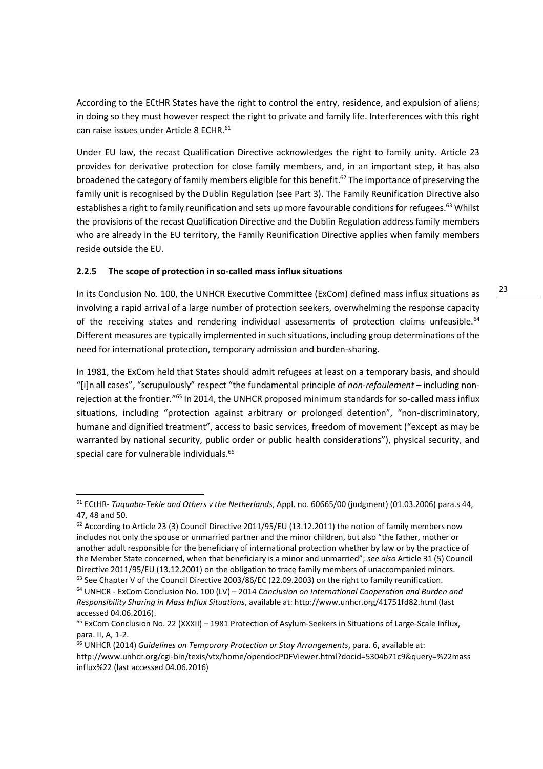According to the ECtHR States have the right to control the entry, residence, and expulsion of aliens; in doing so they must however respect the right to private and family life. Interferences with this right can raise issues under Article 8 ECHR.[61]

Under EU law, the recast Qualification Directive acknowledges the right to family unity. Article 23 provides for derivative protection for close family members, and, in an important step, it has also broadened the category of family members eligible for this benefit.[62] The importance of preserving the family unit is recognised by the Dublin Regulation (see Part 3). The Family Reunification Directive also establishes a right to family reunification and sets up more favourable conditions for refugees.[63] Whilst the provisions of the recast Qualification Directive and the Dublin Regulation address family members who are already in the EU territory, the Family Reunification Directive applies when family members reside outside the EU.

### 2.2.5 The scope of protection in so-called mass influx situations

In its Conclusion No. 100, the UNHCR Executive Committee (ExCom) defined mass influx situations as involving a rapid arrival of a large number of protection seekers, overwhelming the response capacity of the receiving states and rendering individual assessments of protection claims unfeasible.[64] Different measures are typically implemented in such situations, including group determinations of the need for international protection, temporary admission and burden-sharing.

In 1981, the ExCom held that States should admit refugees at least on a temporary basis, and should "[i]n all cases", "scrupulously" respect "the fundamental principle of *non-refoulement* – including non-rejection at the frontier."[65] In 2014, the UNHCR proposed minimum standards for so-called mass influx situations, including "protection against arbitrary or prolonged detention", "non-discriminatory, humane and dignified treatment", access to basic services, freedom of movement ("except as may be warranted by national security, public order or public health considerations"), physical security, and special care for vulnerable individuals.[66]

---

[61] ECtHR- *Tuquabo-Tekle and Others v the Netherlands*, Appl. no. 60665/00 (judgment) (01.03.2006) para.s 44, 47, 48 and 50.

[62] According to Article 23 (3) Council Directive 2011/95/EU (13.12.2011) the notion of family members now includes not only the spouse or unmarried partner and the minor children, but also "the father, mother or another adult responsible for the beneficiary of international protection whether by law or by the practice of the Member State concerned, when that beneficiary is a minor and unmarried"; *see also* Article 31 (5) Council Directive 2011/95/EU (13.12.2001) on the obligation to trace family members of unaccompanied minors.

[63] See Chapter V of the Council Directive 2003/86/EC (22.09.2003) on the right to family reunification.

[64] UNHCR - ExCom Conclusion No. 100 (LV) – 2014 *Conclusion on International Cooperation and Burden and Responsibility Sharing in Mass Influx Situations*, available at: http://www.unhcr.org/41751fd82.html (last accessed 04.06.2016).

[65] ExCom Conclusion No. 22 (XXXII) – 1981 Protection of Asylum-Seekers in Situations of Large-Scale Influx, para. II, A, 1-2.

[66] UNHCR (2014) *Guidelines on Temporary Protection or Stay Arrangements*, para. 6, available at: http://www.unhcr.org/cgi-bin/texis/vtx/home/opendocPDFViewer.html?docid=5304b71c9&query=%22mass influx%22 (last accessed 04.06.2016)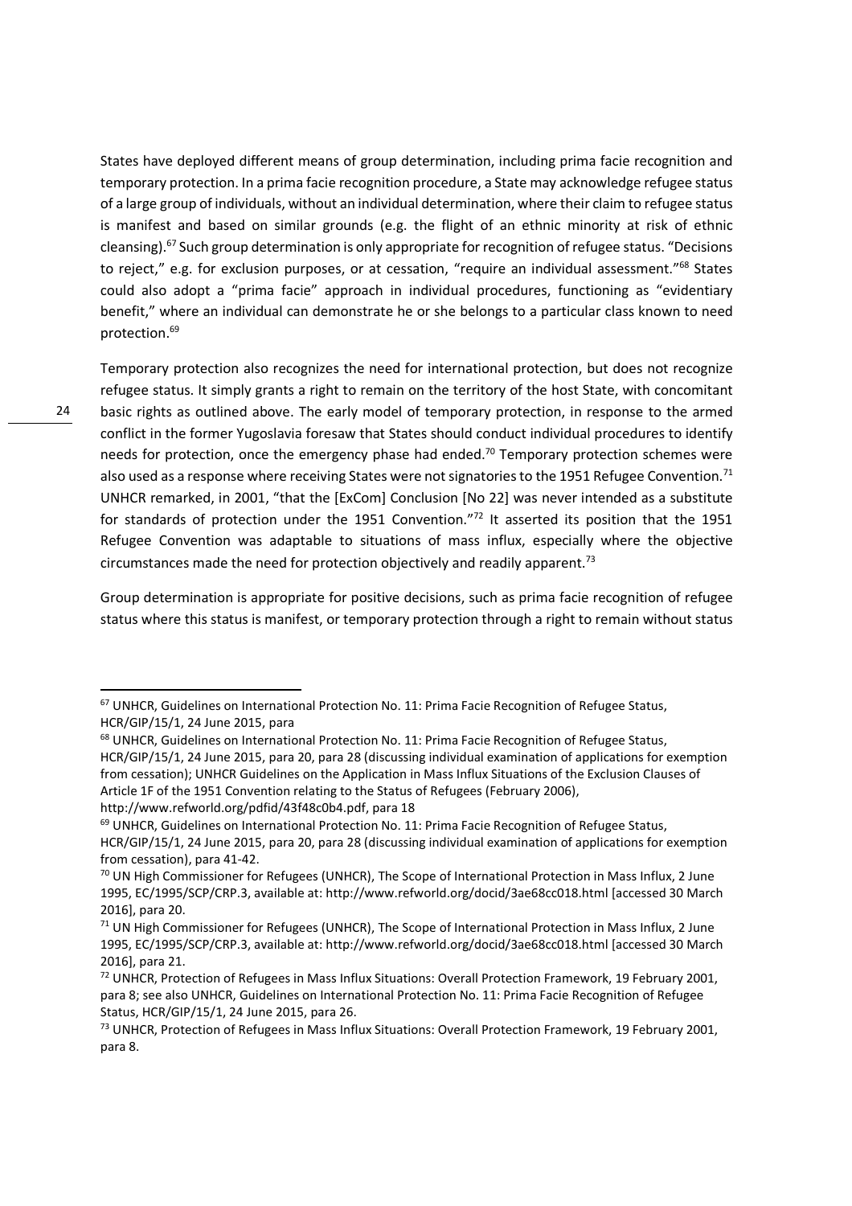States have deployed different means of group determination, including prima facie recognition and temporary protection. In a prima facie recognition procedure, a State may acknowledge refugee status of a large group of individuals, without an individual determination, where their claim to refugee status is manifest and based on similar grounds (e.g. the flight of an ethnic minority at risk of ethnic cleansing).[67] Such group determination is only appropriate for recognition of refugee status. "Decisions to reject," e.g. for exclusion purposes, or at cessation, "require an individual assessment."[68] States could also adopt a "prima facie" approach in individual procedures, functioning as "evidentiary benefit," where an individual can demonstrate he or she belongs to a particular class known to need protection.[69]

Temporary protection also recognizes the need for international protection, but does not recognize refugee status. It simply grants a right to remain on the territory of the host State, with concomitant basic rights as outlined above. The early model of temporary protection, in response to the armed conflict in the former Yugoslavia foresaw that States should conduct individual procedures to identify needs for protection, once the emergency phase had ended.[70] Temporary protection schemes were also used as a response where receiving States were not signatories to the 1951 Refugee Convention.[71] UNHCR remarked, in 2001, "that the [ExCom] Conclusion [No 22] was never intended as a substitute for standards of protection under the 1951 Convention."[72] It asserted its position that the 1951 Refugee Convention was adaptable to situations of mass influx, especially where the objective circumstances made the need for protection objectively and readily apparent.[73]

Group determination is appropriate for positive decisions, such as prima facie recognition of refugee status where this status is manifest, or temporary protection through a right to remain without status

---

[67] UNHCR, Guidelines on International Protection No. 11: Prima Facie Recognition of Refugee Status, HCR/GIP/15/1, 24 June 2015, para

[68] UNHCR, Guidelines on International Protection No. 11: Prima Facie Recognition of Refugee Status, HCR/GIP/15/1, 24 June 2015, para 20, para 28 (discussing individual examination of applications for exemption from cessation); UNHCR Guidelines on the Application in Mass Influx Situations of the Exclusion Clauses of Article 1F of the 1951 Convention relating to the Status of Refugees (February 2006), http://www.refworld.org/pdfid/43f48c0b4.pdf, para 18

[69] UNHCR, Guidelines on International Protection No. 11: Prima Facie Recognition of Refugee Status, HCR/GIP/15/1, 24 June 2015, para 20, para 28 (discussing individual examination of applications for exemption from cessation), para 41-42.

[70] UN High Commissioner for Refugees (UNHCR), The Scope of International Protection in Mass Influx, 2 June 1995, EC/1995/SCP/CRP.3, available at: http://www.refworld.org/docid/3ae68cc018.html [accessed 30 March 2016], para 20.

[71] UN High Commissioner for Refugees (UNHCR), The Scope of International Protection in Mass Influx, 2 June 1995, EC/1995/SCP/CRP.3, available at: http://www.refworld.org/docid/3ae68cc018.html [accessed 30 March 2016], para 21.

[72] UNHCR, Protection of Refugees in Mass Influx Situations: Overall Protection Framework, 19 February 2001, para 8; see also UNHCR, Guidelines on International Protection No. 11: Prima Facie Recognition of Refugee Status, HCR/GIP/15/1, 24 June 2015, para 26.

[73] UNHCR, Protection of Refugees in Mass Influx Situations: Overall Protection Framework, 19 February 2001, para 8.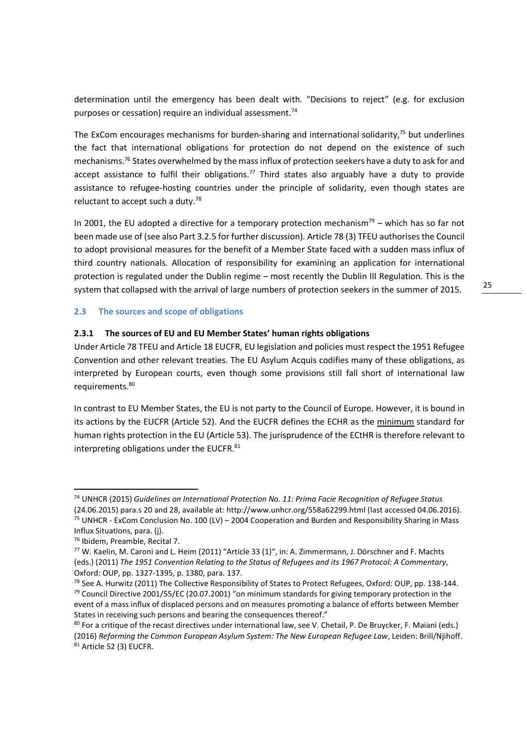determination until the emergency has been dealt with. "Decisions to reject" (e.g. for exclusion purposes or cessation) require an individual assessment.[74]

The ExCom encourages mechanisms for burden-sharing and international solidarity,[75] but underlines the fact that international obligations for protection do not depend on the existence of such mechanisms.[76] States overwhelmed by the mass influx of protection seekers have a duty to ask for and accept assistance to fulfil their obligations.[77] Third states also arguably have a duty to provide assistance to refugee-hosting countries under the principle of solidarity, even though states are reluctant to accept such a duty.[78]

In 2001, the EU adopted a directive for a temporary protection mechanism[79] – which has so far not been made use of (see also Part 3.2.5 for further discussion). Article 78 (3) TFEU authorises the Council to adopt provisional measures for the benefit of a Member State faced with a sudden mass influx of third country nationals. Allocation of responsibility for examining an application for international protection is regulated under the Dublin regime – most recently the Dublin III Regulation. This is the system that collapsed with the arrival of large numbers of protection seekers in the summer of 2015.

## 2.3 The sources and scope of obligations

### 2.3.1 The sources of EU and EU Member States' human rights obligations

Under Article 78 TFEU and Article 18 EUCFR, EU legislation and policies must respect the 1951 Refugee Convention and other relevant treaties. The EU Asylum Acquis codifies many of these obligations, as interpreted by European courts, even though some provisions still fall short of international law requirements.[80]

In contrast to EU Member States, the EU is not party to the Council of Europe. However, it is bound in its actions by the EUCFR (Article 52). And the EUCFR defines the ECHR as the minimum standard for human rights protection in the EU (Article 53). The jurisprudence of the ECtHR is therefore relevant to interpreting obligations under the EUCFR.[81]

---

[74] UNHCR (2015) *Guidelines on International Protection No. 11: Prima Facie Recognition of Refugee Status* (24.06.2015) para.s 20 and 28, available at: http://www.unhcr.org/558a62299.html (last accessed 04.06.2016).

[75] UNHCR - ExCom Conclusion No. 100 (LV) – 2004 Cooperation and Burden and Responsibility Sharing in Mass Influx Situations, para. (j).

[76] Ibidem, Preamble, Recital 7.

[77] W. Kaelin, M. Caroni and L. Heim (2011) "Article 33 (1)", in: A. Zimmermann, J. Dörschner and F. Machts (eds.) (2011) *The 1951 Convention Relating to the Status of Refugees and its 1967 Protocol: A Commentary*, Oxford: OUP, pp. 1327-1395, p. 1380, para. 137.

[78] See A. Hurwitz (2011) The Collective Responsibility of States to Protect Refugees, Oxford: OUP, pp. 138-144.

[79] Council Directive 2001/55/EC (20.07.2001) "on minimum standards for giving temporary protection in the event of a mass influx of displaced persons and on measures promoting a balance of efforts between Member States in receiving such persons and bearing the consequences thereof."

[80] For a critique of the recast directives under international law, see V. Chetail, P. De Bruycker, F. Maiani (eds.) (2016) *Reforming the Common European Asylum System: The New European Refugee Law*, Leiden: Brill/Njihoff.

[81] Article 52 (3) EUCFR.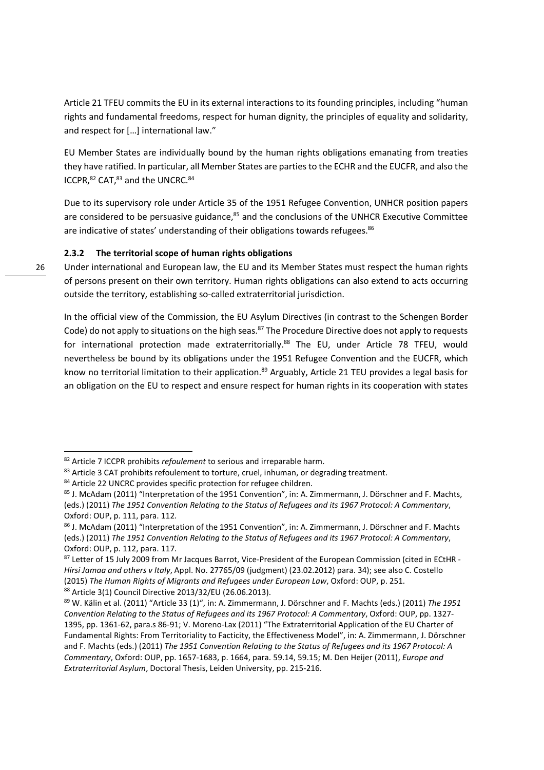Article 21 TFEU commits the EU in its external interactions to its founding principles, including "human rights and fundamental freedoms, respect for human dignity, the principles of equality and solidarity, and respect for […] international law."

EU Member States are individually bound by the human rights obligations emanating from treaties they have ratified. In particular, all Member States are parties to the ECHR and the EUCFR, and also the ICCPR,[82] CAT,[83] and the UNCRC.[84]

Due to its supervisory role under Article 35 of the 1951 Refugee Convention, UNHCR position papers are considered to be persuasive guidance,[85] and the conclusions of the UNHCR Executive Committee are indicative of states' understanding of their obligations towards refugees.[86]

### 2.3.2 The territorial scope of human rights obligations

Under international and European law, the EU and its Member States must respect the human rights of persons present on their own territory. Human rights obligations can also extend to acts occurring outside the territory, establishing so-called extraterritorial jurisdiction.

In the official view of the Commission, the EU Asylum Directives (in contrast to the Schengen Border Code) do not apply to situations on the high seas.[87] The Procedure Directive does not apply to requests for international protection made extraterritorially.[88] The EU, under Article 78 TFEU, would nevertheless be bound by its obligations under the 1951 Refugee Convention and the EUCFR, which know no territorial limitation to their application.[89] Arguably, Article 21 TEU provides a legal basis for an obligation on the EU to respect and ensure respect for human rights in its cooperation with states

---

[82] Article 7 ICCPR prohibits *refoulement* to serious and irreparable harm.

[83] Article 3 CAT prohibits refoulement to torture, cruel, inhuman, or degrading treatment.

[84] Article 22 UNCRC provides specific protection for refugee children.

[85] J. McAdam (2011) "Interpretation of the 1951 Convention", in: A. Zimmermann, J. Dörschner and F. Machts, (eds.) (2011) *The 1951 Convention Relating to the Status of Refugees and its 1967 Protocol: A Commentary*, Oxford: OUP, p. 111, para. 112.

[86] J. McAdam (2011) "Interpretation of the 1951 Convention", in: A. Zimmermann, J. Dörschner and F. Machts (eds.) (2011) *The 1951 Convention Relating to the Status of Refugees and its 1967 Protocol: A Commentary*, Oxford: OUP, p. 112, para. 117.

[87] Letter of 15 July 2009 from Mr Jacques Barrot, Vice-President of the European Commission (cited in ECtHR - *Hirsi Jamaa and others v Italy*, Appl. No. 27765/09 (judgment) (23.02.2012) para. 34); see also C. Costello (2015) *The Human Rights of Migrants and Refugees under European Law*, Oxford: OUP, p. 251.

[88] Article 3(1) Council Directive 2013/32/EU (26.06.2013).

[89] W. Kälin et al. (2011) "Article 33 (1)", in: A. Zimmermann, J. Dörschner and F. Machts (eds.) (2011) *The 1951 Convention Relating to the Status of Refugees and its 1967 Protocol: A Commentary*, Oxford: OUP, pp. 1327-1395, pp. 1361-62, para.s 86-91; V. Moreno-Lax (2011) "The Extraterritorial Application of the EU Charter of Fundamental Rights: From Territoriality to Facticity, the Effectiveness Model", in: A. Zimmermann, J. Dörschner and F. Machts (eds.) (2011) *The 1951 Convention Relating to the Status of Refugees and its 1967 Protocol: A Commentary*, Oxford: OUP, pp. 1657-1683, p. 1664, para. 59.14, 59.15; M. Den Heijer (2011), *Europe and Extraterritorial Asylum*, Doctoral Thesis, Leiden University, pp. 215-216.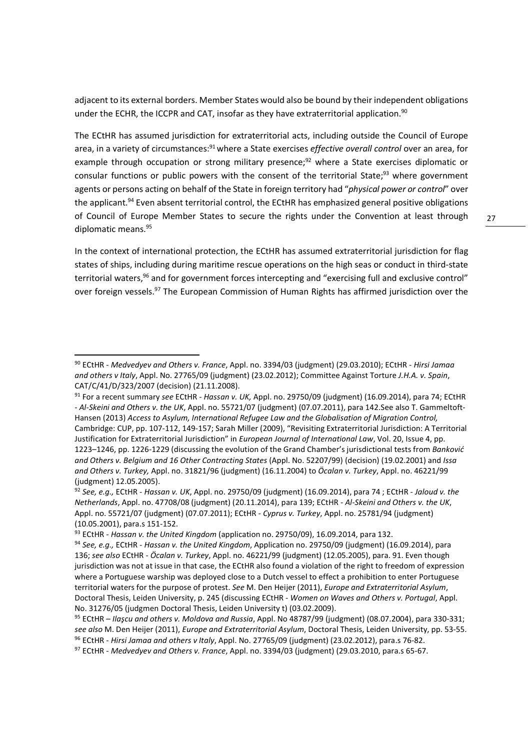adjacent to its external borders. Member States would also be bound by their independent obligations under the ECHR, the ICCPR and CAT, insofar as they have extraterritorial application.[90]

The ECtHR has assumed jurisdiction for extraterritorial acts, including outside the Council of Europe area, in a variety of circumstances:[91] where a State exercises *effective overall control* over an area, for example through occupation or strong military presence;[92] where a State exercises diplomatic or consular functions or public powers with the consent of the territorial State;[93] where government agents or persons acting on behalf of the State in foreign territory had "*physical power or control*" over the applicant.[94] Even absent territorial control, the ECtHR has emphasized general positive obligations of Council of Europe Member States to secure the rights under the Convention at least through diplomatic means.[95]

In the context of international protection, the ECtHR has assumed extraterritorial jurisdiction for flag states of ships, including during maritime rescue operations on the high seas or conduct in third-state territorial waters,[96] and for government forces intercepting and "exercising full and exclusive control" over foreign vessels.[97] The European Commission of Human Rights has affirmed jurisdiction over the

---

[90] ECtHR - *Medvedyev and Others v. France*, Appl. no. 3394/03 (judgment) (29.03.2010); ECtHR - *Hirsi Jamaa and others v Italy*, Appl. No. 27765/09 (judgment) (23.02.2012); Committee Against Torture *J.H.A. v. Spain*, CAT/C/41/D/323/2007 (decision) (21.11.2008).

[91] For a recent summary *see* ECtHR - *Hassan v. UK,* Appl. no. 29750/09 (judgment) (16.09.2014), para 74; ECtHR - *Al-Skeini and Others v. the UK*, Appl. no. 55721/07 (judgment) (07.07.2011), para 142.See also T. Gammeltoft-Hansen (2013) *Access to Asylum, International Refugee Law and the Globalisation of Migration Control,* Cambridge: CUP, pp. 107-112, 149-157; Sarah Miller (2009), "Revisiting Extraterritorial Jurisdiction: A Territorial Justification for Extraterritorial Jurisdiction" in *European Journal of International Law*, Vol. 20, Issue 4, pp. 1223–1246, pp. 1226-1229 (discussing the evolution of the Grand Chamber's jurisdictional tests from *Banković and Others v. Belgium and 16 Other Contracting States* (Appl. No. 52207/99) (decision) (19.02.2001) and *Issa and Others v. Turkey,* Appl. no. 31821/96 (judgment) (16.11.2004) to *Öcalan v. Turkey*, Appl. no. 46221/99 (judgment) 12.05.2005).

[92] *See, e.g.,* ECtHR - *Hassan v. UK*, Appl. no. 29750/09 (judgment) (16.09.2014), para 74 ; ECtHR - *Jaloud v. the Netherlands*, Appl. no. 47708/08 (judgment) (20.11.2014), para 139; ECtHR - *Al-Skeini and Others v. the UK*, Appl. no. 55721/07 (judgment) (07.07.2011); ECtHR - *Cyprus v. Turkey*, Appl. no. 25781/94 (judgment) (10.05.2001), para.s 151-152.

[93] ECtHR - *Hassan v. the United Kingdom* (application no. 29750/09), 16.09.2014, para 132.

[94] *See, e.g.,* ECtHR - *Hassan v. the United Kingdom*, Application no. 29750/09 (judgment) (16.09.2014), para 136; *see also* ECtHR - *Öcalan v. Turkey*, Appl. no. 46221/99 (judgment) (12.05.2005), para. 91. Even though jurisdiction was not at issue in that case, the ECtHR also found a violation of the right to freedom of expression where a Portuguese warship was deployed close to a Dutch vessel to effect a prohibition to enter Portuguese territorial waters for the purpose of protest. *See* M. Den Heijer (2011), *Europe and Extraterritorial Asylum*, Doctoral Thesis, Leiden University, p. 245 (discussing ECtHR - *Women on Waves and Others v. Portugal*, Appl. No. 31276/05 (judgmen Doctoral Thesis, Leiden University t) (03.02.2009).

[95] ECtHR – *Ilaşcu and others v. Moldova and Russia*, Appl. No 48787/99 (judgment) (08.07.2004), para 330-331; *see also* M. Den Heijer (2011), *Europe and Extraterritorial Asylum*, Doctoral Thesis, Leiden University, pp. 53-55.

[96] ECtHR - *Hirsi Jamaa and others v Italy*, Appl. No. 27765/09 (judgment) (23.02.2012), para.s 76-82.

[97] ECtHR - *Medvedyev and Others v. France*, Appl. no. 3394/03 (judgment) (29.03.2010, para.s 65-67.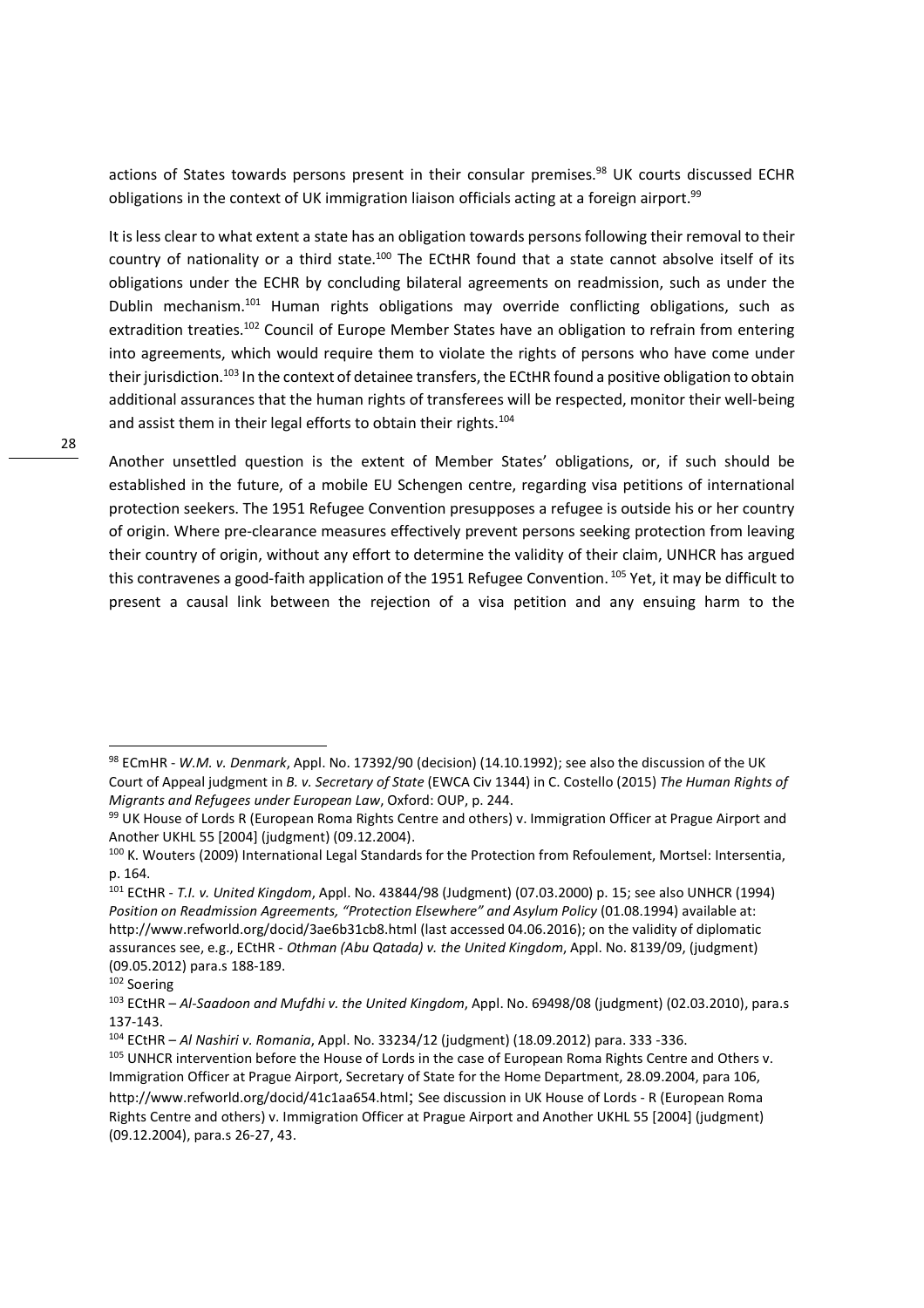actions of States towards persons present in their consular premises.[98] UK courts discussed ECHR obligations in the context of UK immigration liaison officials acting at a foreign airport.[99]

It is less clear to what extent a state has an obligation towards persons following their removal to their country of nationality or a third state.[100] The ECtHR found that a state cannot absolve itself of its obligations under the ECHR by concluding bilateral agreements on readmission, such as under the Dublin mechanism.[101] Human rights obligations may override conflicting obligations, such as extradition treaties.[102] Council of Europe Member States have an obligation to refrain from entering into agreements, which would require them to violate the rights of persons who have come under their jurisdiction.[103] In the context of detainee transfers, the ECtHR found a positive obligation to obtain additional assurances that the human rights of transferees will be respected, monitor their well-being and assist them in their legal efforts to obtain their rights.[104]

Another unsettled question is the extent of Member States' obligations, or, if such should be established in the future, of a mobile EU Schengen centre, regarding visa petitions of international protection seekers. The 1951 Refugee Convention presupposes a refugee is outside his or her country of origin. Where pre-clearance measures effectively prevent persons seeking protection from leaving their country of origin, without any effort to determine the validity of their claim, UNHCR has argued this contravenes a good-faith application of the 1951 Refugee Convention.[105] Yet, it may be difficult to present a causal link between the rejection of a visa petition and any ensuing harm to the

---

[98] ECmHR - *W.M. v. Denmark*, Appl. No. 17392/90 (decision) (14.10.1992); see also the discussion of the UK Court of Appeal judgment in *B. v. Secretary of State* (EWCA Civ 1344) in C. Costello (2015) *The Human Rights of Migrants and Refugees under European Law*, Oxford: OUP, p. 244.

[99] UK House of Lords R (European Roma Rights Centre and others) v. Immigration Officer at Prague Airport and Another UKHL 55 [2004] (judgment) (09.12.2004).

[100] K. Wouters (2009) International Legal Standards for the Protection from Refoulement, Mortsel: Intersentia, p. 164.

[101] ECtHR - *T.I. v. United Kingdom*, Appl. No. 43844/98 (Judgment) (07.03.2000) p. 15; see also UNHCR (1994) *Position on Readmission Agreements, "Protection Elsewhere" and Asylum Policy* (01.08.1994) available at: http://www.refworld.org/docid/3ae6b31cb8.html (last accessed 04.06.2016); on the validity of diplomatic assurances see, e.g., ECtHR - *Othman (Abu Qatada) v. the United Kingdom*, Appl. No. 8139/09, (judgment) (09.05.2012) para.s 188-189.

[102] Soering

[103] ECtHR – *Al-Saadoon and Mufdhi v. the United Kingdom*, Appl. No. 69498/08 (judgment) (02.03.2010), para.s 137-143.

[104] ECtHR – *Al Nashiri v. Romania*, Appl. No. 33234/12 (judgment) (18.09.2012) para. 333 -336.

[105] UNHCR intervention before the House of Lords in the case of European Roma Rights Centre and Others v. Immigration Officer at Prague Airport, Secretary of State for the Home Department, 28.09.2004, para 106, http://www.refworld.org/docid/41c1aa654.html; See discussion in UK House of Lords - R (European Roma Rights Centre and others) v. Immigration Officer at Prague Airport and Another UKHL 55 [2004] (judgment) (09.12.2004), para.s 26-27, 43.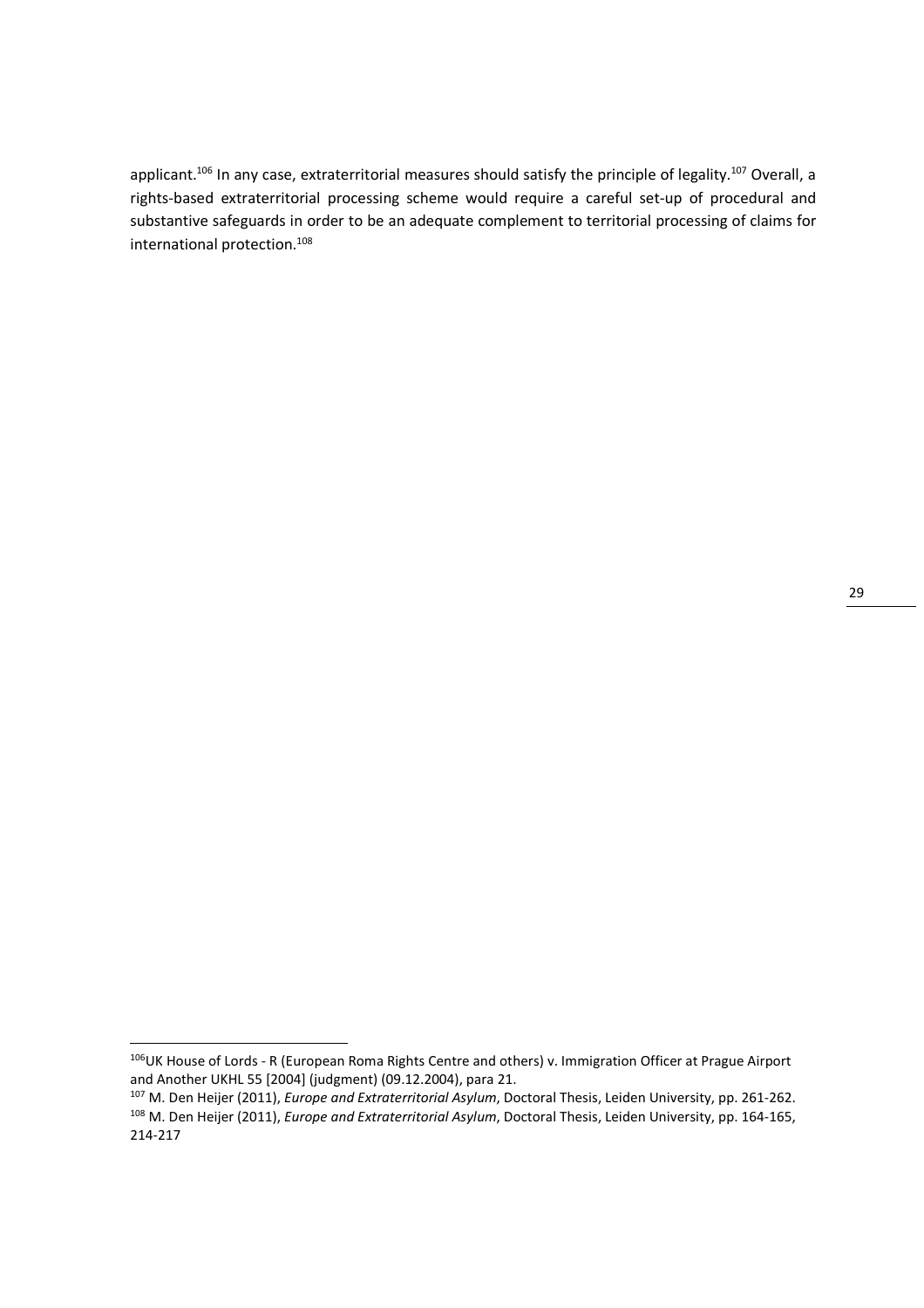applicant.[106] In any case, extraterritorial measures should satisfy the principle of legality.[107] Overall, a rights-based extraterritorial processing scheme would require a careful set-up of procedural and substantive safeguards in order to be an adequate complement to territorial processing of claims for international protection.[108]

[106] UK House of Lords - R (European Roma Rights Centre and others) v. Immigration Officer at Prague Airport and Another UKHL 55 [2004] (judgment) (09.12.2004), para 21.

[107] M. Den Heijer (2011), *Europe and Extraterritorial Asylum*, Doctoral Thesis, Leiden University, pp. 261-262.

[108] M. Den Heijer (2011), *Europe and Extraterritorial Asylum*, Doctoral Thesis, Leiden University, pp. 164-165, 214-217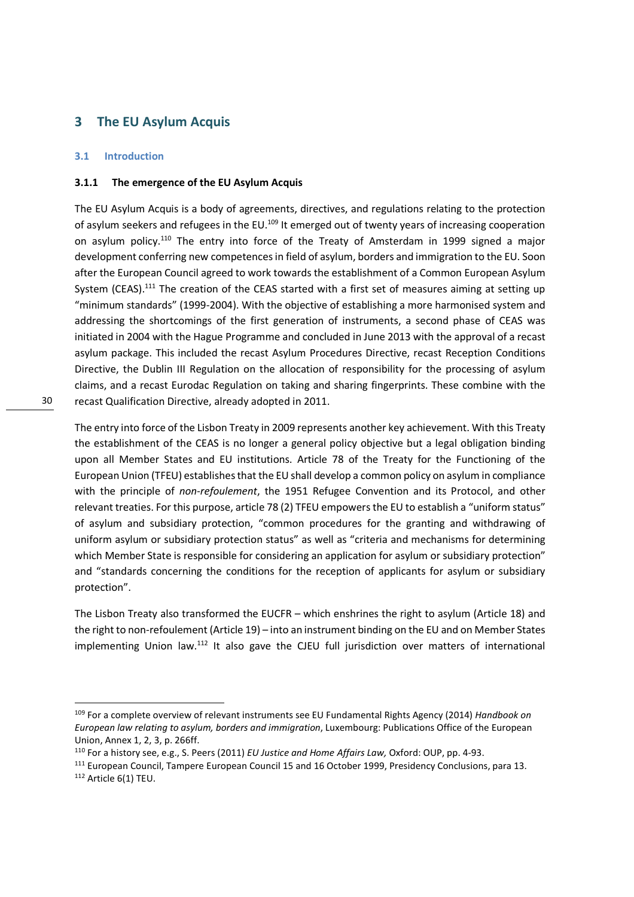# 3 The EU Asylum Acquis

## 3.1 Introduction

### 3.1.1 The emergence of the EU Asylum Acquis

The EU Asylum Acquis is a body of agreements, directives, and regulations relating to the protection of asylum seekers and refugees in the EU.[109] It emerged out of twenty years of increasing cooperation on asylum policy.[110] The entry into force of the Treaty of Amsterdam in 1999 signed a major development conferring new competences in field of asylum, borders and immigration to the EU. Soon after the European Council agreed to work towards the establishment of a Common European Asylum System (CEAS).[111] The creation of the CEAS started with a first set of measures aiming at setting up "minimum standards" (1999-2004). With the objective of establishing a more harmonised system and addressing the shortcomings of the first generation of instruments, a second phase of CEAS was initiated in 2004 with the Hague Programme and concluded in June 2013 with the approval of a recast asylum package. This included the recast Asylum Procedures Directive, recast Reception Conditions Directive, the Dublin III Regulation on the allocation of responsibility for the processing of asylum claims, and a recast Eurodac Regulation on taking and sharing fingerprints. These combine with the recast Qualification Directive, already adopted in 2011.

The entry into force of the Lisbon Treaty in 2009 represents another key achievement. With this Treaty the establishment of the CEAS is no longer a general policy objective but a legal obligation binding upon all Member States and EU institutions. Article 78 of the Treaty for the Functioning of the European Union (TFEU) establishes that the EU shall develop a common policy on asylum in compliance with the principle of *non-refoulement*, the 1951 Refugee Convention and its Protocol, and other relevant treaties. For this purpose, article 78 (2) TFEU empowers the EU to establish a "uniform status" of asylum and subsidiary protection, "common procedures for the granting and withdrawing of uniform asylum or subsidiary protection status" as well as "criteria and mechanisms for determining which Member State is responsible for considering an application for asylum or subsidiary protection" and "standards concerning the conditions for the reception of applicants for asylum or subsidiary protection".

The Lisbon Treaty also transformed the EUCFR – which enshrines the right to asylum (Article 18) and the right to non-refoulement (Article 19) – into an instrument binding on the EU and on Member States implementing Union law.[112] It also gave the CJEU full jurisdiction over matters of international

---

[109] For a complete overview of relevant instruments see EU Fundamental Rights Agency (2014) *Handbook on European law relating to asylum, borders and immigration*, Luxembourg: Publications Office of the European Union, Annex 1, 2, 3, p. 266ff.

[110] For a history see, e.g., S. Peers (2011) *EU Justice and Home Affairs Law,* Oxford: OUP, pp. 4-93.

[111] European Council, Tampere European Council 15 and 16 October 1999, Presidency Conclusions, para 13.

[112] Article 6(1) TEU.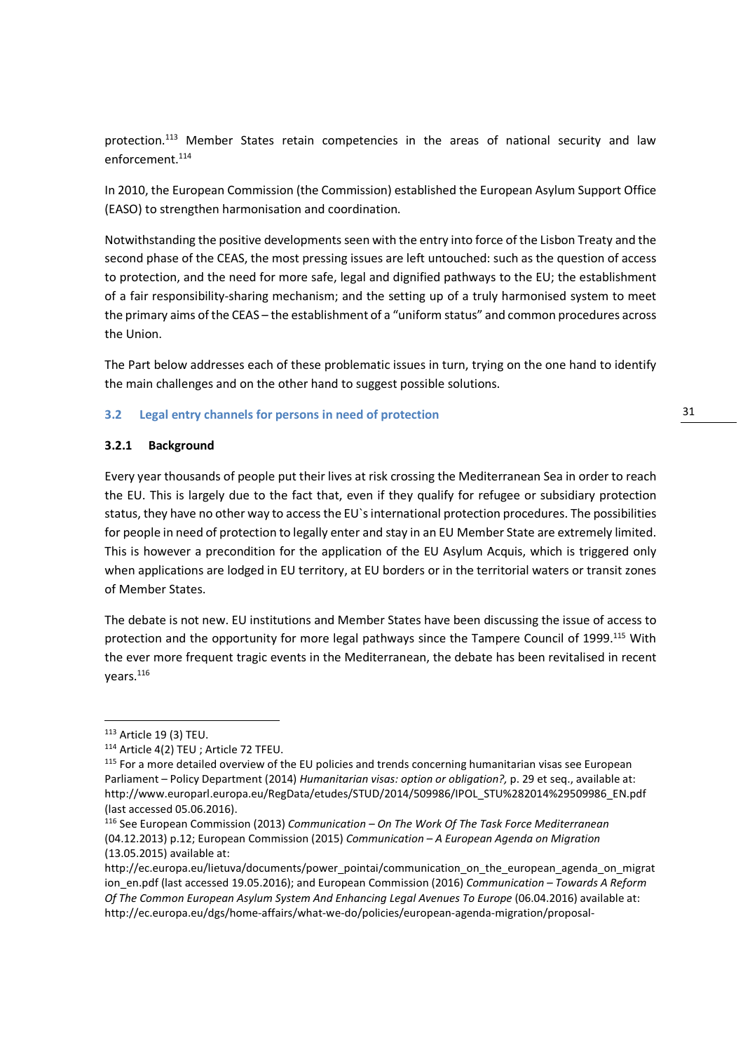protection.[113] Member States retain competencies in the areas of national security and law enforcement.[114]

In 2010, the European Commission (the Commission) established the European Asylum Support Office (EASO) to strengthen harmonisation and coordination.

Notwithstanding the positive developments seen with the entry into force of the Lisbon Treaty and the second phase of the CEAS, the most pressing issues are left untouched: such as the question of access to protection, and the need for more safe, legal and dignified pathways to the EU; the establishment of a fair responsibility-sharing mechanism; and the setting up of a truly harmonised system to meet the primary aims of the CEAS – the establishment of a "uniform status" and common procedures across the Union.

The Part below addresses each of these problematic issues in turn, trying on the one hand to identify the main challenges and on the other hand to suggest possible solutions.

## 3.2 Legal entry channels for persons in need of protection

### 3.2.1 Background

Every year thousands of people put their lives at risk crossing the Mediterranean Sea in order to reach the EU. This is largely due to the fact that, even if they qualify for refugee or subsidiary protection status, they have no other way to access the EU`s international protection procedures. The possibilities for people in need of protection to legally enter and stay in an EU Member State are extremely limited. This is however a precondition for the application of the EU Asylum Acquis, which is triggered only when applications are lodged in EU territory, at EU borders or in the territorial waters or transit zones of Member States.

The debate is not new. EU institutions and Member States have been discussing the issue of access to protection and the opportunity for more legal pathways since the Tampere Council of 1999.[115] With the ever more frequent tragic events in the Mediterranean, the debate has been revitalised in recent years.[116]

---

[113] Article 19 (3) TEU.

[114] Article 4(2) TEU ; Article 72 TFEU.

[115] For a more detailed overview of the EU policies and trends concerning humanitarian visas see European Parliament – Policy Department (2014) *Humanitarian visas: option or obligation?*, p. 29 et seq., available at: http://www.europarl.europa.eu/RegData/etudes/STUD/2014/509986/IPOL_STU%282014%29509986_EN.pdf (last accessed 05.06.2016).

[116] See European Commission (2013) *Communication – On The Work Of The Task Force Mediterranean* (04.12.2013) p.12; European Commission (2015) *Communication – A European Agenda on Migration* (13.05.2015) available at: http://ec.europa.eu/lietuva/documents/power_pointai/communication_on_the_european_agenda_on_migration_en.pdf (last accessed 19.05.2016); and European Commission (2016) *Communication – Towards A Reform Of The Common European Asylum System And Enhancing Legal Avenues To Europe* (06.04.2016) available at: http://ec.europa.eu/dgs/home-affairs/what-we-do/policies/european-agenda-migration/proposal-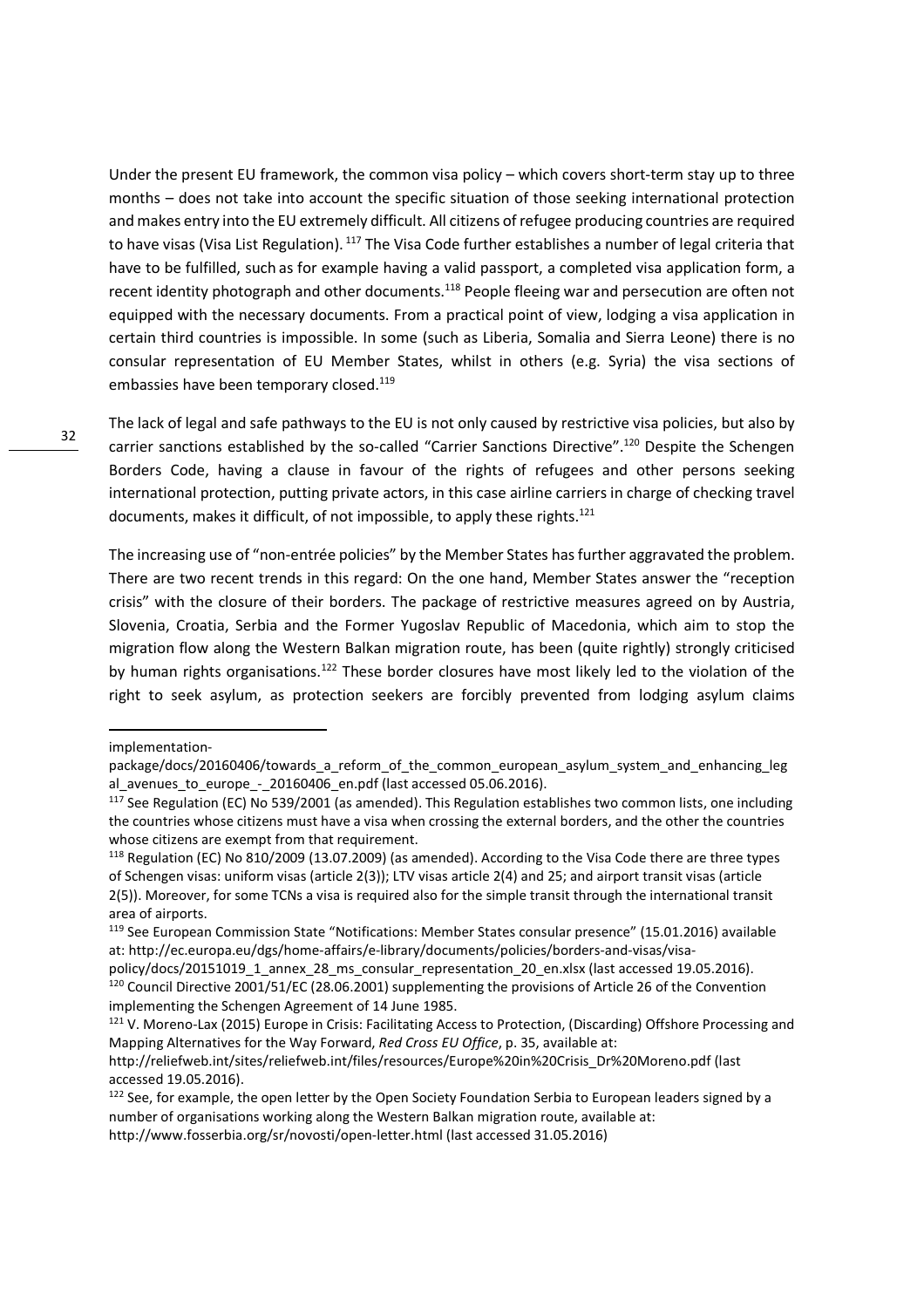Under the present EU framework, the common visa policy – which covers short-term stay up to three months – does not take into account the specific situation of those seeking international protection and makes entry into the EU extremely difficult. All citizens of refugee producing countries are required to have visas (Visa List Regulation). [117] The Visa Code further establishes a number of legal criteria that have to be fulfilled, such as for example having a valid passport, a completed visa application form, a recent identity photograph and other documents.[118] People fleeing war and persecution are often not equipped with the necessary documents. From a practical point of view, lodging a visa application in certain third countries is impossible. In some (such as Liberia, Somalia and Sierra Leone) there is no consular representation of EU Member States, whilst in others (e.g. Syria) the visa sections of embassies have been temporary closed.[119]

The lack of legal and safe pathways to the EU is not only caused by restrictive visa policies, but also by carrier sanctions established by the so-called "Carrier Sanctions Directive".[120] Despite the Schengen Borders Code, having a clause in favour of the rights of refugees and other persons seeking international protection, putting private actors, in this case airline carriers in charge of checking travel documents, makes it difficult, of not impossible, to apply these rights.[121]

The increasing use of "non-entrée policies" by the Member States has further aggravated the problem. There are two recent trends in this regard: On the one hand, Member States answer the "reception crisis" with the closure of their borders. The package of restrictive measures agreed on by Austria, Slovenia, Croatia, Serbia and the Former Yugoslav Republic of Macedonia, which aim to stop the migration flow along the Western Balkan migration route, has been (quite rightly) strongly criticised by human rights organisations.[122] These border closures have most likely led to the violation of the right to seek asylum, as protection seekers are forcibly prevented from lodging asylum claims

---

implementation-package/docs/20160406/towards_a_reform_of_the_common_european_asylum_system_and_enhancing_legal_avenues_to_europe_-_20160406_en.pdf (last accessed 05.06.2016).

[117] See Regulation (EC) No 539/2001 (as amended). This Regulation establishes two common lists, one including the countries whose citizens must have a visa when crossing the external borders, and the other the countries whose citizens are exempt from that requirement.

[118] Regulation (EC) No 810/2009 (13.07.2009) (as amended). According to the Visa Code there are three types of Schengen visas: uniform visas (article 2(3)); LTV visas article 2(4) and 25; and airport transit visas (article 2(5)). Moreover, for some TCNs a visa is required also for the simple transit through the international transit area of airports.

[119] See European Commission State "Notifications: Member States consular presence" (15.01.2016) available at: http://ec.europa.eu/dgs/home-affairs/e-library/documents/policies/borders-and-visas/visa-policy/docs/20151019_1_annex_28_ms_consular_representation_20_en.xlsx (last accessed 19.05.2016).

[120] Council Directive 2001/51/EC (28.06.2001) supplementing the provisions of Article 26 of the Convention implementing the Schengen Agreement of 14 June 1985.

[121] V. Moreno-Lax (2015) Europe in Crisis: Facilitating Access to Protection, (Discarding) Offshore Processing and Mapping Alternatives for the Way Forward, *Red Cross EU Office*, p. 35, available at: http://reliefweb.int/sites/reliefweb.int/files/resources/Europe%20in%20Crisis_Dr%20Moreno.pdf (last accessed 19.05.2016).

[122] See, for example, the open letter by the Open Society Foundation Serbia to European leaders signed by a number of organisations working along the Western Balkan migration route, available at: http://www.fosserbia.org/sr/novosti/open-letter.html (last accessed 31.05.2016)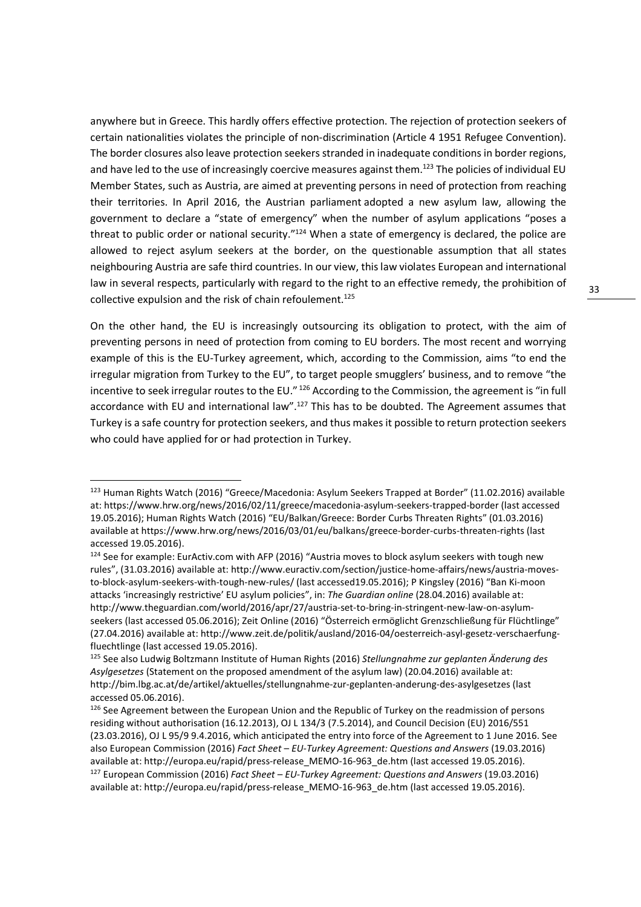anywhere but in Greece. This hardly offers effective protection. The rejection of protection seekers of certain nationalities violates the principle of non-discrimination (Article 4 1951 Refugee Convention). The border closures also leave protection seekers stranded in inadequate conditions in border regions, and have led to the use of increasingly coercive measures against them.[123] The policies of individual EU Member States, such as Austria, are aimed at preventing persons in need of protection from reaching their territories. In April 2016, the Austrian parliament adopted a new asylum law, allowing the government to declare a "state of emergency" when the number of asylum applications "poses a threat to public order or national security."[124] When a state of emergency is declared, the police are allowed to reject asylum seekers at the border, on the questionable assumption that all states neighbouring Austria are safe third countries. In our view, this law violates European and international law in several respects, particularly with regard to the right to an effective remedy, the prohibition of collective expulsion and the risk of chain refoulement.[125]

On the other hand, the EU is increasingly outsourcing its obligation to protect, with the aim of preventing persons in need of protection from coming to EU borders. The most recent and worrying example of this is the EU-Turkey agreement, which, according to the Commission, aims "to end the irregular migration from Turkey to the EU", to target people smugglers' business, and to remove "the incentive to seek irregular routes to the EU." [126] According to the Commission, the agreement is "in full accordance with EU and international law".[127] This has to be doubted. The Agreement assumes that Turkey is a safe country for protection seekers, and thus makes it possible to return protection seekers who could have applied for or had protection in Turkey.

---

[123] Human Rights Watch (2016) "Greece/Macedonia: Asylum Seekers Trapped at Border" (11.02.2016) available at: https://www.hrw.org/news/2016/02/11/greece/macedonia-asylum-seekers-trapped-border (last accessed 19.05.2016); Human Rights Watch (2016) "EU/Balkan/Greece: Border Curbs Threaten Rights" (01.03.2016) available at https://www.hrw.org/news/2016/03/01/eu/balkans/greece-border-curbs-threaten-rights (last accessed 19.05.2016).

[124] See for example: EurActiv.com with AFP (2016) "Austria moves to block asylum seekers with tough new rules", (31.03.2016) available at: http://www.euractiv.com/section/justice-home-affairs/news/austria-moves-to-block-asylum-seekers-with-tough-new-rules/ (last accessed19.05.2016); P Kingsley (2016) "Ban Ki-moon attacks 'increasingly restrictive' EU asylum policies", in: *The Guardian online* (28.04.2016) available at: http://www.theguardian.com/world/2016/apr/27/austria-set-to-bring-in-stringent-new-law-on-asylum-seekers (last accessed 05.06.2016); Zeit Online (2016) "Österreich ermöglicht Grenzschließung für Flüchtlinge" (27.04.2016) available at: http://www.zeit.de/politik/ausland/2016-04/oesterreich-asyl-gesetz-verschaerfung-fluechtlinge (last accessed 19.05.2016).

[125] See also Ludwig Boltzmann Institute of Human Rights (2016) *Stellungnahme zur geplanten Änderung des Asylgesetzes* (Statement on the proposed amendment of the asylum law) (20.04.2016) available at: http://bim.lbg.ac.at/de/artikel/aktuelles/stellungnahme-zur-geplanten-anderung-des-asylgesetzes (last accessed 05.06.2016).

[126] See Agreement between the European Union and the Republic of Turkey on the readmission of persons residing without authorisation (16.12.2013), OJ L 134/3 (7.5.2014), and Council Decision (EU) 2016/551 (23.03.2016), OJ L 95/9 9.4.2016, which anticipated the entry into force of the Agreement to 1 June 2016. See also European Commission (2016) *Fact Sheet – EU-Turkey Agreement: Questions and Answers* (19.03.2016) available at: http://europa.eu/rapid/press-release_MEMO-16-963_de.htm (last accessed 19.05.2016).

[127] European Commission (2016) *Fact Sheet – EU-Turkey Agreement: Questions and Answers* (19.03.2016) available at: http://europa.eu/rapid/press-release_MEMO-16-963_de.htm (last accessed 19.05.2016).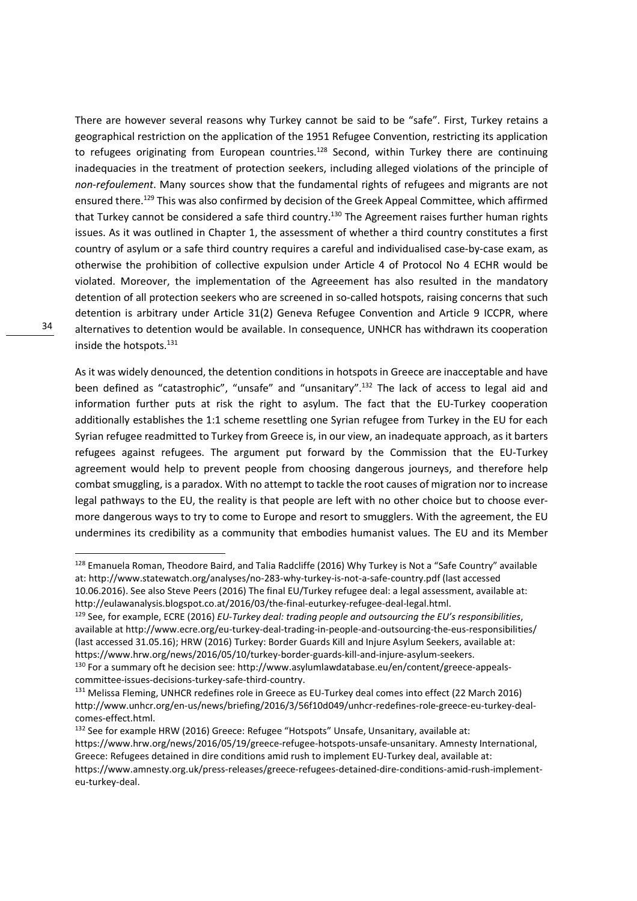There are however several reasons why Turkey cannot be said to be "safe". First, Turkey retains a geographical restriction on the application of the 1951 Refugee Convention, restricting its application to refugees originating from European countries.[128] Second, within Turkey there are continuing inadequacies in the treatment of protection seekers, including alleged violations of the principle of *non-refoulement*. Many sources show that the fundamental rights of refugees and migrants are not ensured there.[129] This was also confirmed by decision of the Greek Appeal Committee, which affirmed that Turkey cannot be considered a safe third country.[130] The Agreement raises further human rights issues. As it was outlined in Chapter 1, the assessment of whether a third country constitutes a first country of asylum or a safe third country requires a careful and individualised case-by-case exam, as otherwise the prohibition of collective expulsion under Article 4 of Protocol No 4 ECHR would be violated. Moreover, the implementation of the Agreeement has also resulted in the mandatory detention of all protection seekers who are screened in so-called hotspots, raising concerns that such detention is arbitrary under Article 31(2) Geneva Refugee Convention and Article 9 ICCPR, where alternatives to detention would be available. In consequence, UNHCR has withdrawn its cooperation inside the hotspots.[131]

As it was widely denounced, the detention conditions in hotspots in Greece are inacceptable and have been defined as "catastrophic", "unsafe" and "unsanitary".[132] The lack of access to legal aid and information further puts at risk the right to asylum. The fact that the EU-Turkey cooperation additionally establishes the 1:1 scheme resettling one Syrian refugee from Turkey in the EU for each Syrian refugee readmitted to Turkey from Greece is, in our view, an inadequate approach, as it barters refugees against refugees. The argument put forward by the Commission that the EU-Turkey agreement would help to prevent people from choosing dangerous journeys, and therefore help combat smuggling, is a paradox. With no attempt to tackle the root causes of migration nor to increase legal pathways to the EU, the reality is that people are left with no other choice but to choose ever-more dangerous ways to try to come to Europe and resort to smugglers. With the agreement, the EU undermines its credibility as a community that embodies humanist values. The EU and its Member

---

[128] Emanuela Roman, Theodore Baird, and Talia Radcliffe (2016) Why Turkey is Not a "Safe Country" available at: http://www.statewatch.org/analyses/no-283-why-turkey-is-not-a-safe-country.pdf (last accessed 10.06.2016). See also Steve Peers (2016) The final EU/Turkey refugee deal: a legal assessment, available at: http://eulawanalysis.blogspot.co.at/2016/03/the-final-euturkey-refugee-deal-legal.html.

[129] See, for example, ECRE (2016) *EU-Turkey deal: trading people and outsourcing the EU's responsibilities*, available at http://www.ecre.org/eu-turkey-deal-trading-in-people-and-outsourcing-the-eus-responsibilities/ (last accessed 31.05.16); HRW (2016) Turkey: Border Guards Kill and Injure Asylum Seekers, available at: https://www.hrw.org/news/2016/05/10/turkey-border-guards-kill-and-injure-asylum-seekers.

[130] For a summary oft he decision see: http://www.asylumlawdatabase.eu/en/content/greece-appeals-committee-issues-decisions-turkey-safe-third-country.

[131] Melissa Fleming, UNHCR redefines role in Greece as EU-Turkey deal comes into effect (22 March 2016) http://www.unhcr.org/en-us/news/briefing/2016/3/56f10d049/unhcr-redefines-role-greece-eu-turkey-deal-comes-effect.html.

[132] See for example HRW (2016) Greece: Refugee "Hotspots" Unsafe, Unsanitary, available at: https://www.hrw.org/news/2016/05/19/greece-refugee-hotspots-unsafe-unsanitary. Amnesty International, Greece: Refugees detained in dire conditions amid rush to implement EU-Turkey deal, available at: https://www.amnesty.org.uk/press-releases/greece-refugees-detained-dire-conditions-amid-rush-implement-eu-turkey-deal.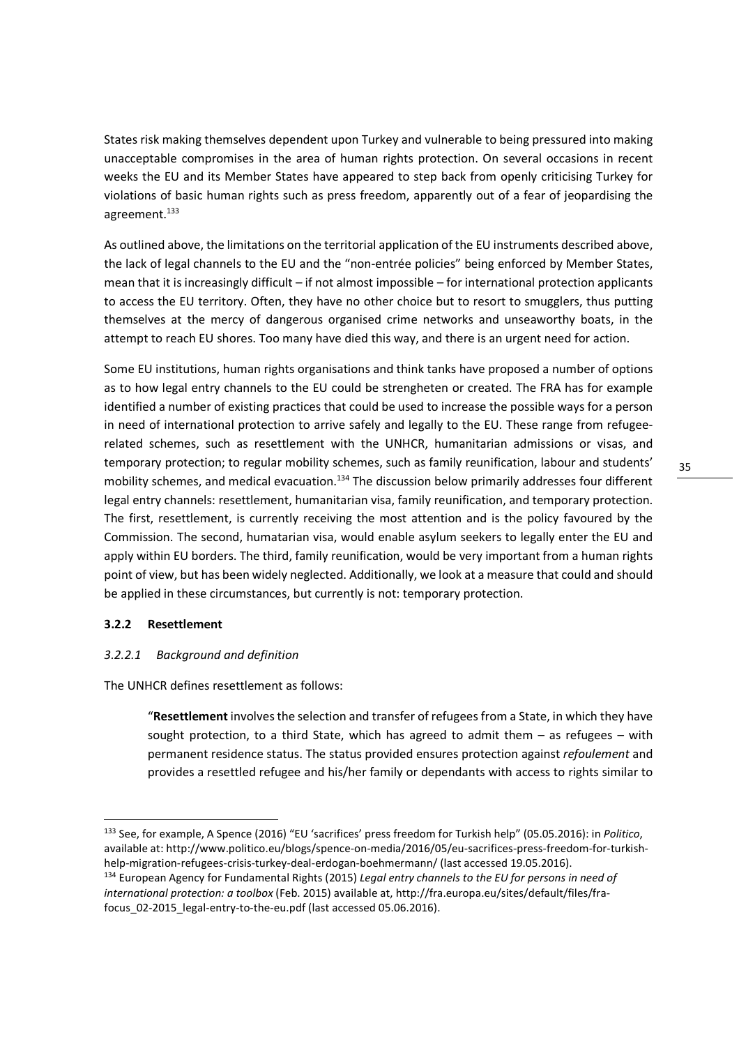States risk making themselves dependent upon Turkey and vulnerable to being pressured into making unacceptable compromises in the area of human rights protection. On several occasions in recent weeks the EU and its Member States have appeared to step back from openly criticising Turkey for violations of basic human rights such as press freedom, apparently out of a fear of jeopardising the agreement.[133]

As outlined above, the limitations on the territorial application of the EU instruments described above, the lack of legal channels to the EU and the "non-entrée policies" being enforced by Member States, mean that it is increasingly difficult – if not almost impossible – for international protection applicants to access the EU territory. Often, they have no other choice but to resort to smugglers, thus putting themselves at the mercy of dangerous organised crime networks and unseaworthy boats, in the attempt to reach EU shores. Too many have died this way, and there is an urgent need for action.

Some EU institutions, human rights organisations and think tanks have proposed a number of options as to how legal entry channels to the EU could be strengheten or created. The FRA has for example identified a number of existing practices that could be used to increase the possible ways for a person in need of international protection to arrive safely and legally to the EU. These range from refugee-related schemes, such as resettlement with the UNHCR, humanitarian admissions or visas, and temporary protection; to regular mobility schemes, such as family reunification, labour and students' mobility schemes, and medical evacuation.[134] The discussion below primarily addresses four different legal entry channels: resettlement, humanitarian visa, family reunification, and temporary protection. The first, resettlement, is currently receiving the most attention and is the policy favoured by the Commission. The second, humatarian visa, would enable asylum seekers to legally enter the EU and apply within EU borders. The third, family reunification, would be very important from a human rights point of view, but has been widely neglected. Additionally, we look at a measure that could and should be applied in these circumstances, but currently is not: temporary protection.

### 3.2.2 Resettlement

#### *3.2.2.1 Background and definition*

The UNHCR defines resettlement as follows:

> "**Resettlement** involves the selection and transfer of refugees from a State, in which they have sought protection, to a third State, which has agreed to admit them – as refugees – with permanent residence status. The status provided ensures protection against *refoulement* and provides a resettled refugee and his/her family or dependants with access to rights similar to

---

[133] See, for example, A Spence (2016) "EU 'sacrifices' press freedom for Turkish help" (05.05.2016): in *Politico*, available at: http://www.politico.eu/blogs/spence-on-media/2016/05/eu-sacrifices-press-freedom-for-turkish-help-migration-refugees-crisis-turkey-deal-erdogan-boehmermann/ (last accessed 19.05.2016).

[134] European Agency for Fundamental Rights (2015) *Legal entry channels to the EU for persons in need of international protection: a toolbox* (Feb. 2015) available at, http://fra.europa.eu/sites/default/files/fra-focus_02-2015_legal-entry-to-the-eu.pdf (last accessed 05.06.2016).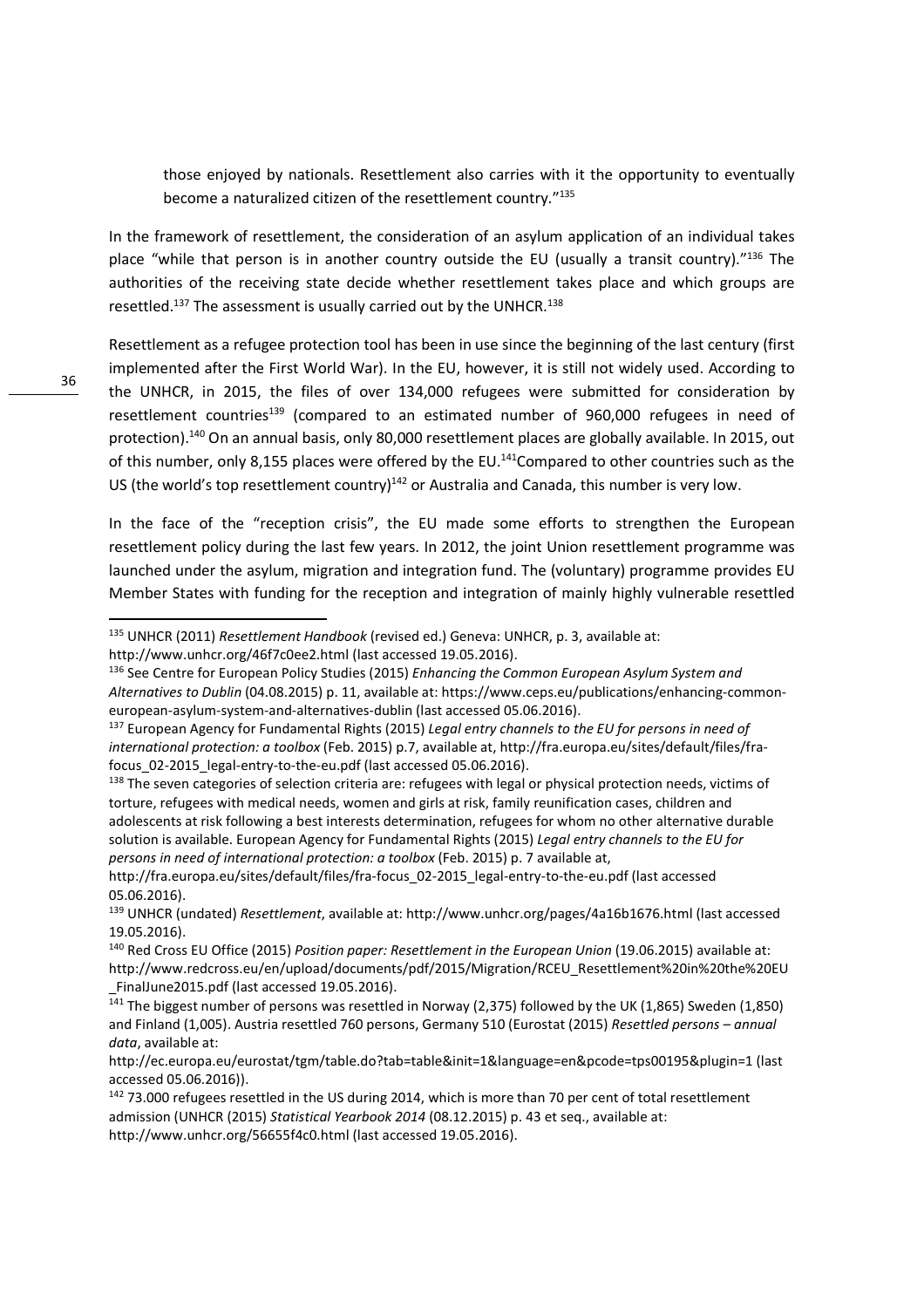those enjoyed by nationals. Resettlement also carries with it the opportunity to eventually become a naturalized citizen of the resettlement country."[135]

In the framework of resettlement, the consideration of an asylum application of an individual takes place "while that person is in another country outside the EU (usually a transit country)."[136] The authorities of the receiving state decide whether resettlement takes place and which groups are resettled.[137] The assessment is usually carried out by the UNHCR.[138]

Resettlement as a refugee protection tool has been in use since the beginning of the last century (first implemented after the First World War). In the EU, however, it is still not widely used. According to the UNHCR, in 2015, the files of over 134,000 refugees were submitted for consideration by resettlement countries[139] (compared to an estimated number of 960,000 refugees in need of protection).[140] On an annual basis, only 80,000 resettlement places are globally available. In 2015, out of this number, only 8,155 places were offered by the EU.[141]Compared to other countries such as the US (the world's top resettlement country)[142] or Australia and Canada, this number is very low.

In the face of the "reception crisis", the EU made some efforts to strengthen the European resettlement policy during the last few years. In 2012, the joint Union resettlement programme was launched under the asylum, migration and integration fund. The (voluntary) programme provides EU Member States with funding for the reception and integration of mainly highly vulnerable resettled

---

[135] UNHCR (2011) *Resettlement Handbook* (revised ed.) Geneva: UNHCR, p. 3, available at: http://www.unhcr.org/46f7c0ee2.html (last accessed 19.05.2016).

[136] See Centre for European Policy Studies (2015) *Enhancing the Common European Asylum System and Alternatives to Dublin* (04.08.2015) p. 11, available at: https://www.ceps.eu/publications/enhancing-common-european-asylum-system-and-alternatives-dublin (last accessed 05.06.2016).

[137] European Agency for Fundamental Rights (2015) *Legal entry channels to the EU for persons in need of international protection: a toolbox* (Feb. 2015) p.7, available at, http://fra.europa.eu/sites/default/files/fra-focus_02-2015_legal-entry-to-the-eu.pdf (last accessed 05.06.2016).

[138] The seven categories of selection criteria are: refugees with legal or physical protection needs, victims of torture, refugees with medical needs, women and girls at risk, family reunification cases, children and adolescents at risk following a best interests determination, refugees for whom no other alternative durable solution is available. European Agency for Fundamental Rights (2015) *Legal entry channels to the EU for persons in need of international protection: a toolbox* (Feb. 2015) p. 7 available at, http://fra.europa.eu/sites/default/files/fra-focus_02-2015_legal-entry-to-the-eu.pdf (last accessed 05.06.2016).

[139] UNHCR (undated) *Resettlement*, available at: http://www.unhcr.org/pages/4a16b1676.html (last accessed 19.05.2016).

[140] Red Cross EU Office (2015) *Position paper: Resettlement in the European Union* (19.06.2015) available at: http://www.redcross.eu/en/upload/documents/pdf/2015/Migration/RCEU_Resettlement%20in%20the%20EU_FinalJune2015.pdf (last accessed 19.05.2016).

[141] The biggest number of persons was resettled in Norway (2,375) followed by the UK (1,865) Sweden (1,850) and Finland (1,005). Austria resettled 760 persons, Germany 510 (Eurostat (2015) *Resettled persons – annual data*, available at: http://ec.europa.eu/eurostat/tgm/table.do?tab=table&init=1&language=en&pcode=tps00195&plugin=1 (last accessed 05.06.2016)).

[142] 73.000 refugees resettled in the US during 2014, which is more than 70 per cent of total resettlement admission (UNHCR (2015) *Statistical Yearbook 2014* (08.12.2015) p. 43 et seq., available at: http://www.unhcr.org/56655f4c0.html (last accessed 19.05.2016).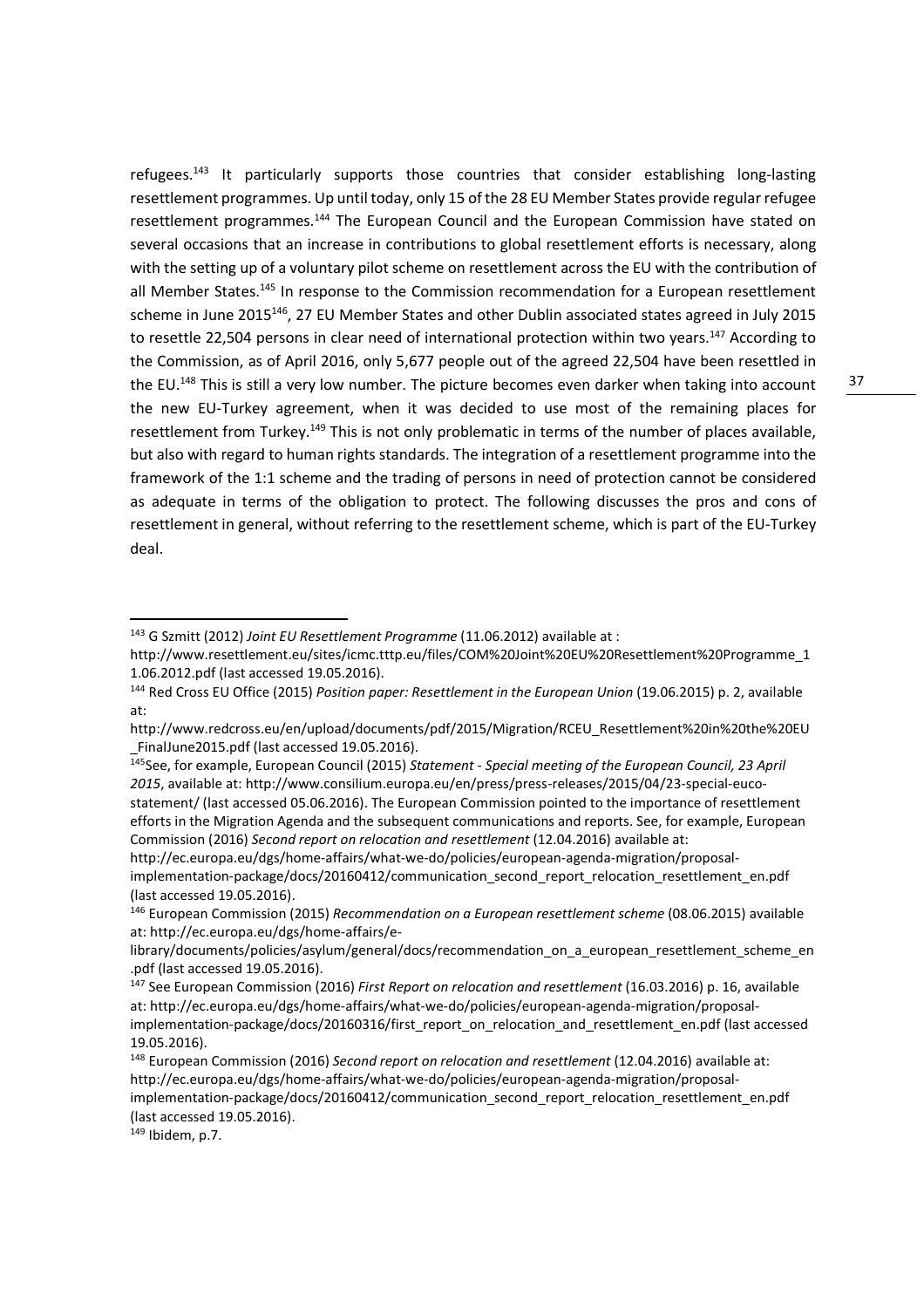refugees.[143] It particularly supports those countries that consider establishing long-lasting resettlement programmes. Up until today, only 15 of the 28 EU Member States provide regular refugee resettlement programmes.[144] The European Council and the European Commission have stated on several occasions that an increase in contributions to global resettlement efforts is necessary, along with the setting up of a voluntary pilot scheme on resettlement across the EU with the contribution of all Member States.[145] In response to the Commission recommendation for a European resettlement scheme in June 2015[146], 27 EU Member States and other Dublin associated states agreed in July 2015 to resettle 22,504 persons in clear need of international protection within two years.[147] According to the Commission, as of April 2016, only 5,677 people out of the agreed 22,504 have been resettled in the EU.[148] This is still a very low number. The picture becomes even darker when taking into account the new EU-Turkey agreement, when it was decided to use most of the remaining places for resettlement from Turkey.[149] This is not only problematic in terms of the number of places available, but also with regard to human rights standards. The integration of a resettlement programme into the framework of the 1:1 scheme and the trading of persons in need of protection cannot be considered as adequate in terms of the obligation to protect. The following discusses the pros and cons of resettlement in general, without referring to the resettlement scheme, which is part of the EU-Turkey deal.

---

[143] G Szmitt (2012) *Joint EU Resettlement Programme* (11.06.2012) available at : http://www.resettlement.eu/sites/icmc.tttp.eu/files/COM%20Joint%20EU%20Resettlement%20Programme_11.06.2012.pdf (last accessed 19.05.2016).

[144] Red Cross EU Office (2015) *Position paper: Resettlement in the European Union* (19.06.2015) p. 2, available at: http://www.redcross.eu/en/upload/documents/pdf/2015/Migration/RCEU_Resettlement%20in%20the%20EU_FinalJune2015.pdf (last accessed 19.05.2016).

[145] See, for example, European Council (2015) *Statement - Special meeting of the European Council, 23 April 2015*, available at: http://www.consilium.europa.eu/en/press/press-releases/2015/04/23-special-euco-statement/ (last accessed 05.06.2016). The European Commission pointed to the importance of resettlement efforts in the Migration Agenda and the subsequent communications and reports. See, for example, European Commission (2016) *Second report on relocation and resettlement* (12.04.2016) available at: http://ec.europa.eu/dgs/home-affairs/what-we-do/policies/european-agenda-migration/proposal-implementation-package/docs/20160412/communication_second_report_relocation_resettlement_en.pdf (last accessed 19.05.2016).

[146] European Commission (2015) *Recommendation on a European resettlement scheme* (08.06.2015) available at: http://ec.europa.eu/dgs/home-affairs/e-library/documents/policies/asylum/general/docs/recommendation_on_a_european_resettlement_scheme_en.pdf (last accessed 19.05.2016).

[147] See European Commission (2016) *First Report on relocation and resettlement* (16.03.2016) p. 16, available at: http://ec.europa.eu/dgs/home-affairs/what-we-do/policies/european-agenda-migration/proposal-implementation-package/docs/20160316/first_report_on_relocation_and_resettlement_en.pdf (last accessed 19.05.2016).

[148] European Commission (2016) *Second report on relocation and resettlement* (12.04.2016) available at: http://ec.europa.eu/dgs/home-affairs/what-we-do/policies/european-agenda-migration/proposal-implementation-package/docs/20160412/communication_second_report_relocation_resettlement_en.pdf (last accessed 19.05.2016).

[149] Ibidem, p.7.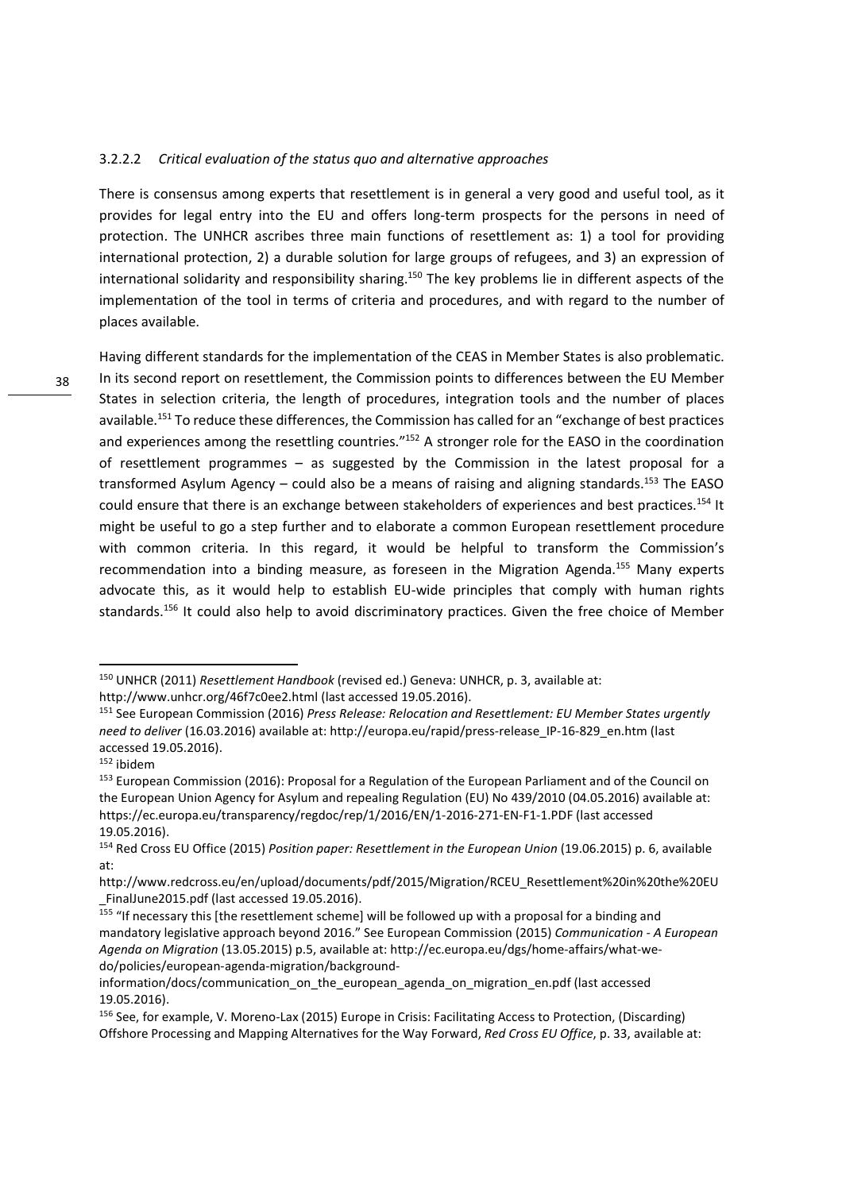#### 3.2.2.2 *Critical evaluation of the status quo and alternative approaches*

There is consensus among experts that resettlement is in general a very good and useful tool, as it provides for legal entry into the EU and offers long-term prospects for the persons in need of protection. The UNHCR ascribes three main functions of resettlement as: 1) a tool for providing international protection, 2) a durable solution for large groups of refugees, and 3) an expression of international solidarity and responsibility sharing.[150] The key problems lie in different aspects of the implementation of the tool in terms of criteria and procedures, and with regard to the number of places available.

Having different standards for the implementation of the CEAS in Member States is also problematic. In its second report on resettlement, the Commission points to differences between the EU Member States in selection criteria, the length of procedures, integration tools and the number of places available.[151] To reduce these differences, the Commission has called for an "exchange of best practices and experiences among the resettling countries."[152] A stronger role for the EASO in the coordination of resettlement programmes – as suggested by the Commission in the latest proposal for a transformed Asylum Agency – could also be a means of raising and aligning standards.[153] The EASO could ensure that there is an exchange between stakeholders of experiences and best practices.[154] It might be useful to go a step further and to elaborate a common European resettlement procedure with common criteria. In this regard, it would be helpful to transform the Commission's recommendation into a binding measure, as foreseen in the Migration Agenda.[155] Many experts advocate this, as it would help to establish EU-wide principles that comply with human rights standards.[156] It could also help to avoid discriminatory practices. Given the free choice of Member

---

[150] UNHCR (2011) *Resettlement Handbook* (revised ed.) Geneva: UNHCR, p. 3, available at: http://www.unhcr.org/46f7c0ee2.html (last accessed 19.05.2016).

[151] See European Commission (2016) *Press Release: Relocation and Resettlement: EU Member States urgently need to deliver* (16.03.2016) available at: http://europa.eu/rapid/press-release_IP-16-829_en.htm (last accessed 19.05.2016).

[152] ibidem

[153] European Commission (2016): Proposal for a Regulation of the European Parliament and of the Council on the European Union Agency for Asylum and repealing Regulation (EU) No 439/2010 (04.05.2016) available at: https://ec.europa.eu/transparency/regdoc/rep/1/2016/EN/1-2016-271-EN-F1-1.PDF (last accessed 19.05.2016).

[154] Red Cross EU Office (2015) *Position paper: Resettlement in the European Union* (19.06.2015) p. 6, available at: http://www.redcross.eu/en/upload/documents/pdf/2015/Migration/RCEU_Resettlement%20in%20the%20EU_FinalJune2015.pdf (last accessed 19.05.2016).

[155] "If necessary this [the resettlement scheme] will be followed up with a proposal for a binding and mandatory legislative approach beyond 2016." See European Commission (2015) *Communication - A European Agenda on Migration* (13.05.2015) p.5, available at: http://ec.europa.eu/dgs/home-affairs/what-we-do/policies/european-agenda-migration/background-information/docs/communication_on_the_european_agenda_on_migration_en.pdf (last accessed 19.05.2016).

[156] See, for example, V. Moreno-Lax (2015) Europe in Crisis: Facilitating Access to Protection, (Discarding) Offshore Processing and Mapping Alternatives for the Way Forward, *Red Cross EU Office*, p. 33, available at: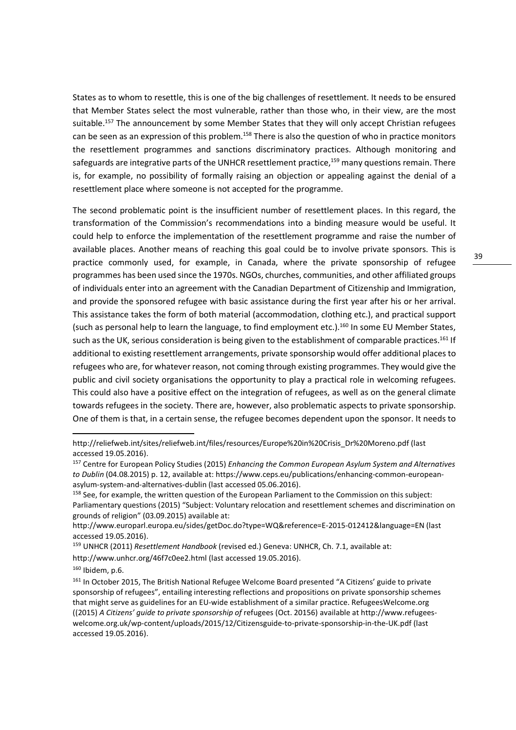States as to whom to resettle, this is one of the big challenges of resettlement. It needs to be ensured that Member States select the most vulnerable, rather than those who, in their view, are the most suitable.[157] The announcement by some Member States that they will only accept Christian refugees can be seen as an expression of this problem.[158] There is also the question of who in practice monitors the resettlement programmes and sanctions discriminatory practices. Although monitoring and safeguards are integrative parts of the UNHCR resettlement practice,[159] many questions remain. There is, for example, no possibility of formally raising an objection or appealing against the denial of a resettlement place where someone is not accepted for the programme.

The second problematic point is the insufficient number of resettlement places. In this regard, the transformation of the Commission's recommendations into a binding measure would be useful. It could help to enforce the implementation of the resettlement programme and raise the number of available places. Another means of reaching this goal could be to involve private sponsors. This is practice commonly used, for example, in Canada, where the private sponsorship of refugee programmes has been used since the 1970s. NGOs, churches, communities, and other affiliated groups of individuals enter into an agreement with the Canadian Department of Citizenship and Immigration, and provide the sponsored refugee with basic assistance during the first year after his or her arrival. This assistance takes the form of both material (accommodation, clothing etc.), and practical support (such as personal help to learn the language, to find employment etc.).[160] In some EU Member States, such as the UK, serious consideration is being given to the establishment of comparable practices.[161] If additional to existing resettlement arrangements, private sponsorship would offer additional places to refugees who are, for whatever reason, not coming through existing programmes. They would give the public and civil society organisations the opportunity to play a practical role in welcoming refugees. This could also have a positive effect on the integration of refugees, as well as on the general climate towards refugees in the society. There are, however, also problematic aspects to private sponsorship. One of them is that, in a certain sense, the refugee becomes dependent upon the sponsor. It needs to

---

http://reliefweb.int/sites/reliefweb.int/files/resources/Europe%20in%20Crisis_Dr%20Moreno.pdf (last accessed 19.05.2016).

[157] Centre for European Policy Studies (2015) *Enhancing the Common European Asylum System and Alternatives to Dublin* (04.08.2015) p. 12, available at: https://www.ceps.eu/publications/enhancing-common-european-asylum-system-and-alternatives-dublin (last accessed 05.06.2016).

[158] See, for example, the written question of the European Parliament to the Commission on this subject: Parliamentary questions (2015) "Subject: Voluntary relocation and resettlement schemes and discrimination on grounds of religion" (03.09.2015) available at: http://www.europarl.europa.eu/sides/getDoc.do?type=WQ&reference=E-2015-012412&language=EN (last accessed 19.05.2016).

[159] UNHCR (2011) *Resettlement Handbook* (revised ed.) Geneva: UNHCR, Ch. 7.1, available at: http://www.unhcr.org/46f7c0ee2.html (last accessed 19.05.2016).

[160] Ibidem, p.6.

[161] In October 2015, The British National Refugee Welcome Board presented "A Citizens' guide to private sponsorship of refugees", entailing interesting reflections and propositions on private sponsorship schemes that might serve as guidelines for an EU-wide establishment of a similar practice. RefugeesWelcome.org ((2015) *A Citizens' guide to private sponsorship of* refugees (Oct. 20156) available at http://www.refugees-welcome.org.uk/wp-content/uploads/2015/12/Citizensguide-to-private-sponsorship-in-the-UK.pdf (last accessed 19.05.2016).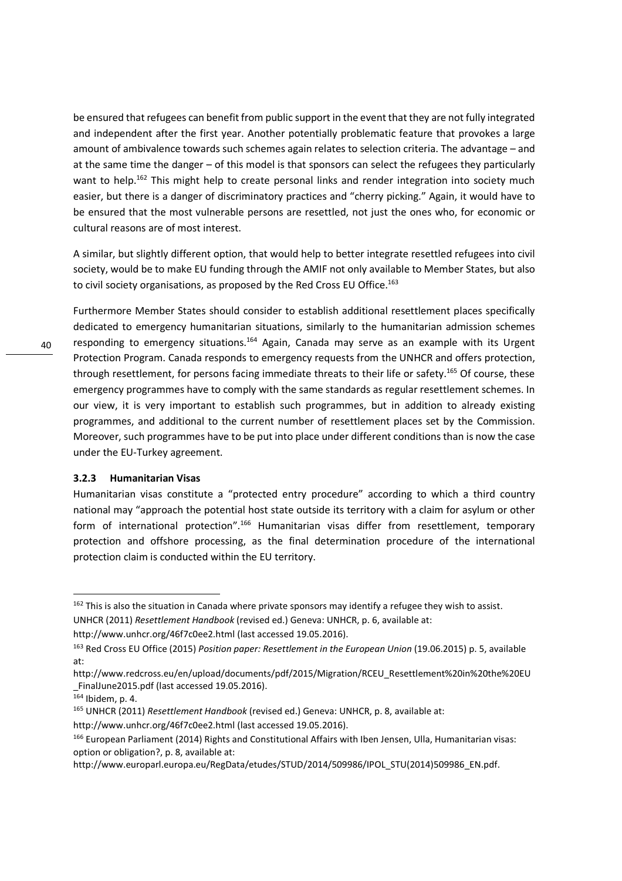be ensured that refugees can benefit from public support in the event that they are not fully integrated and independent after the first year. Another potentially problematic feature that provokes a large amount of ambivalence towards such schemes again relates to selection criteria. The advantage – and at the same time the danger – of this model is that sponsors can select the refugees they particularly want to help.[162] This might help to create personal links and render integration into society much easier, but there is a danger of discriminatory practices and "cherry picking." Again, it would have to be ensured that the most vulnerable persons are resettled, not just the ones who, for economic or cultural reasons are of most interest.

A similar, but slightly different option, that would help to better integrate resettled refugees into civil society, would be to make EU funding through the AMIF not only available to Member States, but also to civil society organisations, as proposed by the Red Cross EU Office.[163]

Furthermore Member States should consider to establish additional resettlement places specifically dedicated to emergency humanitarian situations, similarly to the humanitarian admission schemes responding to emergency situations.[164] Again, Canada may serve as an example with its Urgent Protection Program. Canada responds to emergency requests from the UNHCR and offers protection, through resettlement, for persons facing immediate threats to their life or safety.[165] Of course, these emergency programmes have to comply with the same standards as regular resettlement schemes. In our view, it is very important to establish such programmes, but in addition to already existing programmes, and additional to the current number of resettlement places set by the Commission. Moreover, such programmes have to be put into place under different conditions than is now the case under the EU-Turkey agreement.

### 3.2.3 Humanitarian Visas

Humanitarian visas constitute a "protected entry procedure" according to which a third country national may "approach the potential host state outside its territory with a claim for asylum or other form of international protection".[166] Humanitarian visas differ from resettlement, temporary protection and offshore processing, as the final determination procedure of the international protection claim is conducted within the EU territory.

---

[162] This is also the situation in Canada where private sponsors may identify a refugee they wish to assist. UNHCR (2011) *Resettlement Handbook* (revised ed.) Geneva: UNHCR, p. 6, available at: http://www.unhcr.org/46f7c0ee2.html (last accessed 19.05.2016).

[163] Red Cross EU Office (2015) *Position paper: Resettlement in the European Union* (19.06.2015) p. 5, available at: http://www.redcross.eu/en/upload/documents/pdf/2015/Migration/RCEU_Resettlement%20in%20the%20EU_FinalJune2015.pdf (last accessed 19.05.2016).

[164] Ibidem, p. 4.

[165] UNHCR (2011) *Resettlement Handbook* (revised ed.) Geneva: UNHCR, p. 8, available at: http://www.unhcr.org/46f7c0ee2.html (last accessed 19.05.2016).

[166] European Parliament (2014) Rights and Constitutional Affairs with Iben Jensen, Ulla, Humanitarian visas: option or obligation?, p. 8, available at: http://www.europarl.europa.eu/RegData/etudes/STUD/2014/509986/IPOL_STU(2014)509986_EN.pdf.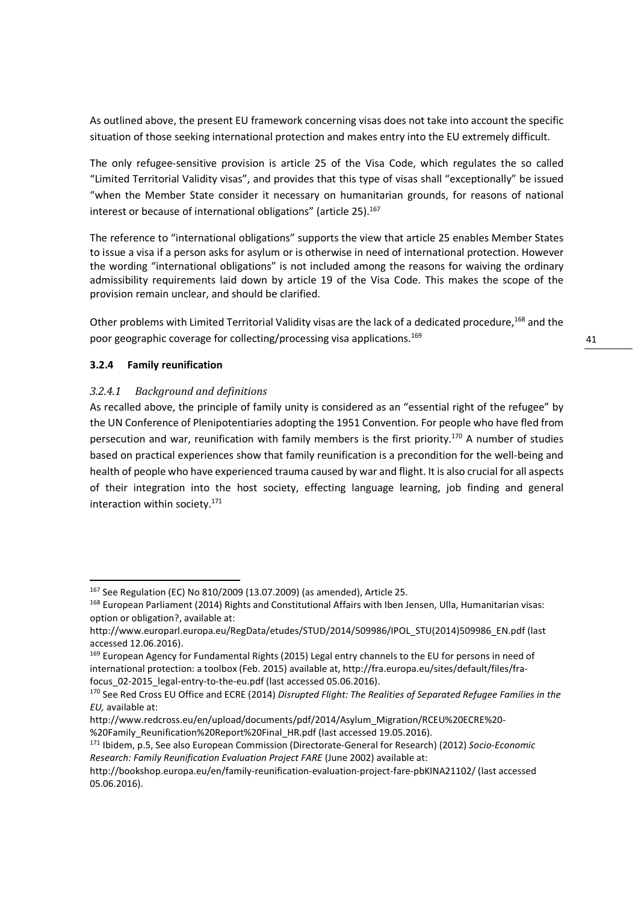As outlined above, the present EU framework concerning visas does not take into account the specific situation of those seeking international protection and makes entry into the EU extremely difficult.

The only refugee-sensitive provision is article 25 of the Visa Code, which regulates the so called "Limited Territorial Validity visas", and provides that this type of visas shall "exceptionally" be issued "when the Member State consider it necessary on humanitarian grounds, for reasons of national interest or because of international obligations" (article 25).[167]

The reference to "international obligations" supports the view that article 25 enables Member States to issue a visa if a person asks for asylum or is otherwise in need of international protection. However the wording "international obligations" is not included among the reasons for waiving the ordinary admissibility requirements laid down by article 19 of the Visa Code. This makes the scope of the provision remain unclear, and should be clarified.

Other problems with Limited Territorial Validity visas are the lack of a dedicated procedure,[168] and the poor geographic coverage for collecting/processing visa applications.[169]

### 3.2.4 Family reunification

#### *3.2.4.1 Background and definitions*

As recalled above, the principle of family unity is considered as an "essential right of the refugee" by the UN Conference of Plenipotentiaries adopting the 1951 Convention. For people who have fled from persecution and war, reunification with family members is the first priority.[170] A number of studies based on practical experiences show that family reunification is a precondition for the well-being and health of people who have experienced trauma caused by war and flight. It is also crucial for all aspects of their integration into the host society, effecting language learning, job finding and general interaction within society.[171]

---

[167] See Regulation (EC) No 810/2009 (13.07.2009) (as amended), Article 25.

[168] European Parliament (2014) Rights and Constitutional Affairs with Iben Jensen, Ulla, Humanitarian visas: option or obligation?, available at: http://www.europarl.europa.eu/RegData/etudes/STUD/2014/509986/IPOL_STU(2014)509986_EN.pdf (last accessed 12.06.2016).

[169] European Agency for Fundamental Rights (2015) Legal entry channels to the EU for persons in need of international protection: a toolbox (Feb. 2015) available at, http://fra.europa.eu/sites/default/files/fra-focus_02-2015_legal-entry-to-the-eu.pdf (last accessed 05.06.2016).

[170] See Red Cross EU Office and ECRE (2014) *Disrupted Flight: The Realities of Separated Refugee Families in the EU,* available at: http://www.redcross.eu/en/upload/documents/pdf/2014/Asylum_Migration/RCEU%20ECRE%20-%20Family_Reunification%20Report%20Final_HR.pdf (last accessed 19.05.2016).

[171] Ibidem, p.5, See also European Commission (Directorate-General for Research) (2012) *Socio-Economic Research: Family Reunification Evaluation Project FARE* (June 2002) available at: http://bookshop.europa.eu/en/family-reunification-evaluation-project-fare-pbKINA21102/ (last accessed 05.06.2016).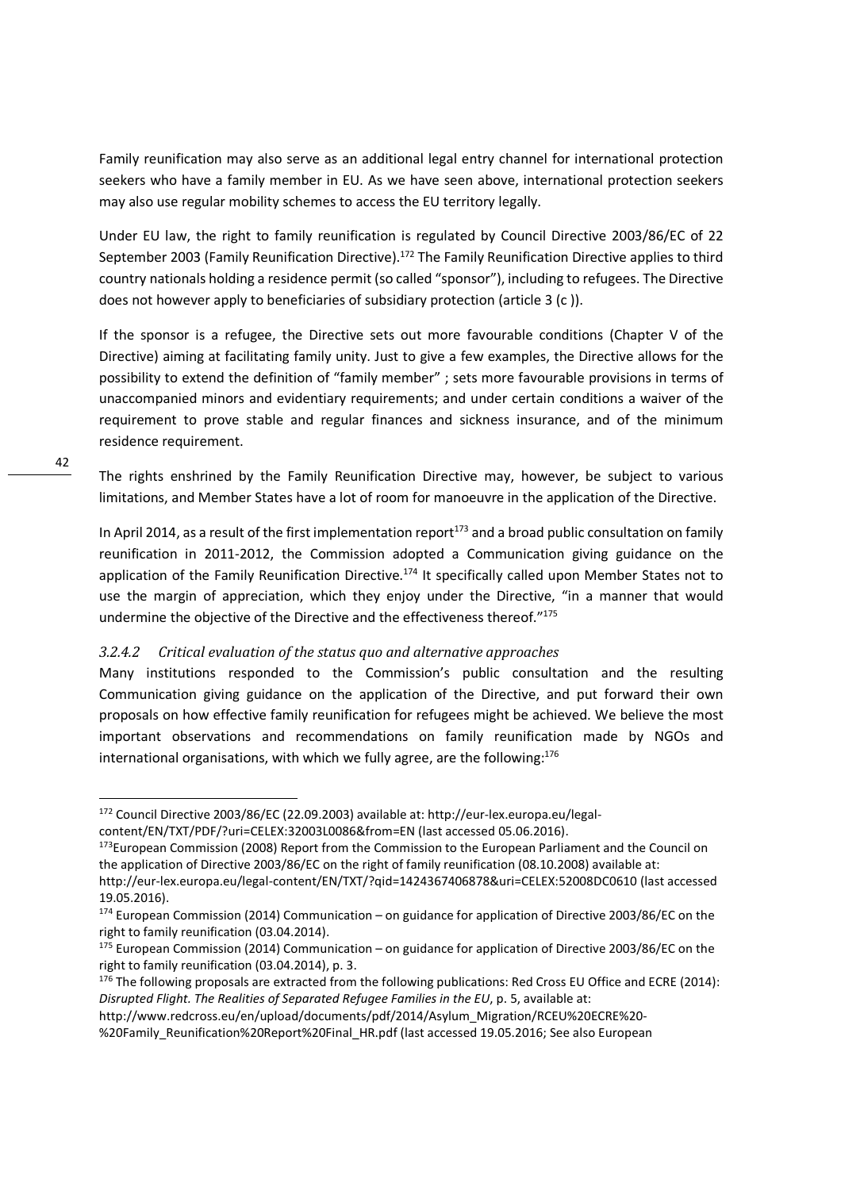Family reunification may also serve as an additional legal entry channel for international protection seekers who have a family member in EU. As we have seen above, international protection seekers may also use regular mobility schemes to access the EU territory legally.

Under EU law, the right to family reunification is regulated by Council Directive 2003/86/EC of 22 September 2003 (Family Reunification Directive).[172] The Family Reunification Directive applies to third country nationals holding a residence permit (so called "sponsor"), including to refugees. The Directive does not however apply to beneficiaries of subsidiary protection (article 3 (c )).

If the sponsor is a refugee, the Directive sets out more favourable conditions (Chapter V of the Directive) aiming at facilitating family unity. Just to give a few examples, the Directive allows for the possibility to extend the definition of "family member" ; sets more favourable provisions in terms of unaccompanied minors and evidentiary requirements; and under certain conditions a waiver of the requirement to prove stable and regular finances and sickness insurance, and of the minimum residence requirement.

The rights enshrined by the Family Reunification Directive may, however, be subject to various limitations, and Member States have a lot of room for manoeuvre in the application of the Directive.

In April 2014, as a result of the first implementation report[173] and a broad public consultation on family reunification in 2011-2012, the Commission adopted a Communication giving guidance on the application of the Family Reunification Directive.[174] It specifically called upon Member States not to use the margin of appreciation, which they enjoy under the Directive, "in a manner that would undermine the objective of the Directive and the effectiveness thereof."[175]

#### *3.2.4.2 Critical evaluation of the status quo and alternative approaches*

Many institutions responded to the Commission's public consultation and the resulting Communication giving guidance on the application of the Directive, and put forward their own proposals on how effective family reunification for refugees might be achieved. We believe the most important observations and recommendations on family reunification made by NGOs and international organisations, with which we fully agree, are the following:[176]

---

[172] Council Directive 2003/86/EC (22.09.2003) available at: http://eur-lex.europa.eu/legal-content/EN/TXT/PDF/?uri=CELEX:32003L0086&from=EN (last accessed 05.06.2016).

[173] European Commission (2008) Report from the Commission to the European Parliament and the Council on the application of Directive 2003/86/EC on the right of family reunification (08.10.2008) available at: http://eur-lex.europa.eu/legal-content/EN/TXT/?qid=1424367406878&uri=CELEX:52008DC0610 (last accessed 19.05.2016).

[174] European Commission (2014) Communication – on guidance for application of Directive 2003/86/EC on the right to family reunification (03.04.2014).

[175] European Commission (2014) Communication – on guidance for application of Directive 2003/86/EC on the right to family reunification (03.04.2014), p. 3.

[176] The following proposals are extracted from the following publications: Red Cross EU Office and ECRE (2014): *Disrupted Flight. The Realities of Separated Refugee Families in the EU*, p. 5, available at: http://www.redcross.eu/en/upload/documents/pdf/2014/Asylum_Migration/RCEU%20ECRE%20-%20Family_Reunification%20Report%20Final_HR.pdf (last accessed 19.05.2016; See also European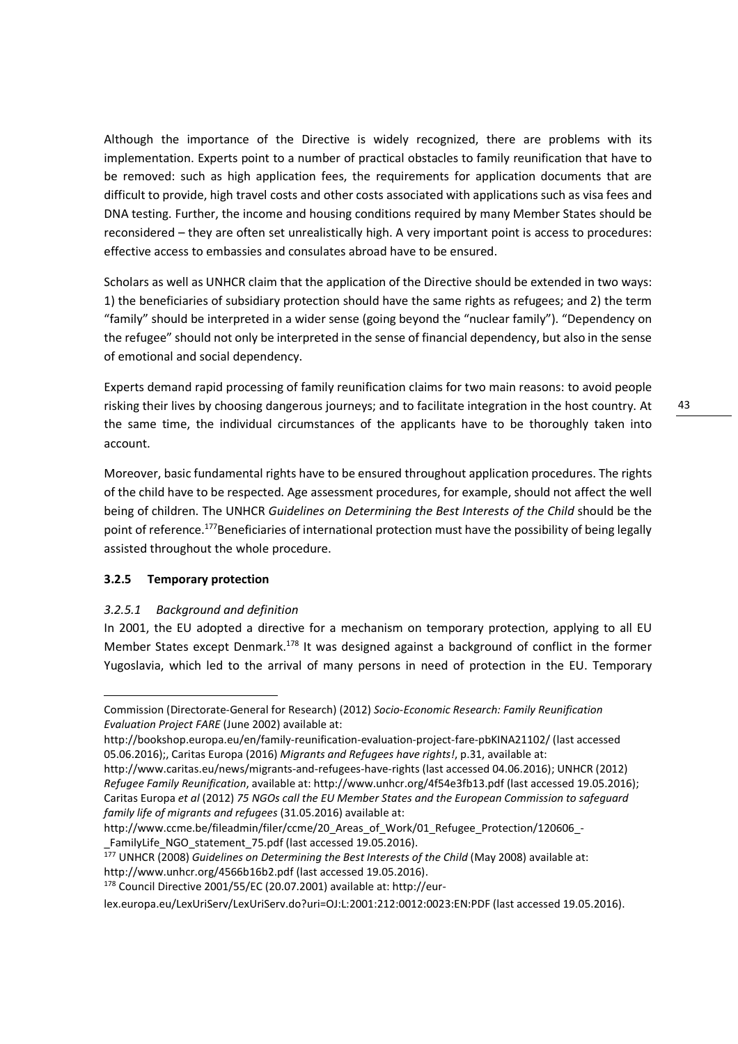Although the importance of the Directive is widely recognized, there are problems with its implementation. Experts point to a number of practical obstacles to family reunification that have to be removed: such as high application fees, the requirements for application documents that are difficult to provide, high travel costs and other costs associated with applications such as visa fees and DNA testing. Further, the income and housing conditions required by many Member States should be reconsidered – they are often set unrealistically high. A very important point is access to procedures: effective access to embassies and consulates abroad have to be ensured.

Scholars as well as UNHCR claim that the application of the Directive should be extended in two ways: 1) the beneficiaries of subsidiary protection should have the same rights as refugees; and 2) the term "family" should be interpreted in a wider sense (going beyond the "nuclear family"). "Dependency on the refugee" should not only be interpreted in the sense of financial dependency, but also in the sense of emotional and social dependency.

Experts demand rapid processing of family reunification claims for two main reasons: to avoid people risking their lives by choosing dangerous journeys; and to facilitate integration in the host country. At the same time, the individual circumstances of the applicants have to be thoroughly taken into account.

Moreover, basic fundamental rights have to be ensured throughout application procedures. The rights of the child have to be respected. Age assessment procedures, for example, should not affect the well being of children. The UNHCR *Guidelines on Determining the Best Interests of the Child* should be the point of reference.[177]Beneficiaries of international protection must have the possibility of being legally assisted throughout the whole procedure.

### 3.2.5 Temporary protection

#### *3.2.5.1 Background and definition*

In 2001, the EU adopted a directive for a mechanism on temporary protection, applying to all EU Member States except Denmark.[178] It was designed against a background of conflict in the former Yugoslavia, which led to the arrival of many persons in need of protection in the EU. Temporary

---

Commission (Directorate-General for Research) (2012) *Socio-Economic Research: Family Reunification Evaluation Project FARE* (June 2002) available at: http://bookshop.europa.eu/en/family-reunification-evaluation-project-fare-pbKINA21102/ (last accessed 05.06.2016);, Caritas Europa (2016) *Migrants and Refugees have rights!*, p.31, available at: http://www.caritas.eu/news/migrants-and-refugees-have-rights (last accessed 04.06.2016); UNHCR (2012) *Refugee Family Reunification*, available at: http://www.unhcr.org/4f54e3fb13.pdf (last accessed 19.05.2016); Caritas Europa *et al* (2012) *75 NGOs call the EU Member States and the European Commission to safeguard family life of migrants and refugees* (31.05.2016) available at: http://www.ccme.be/fileadmin/filer/ccme/20_Areas_of_Work/01_Refugee_Protection/120606_-_FamilyLife_NGO_statement_75.pdf (last accessed 19.05.2016).

[177] UNHCR (2008) *Guidelines on Determining the Best Interests of the Child* (May 2008) available at: http://www.unhcr.org/4566b16b2.pdf (last accessed 19.05.2016).

[178] Council Directive 2001/55/EC (20.07.2001) available at: http://eur-lex.europa.eu/LexUriServ/LexUriServ.do?uri=OJ:L:2001:212:0012:0023:EN:PDF (last accessed 19.05.2016).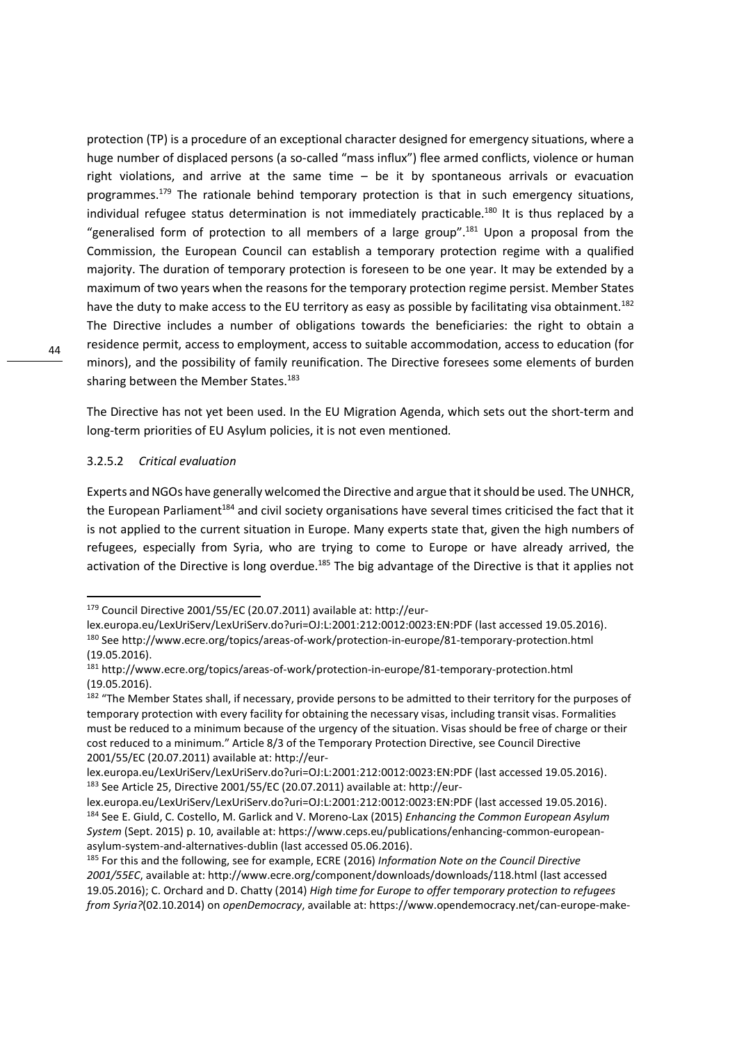protection (TP) is a procedure of an exceptional character designed for emergency situations, where a huge number of displaced persons (a so-called "mass influx") flee armed conflicts, violence or human right violations, and arrive at the same time – be it by spontaneous arrivals or evacuation programmes.[179] The rationale behind temporary protection is that in such emergency situations, individual refugee status determination is not immediately practicable.[180] It is thus replaced by a "generalised form of protection to all members of a large group".[181] Upon a proposal from the Commission, the European Council can establish a temporary protection regime with a qualified majority. The duration of temporary protection is foreseen to be one year. It may be extended by a maximum of two years when the reasons for the temporary protection regime persist. Member States have the duty to make access to the EU territory as easy as possible by facilitating visa obtainment.[182] The Directive includes a number of obligations towards the beneficiaries: the right to obtain a residence permit, access to employment, access to suitable accommodation, access to education (for minors), and the possibility of family reunification. The Directive foresees some elements of burden sharing between the Member States.[183]

The Directive has not yet been used. In the EU Migration Agenda, which sets out the short-term and long-term priorities of EU Asylum policies, it is not even mentioned.

#### 3.2.5.2 *Critical evaluation*

Experts and NGOs have generally welcomed the Directive and argue that it should be used. The UNHCR, the European Parliament[184] and civil society organisations have several times criticised the fact that it is not applied to the current situation in Europe. Many experts state that, given the high numbers of refugees, especially from Syria, who are trying to come to Europe or have already arrived, the activation of the Directive is long overdue.[185] The big advantage of the Directive is that it applies not

---

[179] Council Directive 2001/55/EC (20.07.2011) available at: http://eur-lex.europa.eu/LexUriServ/LexUriServ.do?uri=OJ:L:2001:212:0012:0023:EN:PDF (last accessed 19.05.2016).

[180] See http://www.ecre.org/topics/areas-of-work/protection-in-europe/81-temporary-protection.html (19.05.2016).

[181] http://www.ecre.org/topics/areas-of-work/protection-in-europe/81-temporary-protection.html (19.05.2016).

[182] "The Member States shall, if necessary, provide persons to be admitted to their territory for the purposes of temporary protection with every facility for obtaining the necessary visas, including transit visas. Formalities must be reduced to a minimum because of the urgency of the situation. Visas should be free of charge or their cost reduced to a minimum." Article 8/3 of the Temporary Protection Directive, see Council Directive 2001/55/EC (20.07.2011) available at: http://eur-lex.europa.eu/LexUriServ/LexUriServ.do?uri=OJ:L:2001:212:0012:0023:EN:PDF (last accessed 19.05.2016).

[183] See Article 25, Directive 2001/55/EC (20.07.2011) available at: http://eur-lex.europa.eu/LexUriServ/LexUriServ.do?uri=OJ:L:2001:212:0012:0023:EN:PDF (last accessed 19.05.2016).

[184] See E. Giuld, C. Costello, M. Garlick and V. Moreno-Lax (2015) *Enhancing the Common European Asylum System* (Sept. 2015) p. 10, available at: https://www.ceps.eu/publications/enhancing-common-european-asylum-system-and-alternatives-dublin (last accessed 05.06.2016).

[185] For this and the following, see for example, ECRE (2016) *Information Note on the Council Directive 2001/55EC*, available at: http://www.ecre.org/component/downloads/downloads/118.html (last accessed 19.05.2016); C. Orchard and D. Chatty (2014) *High time for Europe to offer temporary protection to refugees from Syria?*(02.10.2014) on *openDemocracy*, available at: https://www.opendemocracy.net/can-europe-make-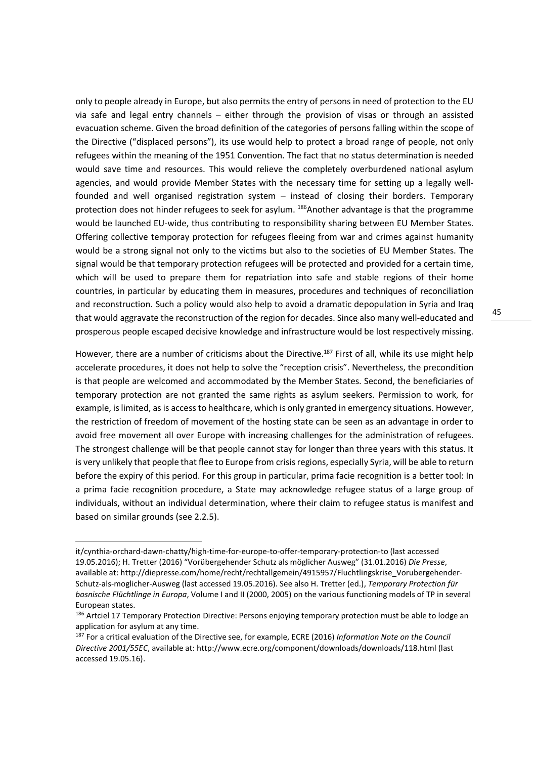only to people already in Europe, but also permits the entry of persons in need of protection to the EU via safe and legal entry channels – either through the provision of visas or through an assisted evacuation scheme. Given the broad definition of the categories of persons falling within the scope of the Directive ("displaced persons"), its use would help to protect a broad range of people, not only refugees within the meaning of the 1951 Convention. The fact that no status determination is needed would save time and resources. This would relieve the completely overburdened national asylum agencies, and would provide Member States with the necessary time for setting up a legally well-founded and well organised registration system – instead of closing their borders. Temporary protection does not hinder refugees to seek for asylum. [186]Another advantage is that the programme would be launched EU-wide, thus contributing to responsibility sharing between EU Member States. Offering collective temporay protection for refugees fleeing from war and crimes against humanity would be a strong signal not only to the victims but also to the societies of EU Member States. The signal would be that temporary protection refugees will be protected and provided for a certain time, which will be used to prepare them for repatriation into safe and stable regions of their home countries, in particular by educating them in measures, procedures and techniques of reconciliation and reconstruction. Such a policy would also help to avoid a dramatic depopulation in Syria and Iraq that would aggravate the reconstruction of the region for decades. Since also many well-educated and prosperous people escaped decisive knowledge and infrastructure would be lost respectively missing.

However, there are a number of criticisms about the Directive.[187] First of all, while its use might help accelerate procedures, it does not help to solve the "reception crisis". Nevertheless, the precondition is that people are welcomed and accommodated by the Member States. Second, the beneficiaries of temporary protection are not granted the same rights as asylum seekers. Permission to work, for example, is limited, as is access to healthcare, which is only granted in emergency situations. However, the restriction of freedom of movement of the hosting state can be seen as an advantage in order to avoid free movement all over Europe with increasing challenges for the administration of refugees. The strongest challenge will be that people cannot stay for longer than three years with this status. It is very unlikely that people that flee to Europe from crisis regions, especially Syria, will be able to return before the expiry of this period. For this group in particular, prima facie recognition is a better tool: In a prima facie recognition procedure, a State may acknowledge refugee status of a large group of individuals, without an individual determination, where their claim to refugee status is manifest and based on similar grounds (see 2.2.5).

---

it/cynthia-orchard-dawn-chatty/high-time-for-europe-to-offer-temporary-protection-to (last accessed 19.05.2016); H. Tretter (2016) "Vorübergehender Schutz als möglicher Ausweg" (31.01.2016) *Die Presse*, available at: http://diepresse.com/home/recht/rechtallgemein/4915957/Fluchtlingskrise_Vorubergehender-Schutz-als-moglicher-Ausweg (last accessed 19.05.2016). See also H. Tretter (ed.), *Temporary Protection für bosnische Flüchtlinge in Europa*, Volume I and II (2000, 2005) on the various functioning models of TP in several European states.

[186] Artciel 17 Temporary Protection Directive: Persons enjoying temporary protection must be able to lodge an application for asylum at any time.

[187] For a critical evaluation of the Directive see, for example, ECRE (2016) *Information Note on the Council Directive 2001/55EC*, available at: http://www.ecre.org/component/downloads/downloads/118.html (last accessed 19.05.16).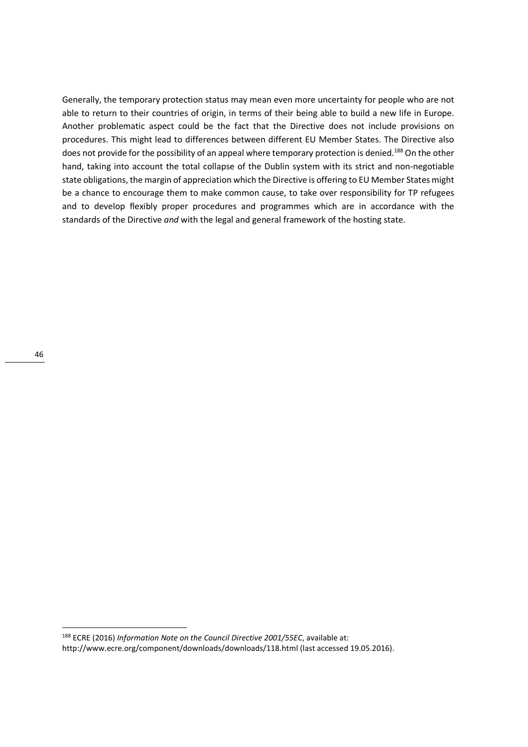Generally, the temporary protection status may mean even more uncertainty for people who are not able to return to their countries of origin, in terms of their being able to build a new life in Europe. Another problematic aspect could be the fact that the Directive does not include provisions on procedures. This might lead to differences between different EU Member States. The Directive also does not provide for the possibility of an appeal where temporary protection is denied.[188] On the other hand, taking into account the total collapse of the Dublin system with its strict and non-negotiable state obligations, the margin of appreciation which the Directive is offering to EU Member States might be a chance to encourage them to make common cause, to take over responsibility for TP refugees and to develop flexibly proper procedures and programmes which are in accordance with the standards of the Directive *and* with the legal and general framework of the hosting state.

---

[188] ECRE (2016) *Information Note on the Council Directive 2001/55EC*, available at: http://www.ecre.org/component/downloads/downloads/118.html (last accessed 19.05.2016).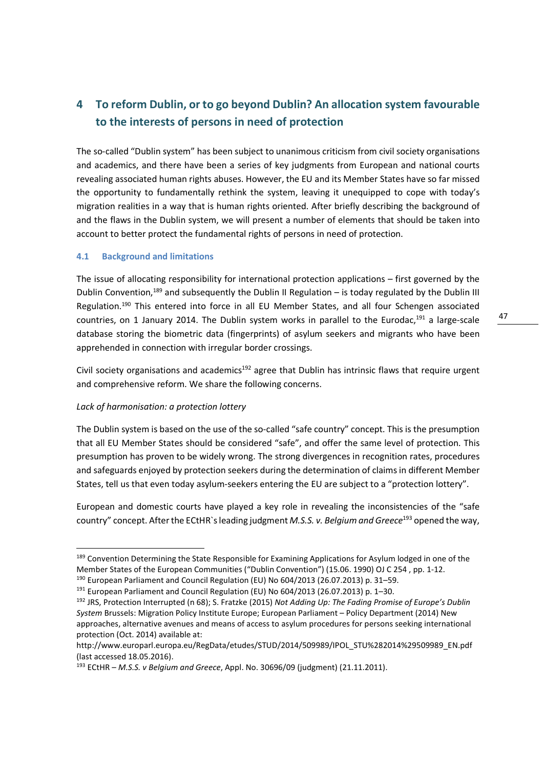# 4 To reform Dublin, or to go beyond Dublin? An allocation system favourable to the interests of persons in need of protection

The so-called "Dublin system" has been subject to unanimous criticism from civil society organisations and academics, and there have been a series of key judgments from European and national courts revealing associated human rights abuses. However, the EU and its Member States have so far missed the opportunity to fundamentally rethink the system, leaving it unequipped to cope with today's migration realities in a way that is human rights oriented. After briefly describing the background of and the flaws in the Dublin system, we will present a number of elements that should be taken into account to better protect the fundamental rights of persons in need of protection.

## 4.1 Background and limitations

The issue of allocating responsibility for international protection applications – first governed by the Dublin Convention,[189] and subsequently the Dublin II Regulation – is today regulated by the Dublin III Regulation.[190] This entered into force in all EU Member States, and all four Schengen associated countries, on 1 January 2014. The Dublin system works in parallel to the Eurodac,[191] a large-scale database storing the biometric data (fingerprints) of asylum seekers and migrants who have been apprehended in connection with irregular border crossings.

Civil society organisations and academics[192] agree that Dublin has intrinsic flaws that require urgent and comprehensive reform. We share the following concerns.

*Lack of harmonisation: a protection lottery*

The Dublin system is based on the use of the so-called "safe country" concept. This is the presumption that all EU Member States should be considered "safe", and offer the same level of protection. This presumption has proven to be widely wrong. The strong divergences in recognition rates, procedures and safeguards enjoyed by protection seekers during the determination of claims in different Member States, tell us that even today asylum-seekers entering the EU are subject to a "protection lottery".

European and domestic courts have played a key role in revealing the inconsistencies of the "safe country" concept. After the ECtHR`s leading judgment *M.S.S. v. Belgium and Greece*[193] opened the way,

---

[189] Convention Determining the State Responsible for Examining Applications for Asylum lodged in one of the Member States of the European Communities ("Dublin Convention") (15.06. 1990) OJ C 254 , pp. 1-12.

[190] European Parliament and Council Regulation (EU) No 604/2013 (26.07.2013) p. 31–59.

[191] European Parliament and Council Regulation (EU) No 604/2013 (26.07.2013) p. 1–30.

[192] JRS, Protection Interrupted (n 68); S. Fratzke (2015) *Not Adding Up: The Fading Promise of Europe's Dublin System* Brussels: Migration Policy Institute Europe; European Parliament – Policy Department (2014) New approaches, alternative avenues and means of access to asylum procedures for persons seeking international protection (Oct. 2014) available at: http://www.europarl.europa.eu/RegData/etudes/STUD/2014/509989/IPOL_STU%282014%29509989_EN.pdf (last accessed 18.05.2016).

[193] ECtHR – *M.S.S. v Belgium and Greece*, Appl. No. 30696/09 (judgment) (21.11.2011).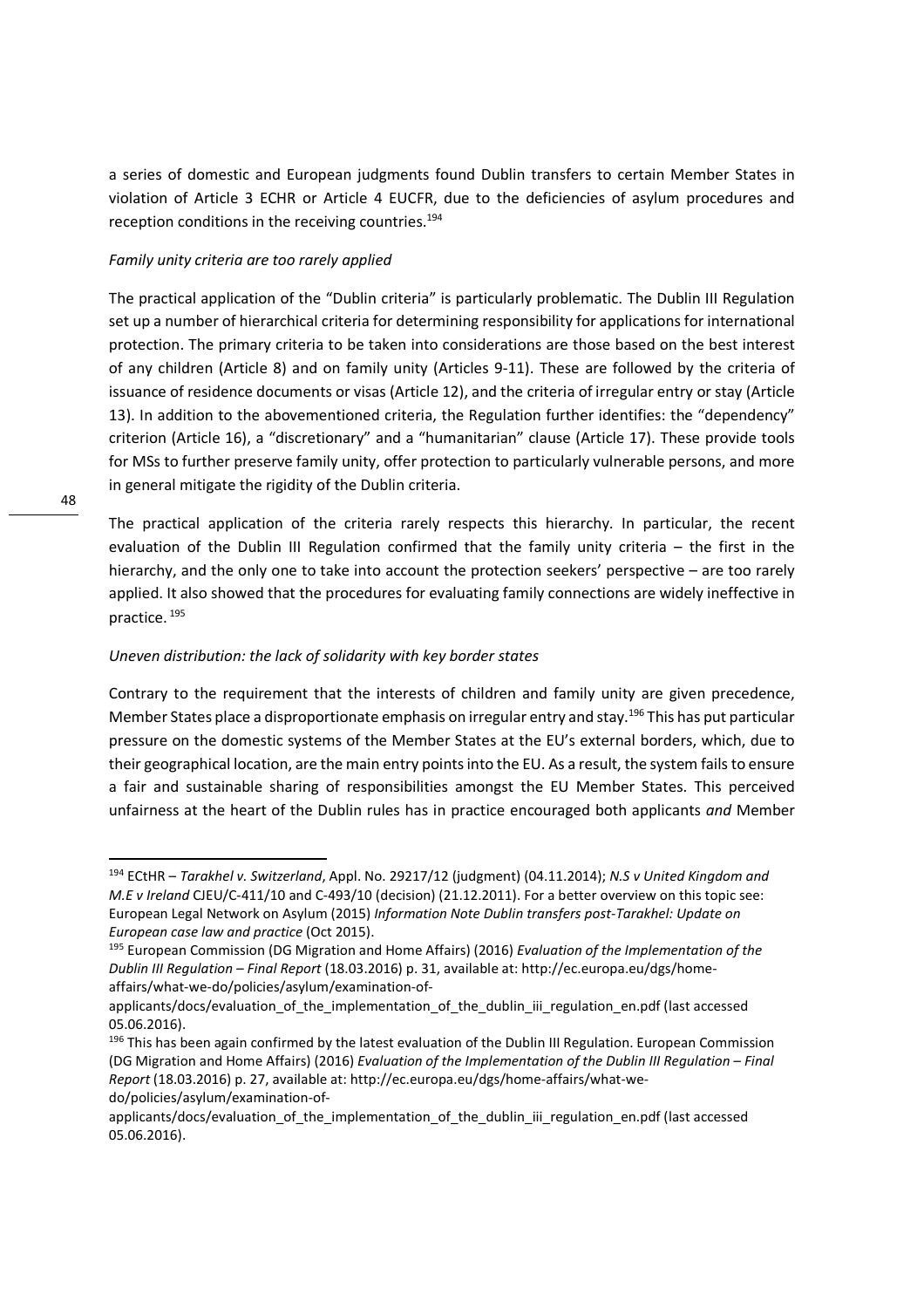a series of domestic and European judgments found Dublin transfers to certain Member States in violation of Article 3 ECHR or Article 4 EUCFR, due to the deficiencies of asylum procedures and reception conditions in the receiving countries.[194]

*Family unity criteria are too rarely applied*

The practical application of the "Dublin criteria" is particularly problematic. The Dublin III Regulation set up a number of hierarchical criteria for determining responsibility for applications for international protection. The primary criteria to be taken into considerations are those based on the best interest of any children (Article 8) and on family unity (Articles 9-11). These are followed by the criteria of issuance of residence documents or visas (Article 12), and the criteria of irregular entry or stay (Article 13). In addition to the abovementioned criteria, the Regulation further identifies: the "dependency" criterion (Article 16), a "discretionary" and a "humanitarian" clause (Article 17). These provide tools for MSs to further preserve family unity, offer protection to particularly vulnerable persons, and more in general mitigate the rigidity of the Dublin criteria.

The practical application of the criteria rarely respects this hierarchy. In particular, the recent evaluation of the Dublin III Regulation confirmed that the family unity criteria – the first in the hierarchy, and the only one to take into account the protection seekers' perspective – are too rarely applied. It also showed that the procedures for evaluating family connections are widely ineffective in practice.[195]

*Uneven distribution: the lack of solidarity with key border states*

Contrary to the requirement that the interests of children and family unity are given precedence, Member States place a disproportionate emphasis on irregular entry and stay.[196] This has put particular pressure on the domestic systems of the Member States at the EU's external borders, which, due to their geographical location, are the main entry points into the EU. As a result, the system fails to ensure a fair and sustainable sharing of responsibilities amongst the EU Member States. This perceived unfairness at the heart of the Dublin rules has in practice encouraged both applicants *and* Member

---

[194] ECtHR – *Tarakhel v. Switzerland*, Appl. No. 29217/12 (judgment) (04.11.2014); *N.S v United Kingdom and M.E v Ireland* CJEU/C-411/10 and C-493/10 (decision) (21.12.2011). For a better overview on this topic see: European Legal Network on Asylum (2015) *Information Note Dublin transfers post-Tarakhel: Update on European case law and practice* (Oct 2015).

[195] European Commission (DG Migration and Home Affairs) (2016) *Evaluation of the Implementation of the Dublin III Regulation – Final Report* (18.03.2016) p. 31, available at: http://ec.europa.eu/dgs/home-affairs/what-we-do/policies/asylum/examination-of-applicants/docs/evaluation_of_the_implementation_of_the_dublin_iii_regulation_en.pdf (last accessed 05.06.2016).

[196] This has been again confirmed by the latest evaluation of the Dublin III Regulation. European Commission (DG Migration and Home Affairs) (2016) *Evaluation of the Implementation of the Dublin III Regulation – Final Report* (18.03.2016) p. 27, available at: http://ec.europa.eu/dgs/home-affairs/what-we-do/policies/asylum/examination-of-applicants/docs/evaluation_of_the_implementation_of_the_dublin_iii_regulation_en.pdf (last accessed 05.06.2016).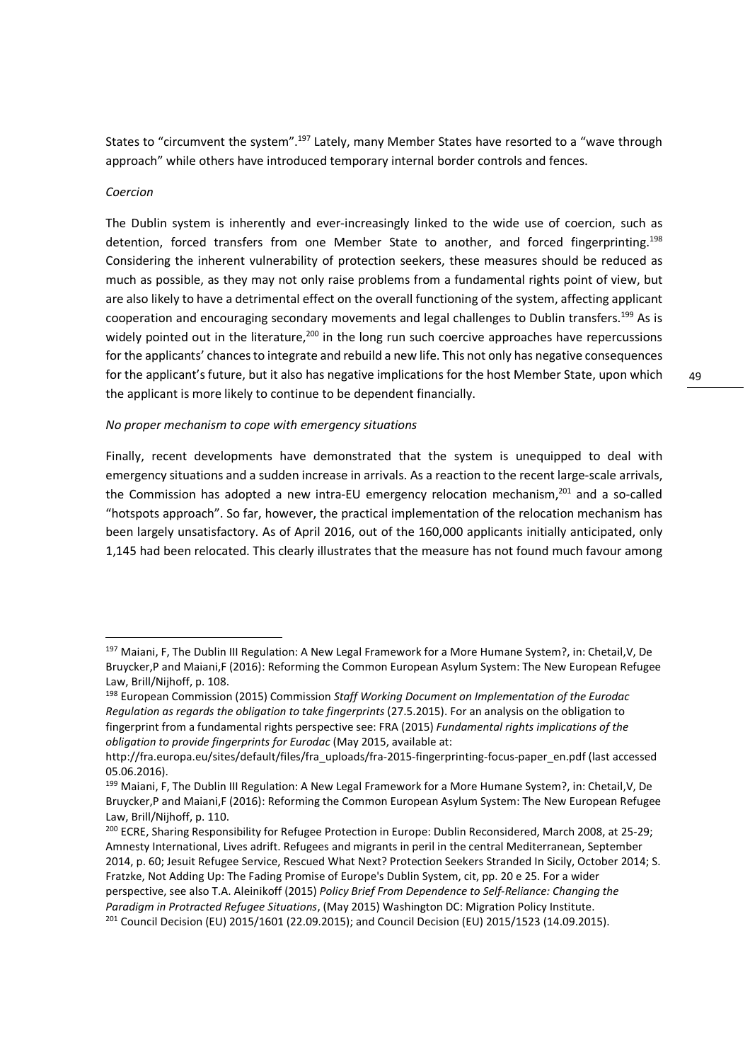States to "circumvent the system".[197] Lately, many Member States have resorted to a "wave through approach" while others have introduced temporary internal border controls and fences.

*Coercion*

The Dublin system is inherently and ever-increasingly linked to the wide use of coercion, such as detention, forced transfers from one Member State to another, and forced fingerprinting.[198] Considering the inherent vulnerability of protection seekers, these measures should be reduced as much as possible, as they may not only raise problems from a fundamental rights point of view, but are also likely to have a detrimental effect on the overall functioning of the system, affecting applicant cooperation and encouraging secondary movements and legal challenges to Dublin transfers.[199] As is widely pointed out in the literature,[200] in the long run such coercive approaches have repercussions for the applicants' chances to integrate and rebuild a new life. This not only has negative consequences for the applicant's future, but it also has negative implications for the host Member State, upon which the applicant is more likely to continue to be dependent financially.

*No proper mechanism to cope with emergency situations*

Finally, recent developments have demonstrated that the system is unequipped to deal with emergency situations and a sudden increase in arrivals. As a reaction to the recent large-scale arrivals, the Commission has adopted a new intra-EU emergency relocation mechanism,[201] and a so-called "hotspots approach". So far, however, the practical implementation of the relocation mechanism has been largely unsatisfactory. As of April 2016, out of the 160,000 applicants initially anticipated, only 1,145 had been relocated. This clearly illustrates that the measure has not found much favour among

---

[197] Maiani, F, The Dublin III Regulation: A New Legal Framework for a More Humane System?, in: Chetail,V, De Bruycker,P and Maiani,F (2016): Reforming the Common European Asylum System: The New European Refugee Law, Brill/Nijhoff, p. 108.

[198] European Commission (2015) Commission *Staff Working Document on Implementation of the Eurodac Regulation as regards the obligation to take fingerprints* (27.5.2015). For an analysis on the obligation to fingerprint from a fundamental rights perspective see: FRA (2015) *Fundamental rights implications of the obligation to provide fingerprints for Eurodac* (May 2015, available at: http://fra.europa.eu/sites/default/files/fra_uploads/fra-2015-fingerprinting-focus-paper_en.pdf (last accessed 05.06.2016).

[199] Maiani, F, The Dublin III Regulation: A New Legal Framework for a More Humane System?, in: Chetail,V, De Bruycker,P and Maiani,F (2016): Reforming the Common European Asylum System: The New European Refugee Law, Brill/Nijhoff, p. 110.

[200] ECRE, Sharing Responsibility for Refugee Protection in Europe: Dublin Reconsidered, March 2008, at 25-29; Amnesty International, Lives adrift. Refugees and migrants in peril in the central Mediterranean, September 2014, p. 60; Jesuit Refugee Service, Rescued What Next? Protection Seekers Stranded In Sicily, October 2014; S. Fratzke, Not Adding Up: The Fading Promise of Europe's Dublin System, cit, pp. 20 e 25. For a wider perspective, see also T.A. Aleinikoff (2015) *Policy Brief From Dependence to Self-Reliance: Changing the Paradigm in Protracted Refugee Situations*, (May 2015) Washington DC: Migration Policy Institute.

[201] Council Decision (EU) 2015/1601 (22.09.2015); and Council Decision (EU) 2015/1523 (14.09.2015).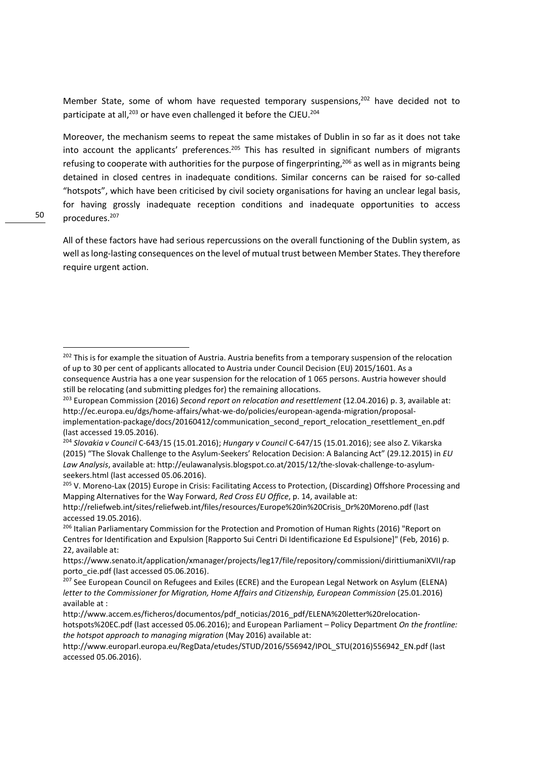Member State, some of whom have requested temporary suspensions,[202] have decided not to participate at all,[203] or have even challenged it before the CJEU.[204]

Moreover, the mechanism seems to repeat the same mistakes of Dublin in so far as it does not take into account the applicants' preferences.[205] This has resulted in significant numbers of migrants refusing to cooperate with authorities for the purpose of fingerprinting,[206] as well as in migrants being detained in closed centres in inadequate conditions. Similar concerns can be raised for so-called "hotspots", which have been criticised by civil society organisations for having an unclear legal basis, for having grossly inadequate reception conditions and inadequate opportunities to access procedures.[207]

All of these factors have had serious repercussions on the overall functioning of the Dublin system, as well as long-lasting consequences on the level of mutual trust between Member States. They therefore require urgent action.

---

[202] This is for example the situation of Austria. Austria benefits from a temporary suspension of the relocation of up to 30 per cent of applicants allocated to Austria under Council Decision (EU) 2015/1601. As a consequence Austria has a one year suspension for the relocation of 1 065 persons. Austria however should still be relocating (and submitting pledges for) the remaining allocations.

[203] European Commission (2016) *Second report on relocation and resettlement* (12.04.2016) p. 3, available at: http://ec.europa.eu/dgs/home-affairs/what-we-do/policies/european-agenda-migration/proposal-implementation-package/docs/20160412/communication_second_report_relocation_resettlement_en.pdf (last accessed 19.05.2016).

[204] *Slovakia v Council* C-643/15 (15.01.2016); *Hungary v Council* C-647/15 (15.01.2016); see also Z. Vikarska (2015) "The Slovak Challenge to the Asylum-Seekers' Relocation Decision: A Balancing Act" (29.12.2015) in *EU Law Analysis*, available at: http://eulawanalysis.blogspot.co.at/2015/12/the-slovak-challenge-to-asylum-seekers.html (last accessed 05.06.2016).

[205] V. Moreno-Lax (2015) Europe in Crisis: Facilitating Access to Protection, (Discarding) Offshore Processing and Mapping Alternatives for the Way Forward, *Red Cross EU Office*, p. 14, available at: http://reliefweb.int/sites/reliefweb.int/files/resources/Europe%20in%20Crisis_Dr%20Moreno.pdf (last accessed 19.05.2016).

[206] Italian Parliamentary Commission for the Protection and Promotion of Human Rights (2016) "Report on Centres for Identification and Expulsion [Rapporto Sui Centri Di Identificazione Ed Espulsione]" (Feb, 2016) p. 22, available at: https://www.senato.it/application/xmanager/projects/leg17/file/repository/commissioni/dirittiumaniXVII/rapporto_cie.pdf (last accessed 05.06.2016).

[207] See European Council on Refugees and Exiles (ECRE) and the European Legal Network on Asylum (ELENA) *letter to the Commissioner for Migration, Home Affairs and Citizenship, European Commission* (25.01.2016) available at : http://www.accem.es/ficheros/documentos/pdf_noticias/2016_pdf/ELENA%20letter%20relocation-hotspots%20EC.pdf (last accessed 05.06.2016); and European Parliament – Policy Department *On the frontline: the hotspot approach to managing migration* (May 2016) available at: http://www.europarl.europa.eu/RegData/etudes/STUD/2016/556942/IPOL_STU(2016)556942_EN.pdf (last accessed 05.06.2016).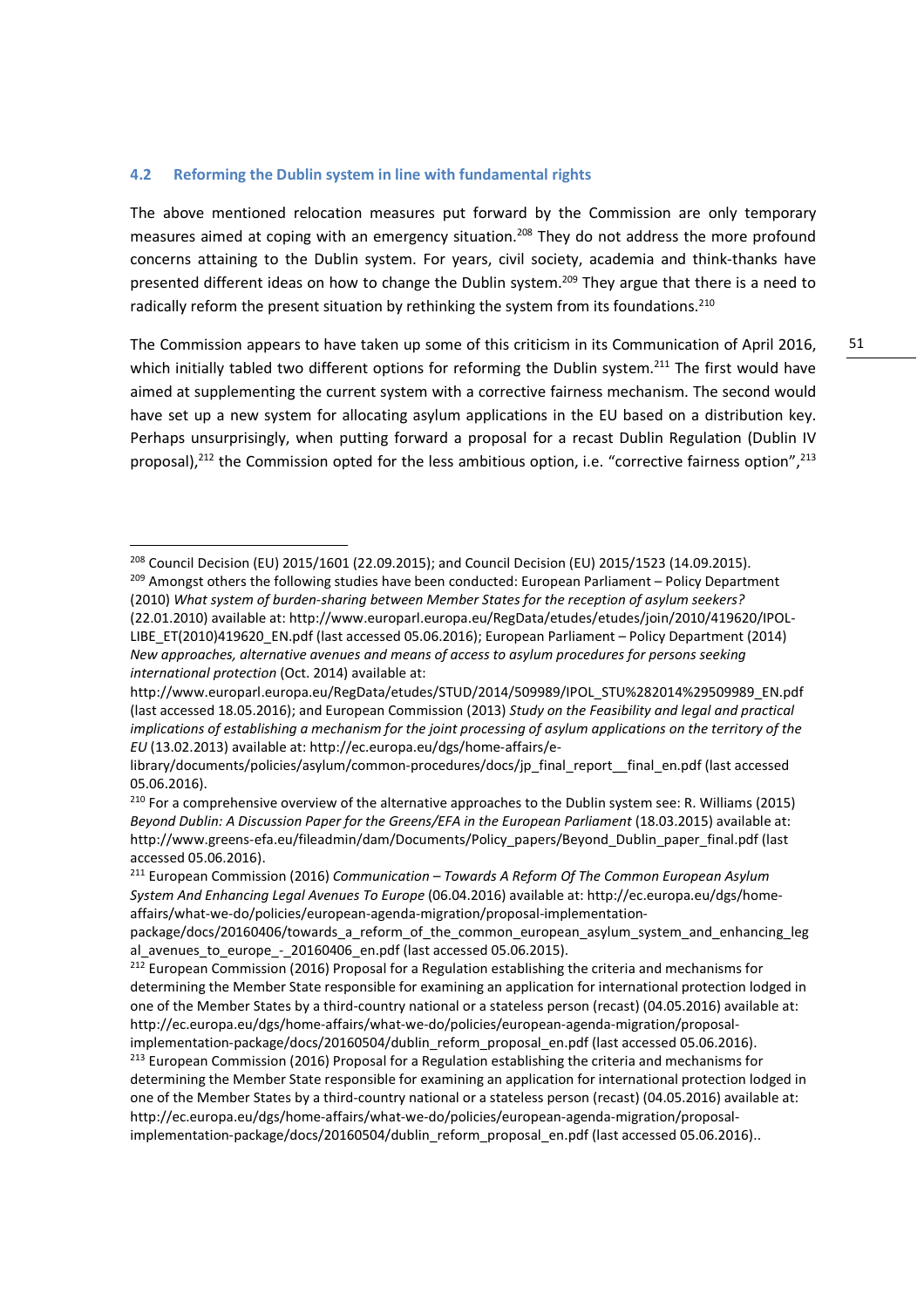### 4.2 Reforming the Dublin system in line with fundamental rights

The above mentioned relocation measures put forward by the Commission are only temporary measures aimed at coping with an emergency situation.[208] They do not address the more profound concerns attaining to the Dublin system. For years, civil society, academia and think-thanks have presented different ideas on how to change the Dublin system.[209] They argue that there is a need to radically reform the present situation by rethinking the system from its foundations.[210]

The Commission appears to have taken up some of this criticism in its Communication of April 2016, which initially tabled two different options for reforming the Dublin system.[211] The first would have aimed at supplementing the current system with a corrective fairness mechanism. The second would have set up a new system for allocating asylum applications in the EU based on a distribution key. Perhaps unsurprisingly, when putting forward a proposal for a recast Dublin Regulation (Dublin IV proposal),[212] the Commission opted for the less ambitious option, i.e. "corrective fairness option",[213]

---

[208] Council Decision (EU) 2015/1601 (22.09.2015); and Council Decision (EU) 2015/1523 (14.09.2015).

[209] Amongst others the following studies have been conducted: European Parliament – Policy Department (2010) *What system of burden-sharing between Member States for the reception of asylum seekers?* (22.01.2010) available at: http://www.europarl.europa.eu/RegData/etudes/etudes/join/2010/419620/IPOL-LIBE_ET(2010)419620_EN.pdf (last accessed 05.06.2016); European Parliament – Policy Department (2014) *New approaches, alternative avenues and means of access to asylum procedures for persons seeking international protection* (Oct. 2014) available at: http://www.europarl.europa.eu/RegData/etudes/STUD/2014/509989/IPOL_STU%282014%29509989_EN.pdf (last accessed 18.05.2016); and European Commission (2013) *Study on the Feasibility and legal and practical implications of establishing a mechanism for the joint processing of asylum applications on the territory of the EU* (13.02.2013) available at: http://ec.europa.eu/dgs/home-affairs/e-library/documents/policies/asylum/common-procedures/docs/jp_final_report__final_en.pdf (last accessed 05.06.2016).

[210] For a comprehensive overview of the alternative approaches to the Dublin system see: R. Williams (2015) *Beyond Dublin: A Discussion Paper for the Greens/EFA in the European Parliament* (18.03.2015) available at: http://www.greens-efa.eu/fileadmin/dam/Documents/Policy_papers/Beyond_Dublin_paper_final.pdf (last accessed 05.06.2016).

[211] European Commission (2016) *Communication – Towards A Reform Of The Common European Asylum System And Enhancing Legal Avenues To Europe* (06.04.2016) available at: http://ec.europa.eu/dgs/home-affairs/what-we-do/policies/european-agenda-migration/proposal-implementation-package/docs/20160406/towards_a_reform_of_the_common_european_asylum_system_and_enhancing_legal_avenues_to_europe_-_20160406_en.pdf (last accessed 05.06.2015).

[212] European Commission (2016) Proposal for a Regulation establishing the criteria and mechanisms for determining the Member State responsible for examining an application for international protection lodged in one of the Member States by a third-country national or a stateless person (recast) (04.05.2016) available at: http://ec.europa.eu/dgs/home-affairs/what-we-do/policies/european-agenda-migration/proposal-implementation-package/docs/20160504/dublin_reform_proposal_en.pdf (last accessed 05.06.2016).

[213] European Commission (2016) Proposal for a Regulation establishing the criteria and mechanisms for determining the Member State responsible for examining an application for international protection lodged in one of the Member States by a third-country national or a stateless person (recast) (04.05.2016) available at: http://ec.europa.eu/dgs/home-affairs/what-we-do/policies/european-agenda-migration/proposal-implementation-package/docs/20160504/dublin_reform_proposal_en.pdf (last accessed 05.06.2016)..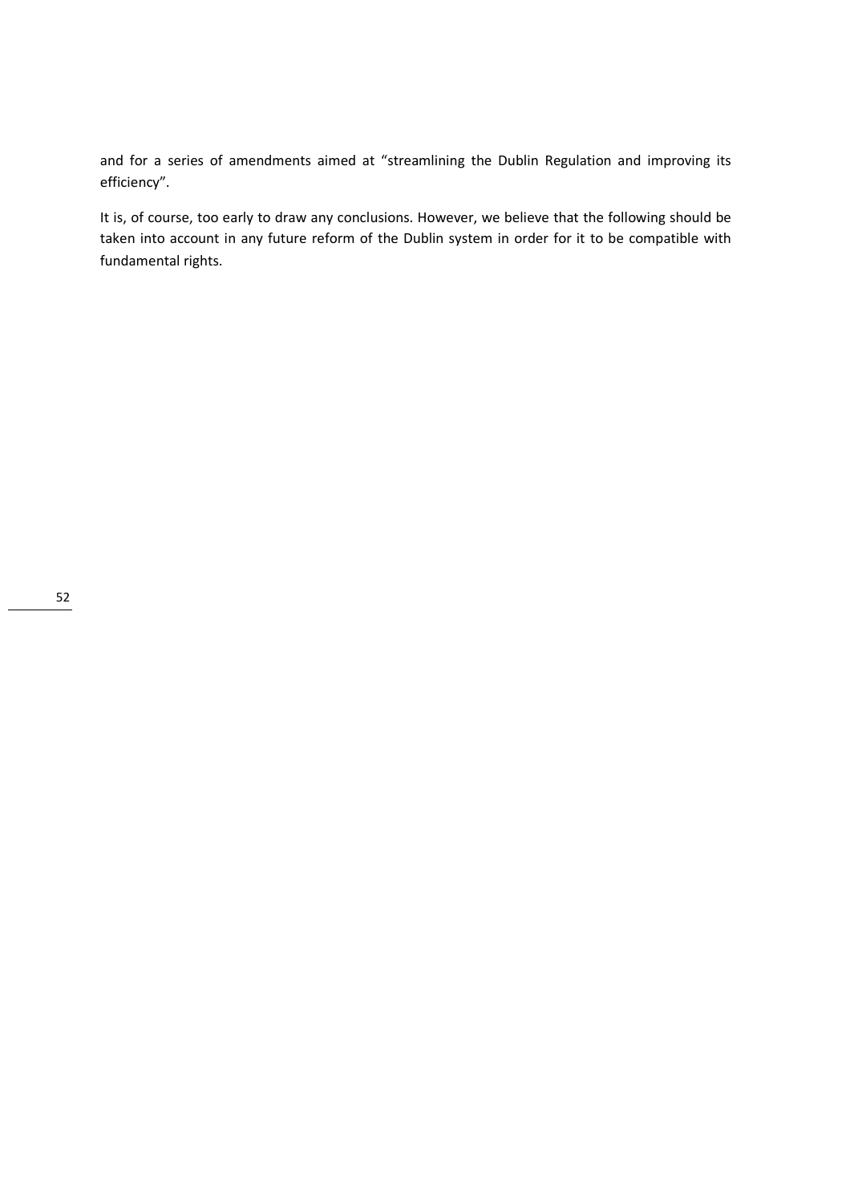and for a series of amendments aimed at “streamlining the Dublin Regulation and improving its efficiency”.

It is, of course, too early to draw any conclusions. However, we believe that the following should be taken into account in any future reform of the Dublin system in order for it to be compatible with fundamental rights.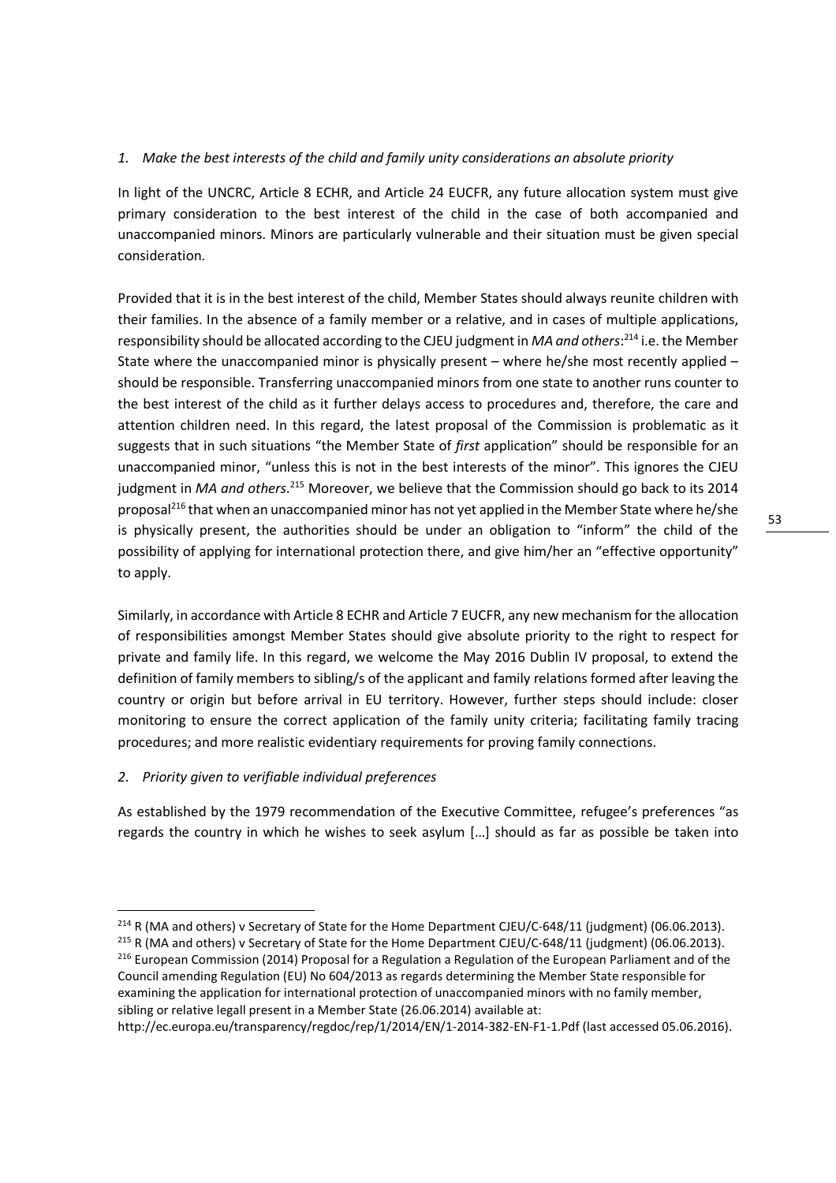*1. Make the best interests of the child and family unity considerations an absolute priority*

In light of the UNCRC, Article 8 ECHR, and Article 24 EUCFR, any future allocation system must give primary consideration to the best interest of the child in the case of both accompanied and unaccompanied minors. Minors are particularly vulnerable and their situation must be given special consideration.

Provided that it is in the best interest of the child, Member States should always reunite children with their families. In the absence of a family member or a relative, and in cases of multiple applications, responsibility should be allocated according to the CJEU judgment in *MA and others*:[214] i.e. the Member State where the unaccompanied minor is physically present – where he/she most recently applied – should be responsible. Transferring unaccompanied minors from one state to another runs counter to the best interest of the child as it further delays access to procedures and, therefore, the care and attention children need. In this regard, the latest proposal of the Commission is problematic as it suggests that in such situations "the Member State of *first* application" should be responsible for an unaccompanied minor, "unless this is not in the best interests of the minor". This ignores the CJEU judgment in *MA and others*.[215] Moreover, we believe that the Commission should go back to its 2014 proposal[216] that when an unaccompanied minor has not yet applied in the Member State where he/she is physically present, the authorities should be under an obligation to "inform" the child of the possibility of applying for international protection there, and give him/her an "effective opportunity" to apply.

Similarly, in accordance with Article 8 ECHR and Article 7 EUCFR, any new mechanism for the allocation of responsibilities amongst Member States should give absolute priority to the right to respect for private and family life. In this regard, we welcome the May 2016 Dublin IV proposal, to extend the definition of family members to sibling/s of the applicant and family relations formed after leaving the country or origin but before arrival in EU territory. However, further steps should include: closer monitoring to ensure the correct application of the family unity criteria; facilitating family tracing procedures; and more realistic evidentiary requirements for proving family connections.

*2. Priority given to verifiable individual preferences*

As established by the 1979 recommendation of the Executive Committee, refugee's preferences "as regards the country in which he wishes to seek asylum […] should as far as possible be taken into

---

[214] R (MA and others) v Secretary of State for the Home Department CJEU/C-648/11 (judgment) (06.06.2013).

[215] R (MA and others) v Secretary of State for the Home Department CJEU/C-648/11 (judgment) (06.06.2013).

[216] European Commission (2014) Proposal for a Regulation a Regulation of the European Parliament and of the Council amending Regulation (EU) No 604/2013 as regards determining the Member State responsible for examining the application for international protection of unaccompanied minors with no family member, sibling or relative legall present in a Member State (26.06.2014) available at: http://ec.europa.eu/transparency/regdoc/rep/1/2014/EN/1-2014-382-EN-F1-1.Pdf (last accessed 05.06.2016).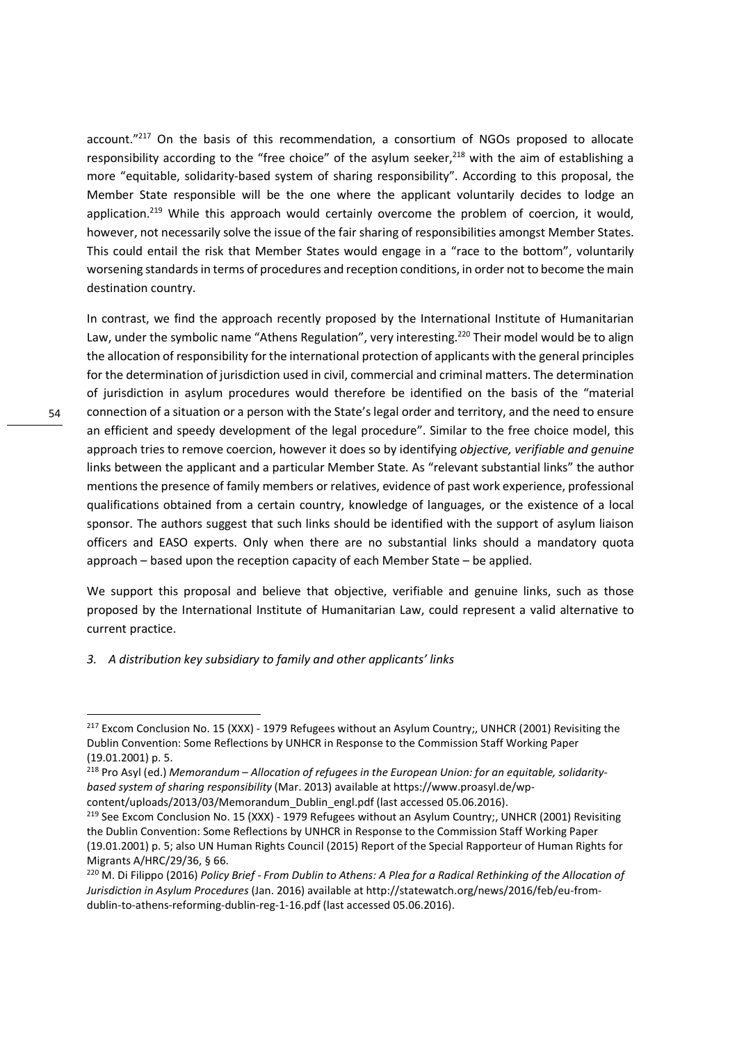account."[217] On the basis of this recommendation, a consortium of NGOs proposed to allocate responsibility according to the "free choice" of the asylum seeker,[218] with the aim of establishing a more "equitable, solidarity-based system of sharing responsibility". According to this proposal, the Member State responsible will be the one where the applicant voluntarily decides to lodge an application.[219] While this approach would certainly overcome the problem of coercion, it would, however, not necessarily solve the issue of the fair sharing of responsibilities amongst Member States. This could entail the risk that Member States would engage in a "race to the bottom", voluntarily worsening standards in terms of procedures and reception conditions, in order not to become the main destination country.

In contrast, we find the approach recently proposed by the International Institute of Humanitarian Law, under the symbolic name "Athens Regulation", very interesting.[220] Their model would be to align the allocation of responsibility for the international protection of applicants with the general principles for the determination of jurisdiction used in civil, commercial and criminal matters. The determination of jurisdiction in asylum procedures would therefore be identified on the basis of the "material connection of a situation or a person with the State's legal order and territory, and the need to ensure an efficient and speedy development of the legal procedure". Similar to the free choice model, this approach tries to remove coercion, however it does so by identifying *objective, verifiable and genuine* links between the applicant and a particular Member State. As "relevant substantial links" the author mentions the presence of family members or relatives, evidence of past work experience, professional qualifications obtained from a certain country, knowledge of languages, or the existence of a local sponsor. The authors suggest that such links should be identified with the support of asylum liaison officers and EASO experts. Only when there are no substantial links should a mandatory quota approach – based upon the reception capacity of each Member State – be applied.

We support this proposal and believe that objective, verifiable and genuine links, such as those proposed by the International Institute of Humanitarian Law, could represent a valid alternative to current practice.

*3. A distribution key subsidiary to family and other applicants' links*

---

[217] Excom Conclusion No. 15 (XXX) - 1979 Refugees without an Asylum Country;, UNHCR (2001) Revisiting the Dublin Convention: Some Reflections by UNHCR in Response to the Commission Staff Working Paper (19.01.2001) p. 5.

[218] Pro Asyl (ed.) *Memorandum – Allocation of refugees in the European Union: for an equitable, solidarity-based system of sharing responsibility* (Mar. 2013) available at https://www.proasyl.de/wp-content/uploads/2013/03/Memorandum_Dublin_engl.pdf (last accessed 05.06.2016).

[219] See Excom Conclusion No. 15 (XXX) - 1979 Refugees without an Asylum Country;, UNHCR (2001) Revisiting the Dublin Convention: Some Reflections by UNHCR in Response to the Commission Staff Working Paper (19.01.2001) p. 5; also UN Human Rights Council (2015) Report of the Special Rapporteur of Human Rights for Migrants A/HRC/29/36, § 66.

[220] M. Di Filippo (2016) *Policy Brief - From Dublin to Athens: A Plea for a Radical Rethinking of the Allocation of Jurisdiction in Asylum Procedures* (Jan. 2016) available at http://statewatch.org/news/2016/feb/eu-from-dublin-to-athens-reforming-dublin-reg-1-16.pdf (last accessed 05.06.2016).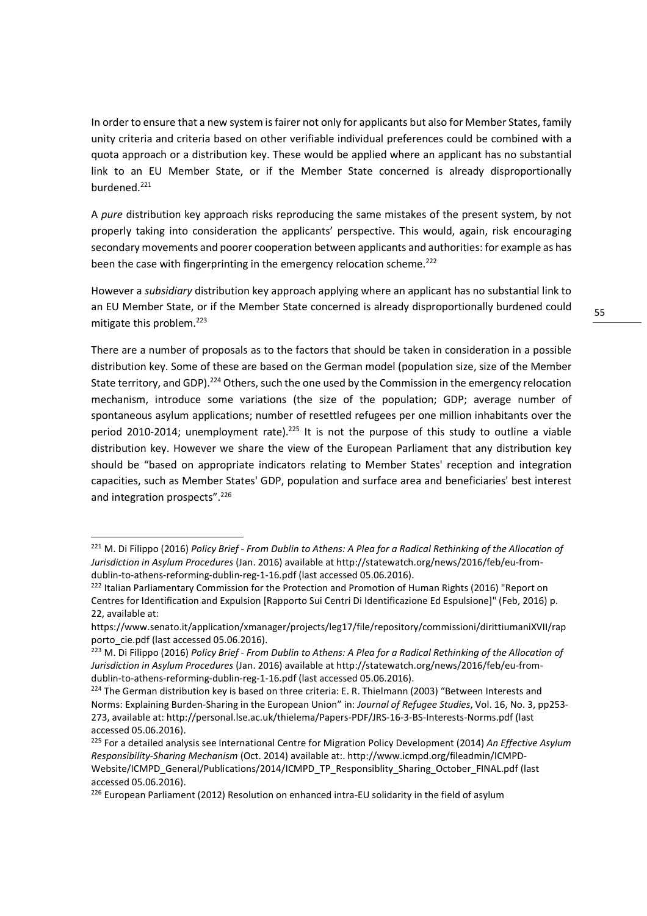In order to ensure that a new system is fairer not only for applicants but also for Member States, family unity criteria and criteria based on other verifiable individual preferences could be combined with a quota approach or a distribution key. These would be applied where an applicant has no substantial link to an EU Member State, or if the Member State concerned is already disproportionally burdened.[221]

A *pure* distribution key approach risks reproducing the same mistakes of the present system, by not properly taking into consideration the applicants' perspective. This would, again, risk encouraging secondary movements and poorer cooperation between applicants and authorities: for example as has been the case with fingerprinting in the emergency relocation scheme.[222]

However a *subsidiary* distribution key approach applying where an applicant has no substantial link to an EU Member State, or if the Member State concerned is already disproportionally burdened could mitigate this problem.[223]

There are a number of proposals as to the factors that should be taken in consideration in a possible distribution key. Some of these are based on the German model (population size, size of the Member State territory, and GDP).[224] Others, such the one used by the Commission in the emergency relocation mechanism, introduce some variations (the size of the population; GDP; average number of spontaneous asylum applications; number of resettled refugees per one million inhabitants over the period 2010-2014; unemployment rate).[225] It is not the purpose of this study to outline a viable distribution key. However we share the view of the European Parliament that any distribution key should be "based on appropriate indicators relating to Member States' reception and integration capacities, such as Member States' GDP, population and surface area and beneficiaries' best interest and integration prospects".[226]

---

[221] M. Di Filippo (2016) *Policy Brief - From Dublin to Athens: A Plea for a Radical Rethinking of the Allocation of Jurisdiction in Asylum Procedures* (Jan. 2016) available at http://statewatch.org/news/2016/feb/eu-from-dublin-to-athens-reforming-dublin-reg-1-16.pdf (last accessed 05.06.2016).

[222] Italian Parliamentary Commission for the Protection and Promotion of Human Rights (2016) "Report on Centres for Identification and Expulsion [Rapporto Sui Centri Di Identificazione Ed Espulsione]" (Feb, 2016) p. 22, available at: https://www.senato.it/application/xmanager/projects/leg17/file/repository/commissioni/dirittiumaniXVII/rapporto_cie.pdf (last accessed 05.06.2016).

[223] M. Di Filippo (2016) *Policy Brief - From Dublin to Athens: A Plea for a Radical Rethinking of the Allocation of Jurisdiction in Asylum Procedures* (Jan. 2016) available at http://statewatch.org/news/2016/feb/eu-from-dublin-to-athens-reforming-dublin-reg-1-16.pdf (last accessed 05.06.2016).

[224] The German distribution key is based on three criteria: E. R. Thielmann (2003) "Between Interests and Norms: Explaining Burden-Sharing in the European Union" in: *Journal of Refugee Studies*, Vol. 16, No. 3, pp253-273, available at: http://personal.lse.ac.uk/thielema/Papers-PDF/JRS-16-3-BS-Interests-Norms.pdf (last accessed 05.06.2016).

[225] For a detailed analysis see International Centre for Migration Policy Development (2014) *An Effective Asylum Responsibility-Sharing Mechanism* (Oct. 2014) available at:. http://www.icmpd.org/fileadmin/ICMPD-Website/ICMPD_General/Publications/2014/ICMPD_TP_Responsiblity_Sharing_October_FINAL.pdf (last accessed 05.06.2016).

[226] European Parliament (2012) Resolution on enhanced intra-EU solidarity in the field of asylum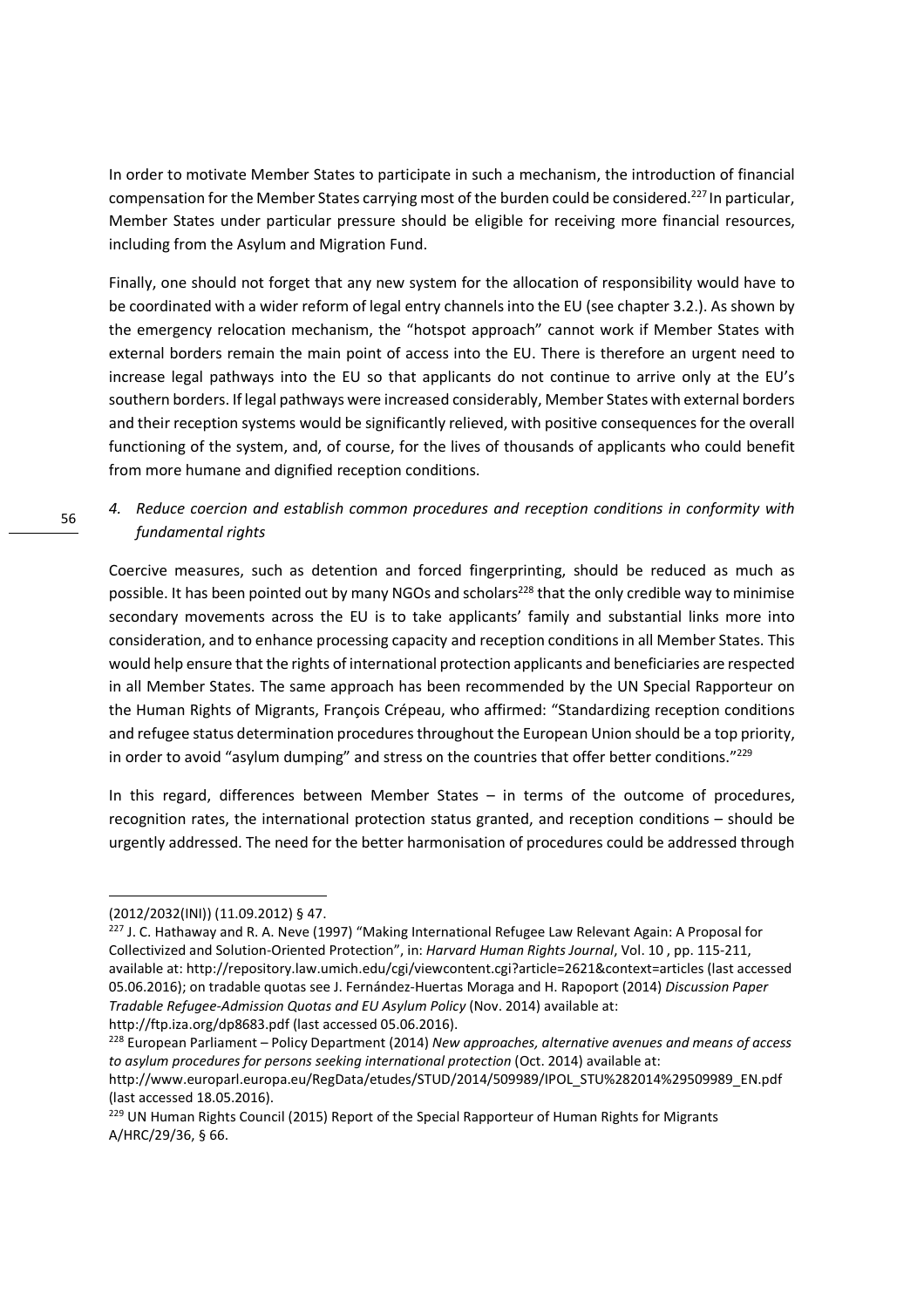In order to motivate Member States to participate in such a mechanism, the introduction of financial compensation for the Member States carrying most of the burden could be considered.[227] In particular, Member States under particular pressure should be eligible for receiving more financial resources, including from the Asylum and Migration Fund.

Finally, one should not forget that any new system for the allocation of responsibility would have to be coordinated with a wider reform of legal entry channels into the EU (see chapter 3.2.). As shown by the emergency relocation mechanism, the "hotspot approach" cannot work if Member States with external borders remain the main point of access into the EU. There is therefore an urgent need to increase legal pathways into the EU so that applicants do not continue to arrive only at the EU's southern borders. If legal pathways were increased considerably, Member States with external borders and their reception systems would be significantly relieved, with positive consequences for the overall functioning of the system, and, of course, for the lives of thousands of applicants who could benefit from more humane and dignified reception conditions.

*4. Reduce coercion and establish common procedures and reception conditions in conformity with fundamental rights*

Coercive measures, such as detention and forced fingerprinting, should be reduced as much as possible. It has been pointed out by many NGOs and scholars[228] that the only credible way to minimise secondary movements across the EU is to take applicants' family and substantial links more into consideration, and to enhance processing capacity and reception conditions in all Member States. This would help ensure that the rights of international protection applicants and beneficiaries are respected in all Member States. The same approach has been recommended by the UN Special Rapporteur on the Human Rights of Migrants, François Crépeau, who affirmed: "Standardizing reception conditions and refugee status determination procedures throughout the European Union should be a top priority, in order to avoid "asylum dumping" and stress on the countries that offer better conditions."[229]

In this regard, differences between Member States – in terms of the outcome of procedures, recognition rates, the international protection status granted, and reception conditions – should be urgently addressed. The need for the better harmonisation of procedures could be addressed through

---

(2012/2032(INI)) (11.09.2012) § 47.

[227] J. C. Hathaway and R. A. Neve (1997) "Making International Refugee Law Relevant Again: A Proposal for Collectivized and Solution-Oriented Protection", in: *Harvard Human Rights Journal*, Vol. 10 , pp. 115-211, available at: http://repository.law.umich.edu/cgi/viewcontent.cgi?article=2621&context=articles (last accessed 05.06.2016); on tradable quotas see J. Fernández-Huertas Moraga and H. Rapoport (2014) *Discussion Paper Tradable Refugee-Admission Quotas and EU Asylum Policy* (Nov. 2014) available at: http://ftp.iza.org/dp8683.pdf (last accessed 05.06.2016).

[228] European Parliament – Policy Department (2014) *New approaches, alternative avenues and means of access to asylum procedures for persons seeking international protection* (Oct. 2014) available at: http://www.europarl.europa.eu/RegData/etudes/STUD/2014/509989/IPOL_STU%282014%29509989_EN.pdf (last accessed 18.05.2016).

[229] UN Human Rights Council (2015) Report of the Special Rapporteur of Human Rights for Migrants A/HRC/29/36, § 66.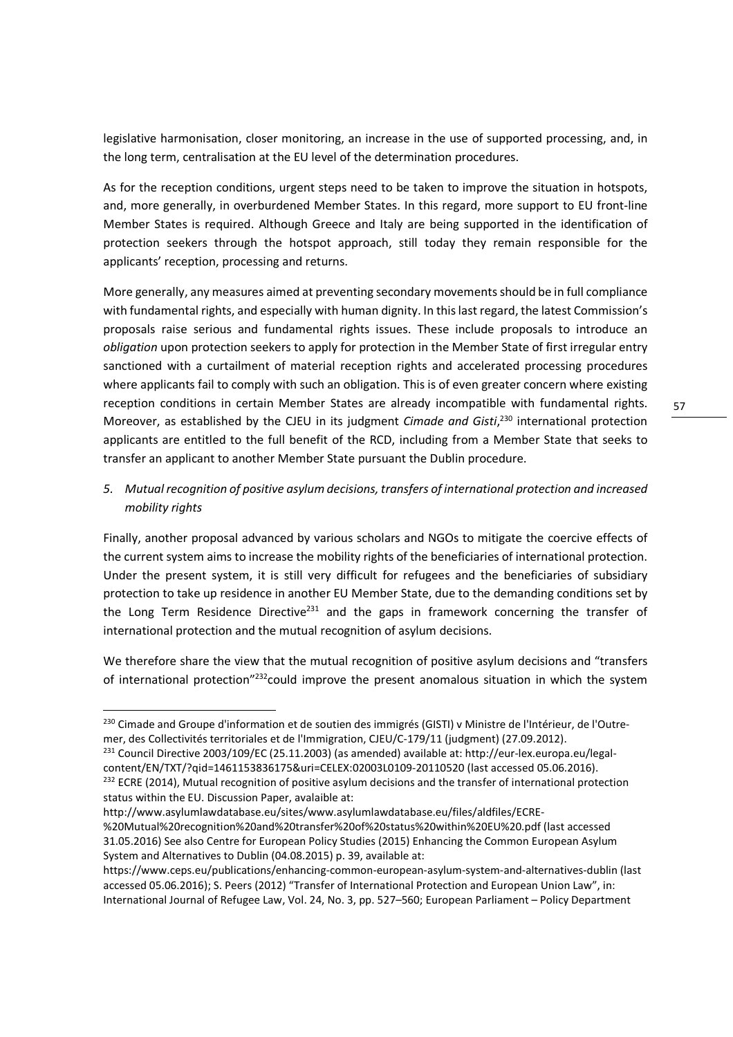legislative harmonisation, closer monitoring, an increase in the use of supported processing, and, in the long term, centralisation at the EU level of the determination procedures.

As for the reception conditions, urgent steps need to be taken to improve the situation in hotspots, and, more generally, in overburdened Member States. In this regard, more support to EU front-line Member States is required. Although Greece and Italy are being supported in the identification of protection seekers through the hotspot approach, still today they remain responsible for the applicants' reception, processing and returns.

More generally, any measures aimed at preventing secondary movements should be in full compliance with fundamental rights, and especially with human dignity. In this last regard, the latest Commission's proposals raise serious and fundamental rights issues. These include proposals to introduce an *obligation* upon protection seekers to apply for protection in the Member State of first irregular entry sanctioned with a curtailment of material reception rights and accelerated processing procedures where applicants fail to comply with such an obligation. This is of even greater concern where existing reception conditions in certain Member States are already incompatible with fundamental rights. Moreover, as established by the CJEU in its judgment *Cimade and Gisti*,[230] international protection applicants are entitled to the full benefit of the RCD, including from a Member State that seeks to transfer an applicant to another Member State pursuant the Dublin procedure.

5. *Mutual recognition of positive asylum decisions, transfers of international protection and increased mobility rights*

Finally, another proposal advanced by various scholars and NGOs to mitigate the coercive effects of the current system aims to increase the mobility rights of the beneficiaries of international protection. Under the present system, it is still very difficult for refugees and the beneficiaries of subsidiary protection to take up residence in another EU Member State, due to the demanding conditions set by the Long Term Residence Directive[231] and the gaps in framework concerning the transfer of international protection and the mutual recognition of asylum decisions.

We therefore share the view that the mutual recognition of positive asylum decisions and "transfers of international protection"[232]could improve the present anomalous situation in which the system

---

[230] Cimade and Groupe d'information et de soutien des immigrés (GISTI) v Ministre de l'Intérieur, de l'Outre-mer, des Collectivités territoriales et de l'Immigration, CJEU/C-179/11 (judgment) (27.09.2012).

[231] Council Directive 2003/109/EC (25.11.2003) (as amended) available at: http://eur-lex.europa.eu/legal-content/EN/TXT/?qid=1461153836175&uri=CELEX:02003L0109-20110520 (last accessed 05.06.2016).

[232] ECRE (2014), Mutual recognition of positive asylum decisions and the transfer of international protection status within the EU. Discussion Paper, avalaible at: http://www.asylumlawdatabase.eu/sites/www.asylumlawdatabase.eu/files/aldfiles/ECRE-%20Mutual%20recognition%20and%20transfer%20of%20status%20within%20EU%20.pdf (last accessed 31.05.2016) See also Centre for European Policy Studies (2015) Enhancing the Common European Asylum System and Alternatives to Dublin (04.08.2015) p. 39, available at: https://www.ceps.eu/publications/enhancing-common-european-asylum-system-and-alternatives-dublin (last accessed 05.06.2016); S. Peers (2012) "Transfer of International Protection and European Union Law", in: International Journal of Refugee Law, Vol. 24, No. 3, pp. 527–560; European Parliament – Policy Department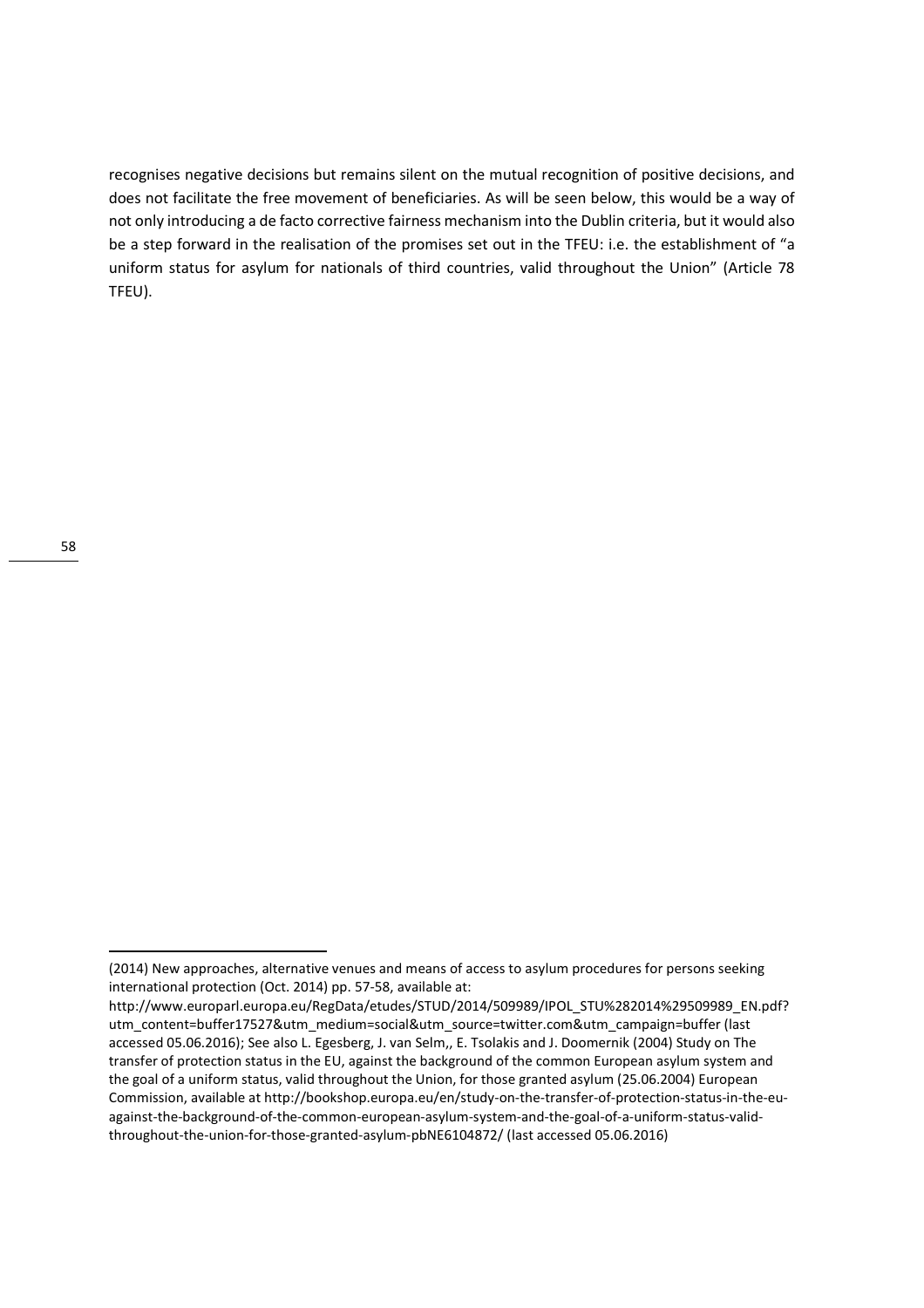recognises negative decisions but remains silent on the mutual recognition of positive decisions, and does not facilitate the free movement of beneficiaries. As will be seen below, this would be a way of not only introducing a de facto corrective fairness mechanism into the Dublin criteria, but it would also be a step forward in the realisation of the promises set out in the TFEU: i.e. the establishment of "a uniform status for asylum for nationals of third countries, valid throughout the Union" (Article 78 TFEU).

---

(2014) New approaches, alternative venues and means of access to asylum procedures for persons seeking international protection (Oct. 2014) pp. 57-58, available at: http://www.europarl.europa.eu/RegData/etudes/STUD/2014/509989/IPOL_STU%282014%29509989_EN.pdf?utm_content=buffer17527&utm_medium=social&utm_source=twitter.com&utm_campaign=buffer (last accessed 05.06.2016); See also L. Egesberg, J. van Selm,, E. Tsolakis and J. Doomernik (2004) Study on The transfer of protection status in the EU, against the background of the common European asylum system and the goal of a uniform status, valid throughout the Union, for those granted asylum (25.06.2004) European Commission, available at http://bookshop.europa.eu/en/study-on-the-transfer-of-protection-status-in-the-eu-against-the-background-of-the-common-european-asylum-system-and-the-goal-of-a-uniform-status-valid-throughout-the-union-for-those-granted-asylum-pbNE6104872/ (last accessed 05.06.2016)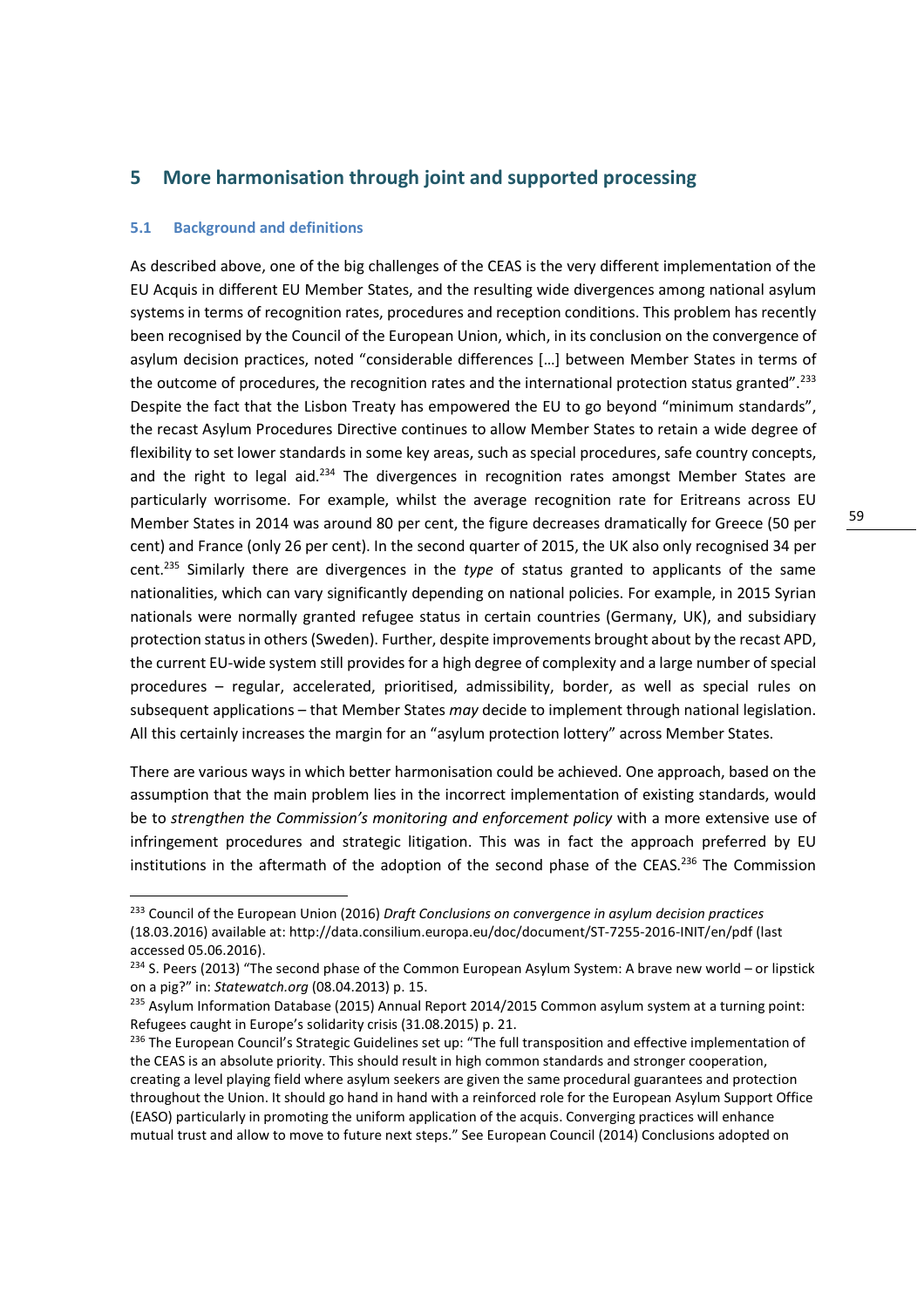# 5 More harmonisation through joint and supported processing

## 5.1 Background and definitions

As described above, one of the big challenges of the CEAS is the very different implementation of the EU Acquis in different EU Member States, and the resulting wide divergences among national asylum systems in terms of recognition rates, procedures and reception conditions. This problem has recently been recognised by the Council of the European Union, which, in its conclusion on the convergence of asylum decision practices, noted "considerable differences […] between Member States in terms of the outcome of procedures, the recognition rates and the international protection status granted".[233] Despite the fact that the Lisbon Treaty has empowered the EU to go beyond "minimum standards", the recast Asylum Procedures Directive continues to allow Member States to retain a wide degree of flexibility to set lower standards in some key areas, such as special procedures, safe country concepts, and the right to legal aid.[234] The divergences in recognition rates amongst Member States are particularly worrisome. For example, whilst the average recognition rate for Eritreans across EU Member States in 2014 was around 80 per cent, the figure decreases dramatically for Greece (50 per cent) and France (only 26 per cent). In the second quarter of 2015, the UK also only recognised 34 per cent.[235] Similarly there are divergences in the *type* of status granted to applicants of the same nationalities, which can vary significantly depending on national policies. For example, in 2015 Syrian nationals were normally granted refugee status in certain countries (Germany, UK), and subsidiary protection status in others (Sweden). Further, despite improvements brought about by the recast APD, the current EU-wide system still provides for a high degree of complexity and a large number of special procedures – regular, accelerated, prioritised, admissibility, border, as well as special rules on subsequent applications – that Member States *may* decide to implement through national legislation. All this certainly increases the margin for an "asylum protection lottery" across Member States.

There are various ways in which better harmonisation could be achieved. One approach, based on the assumption that the main problem lies in the incorrect implementation of existing standards, would be to *strengthen the Commission's monitoring and enforcement policy* with a more extensive use of infringement procedures and strategic litigation. This was in fact the approach preferred by EU institutions in the aftermath of the adoption of the second phase of the CEAS.[236] The Commission

---

[233] Council of the European Union (2016) *Draft Conclusions on convergence in asylum decision practices* (18.03.2016) available at: http://data.consilium.europa.eu/doc/document/ST-7255-2016-INIT/en/pdf (last accessed 05.06.2016).

[234] S. Peers (2013) "The second phase of the Common European Asylum System: A brave new world – or lipstick on a pig?" in: *Statewatch.org* (08.04.2013) p. 15.

[235] Asylum Information Database (2015) Annual Report 2014/2015 Common asylum system at a turning point: Refugees caught in Europe's solidarity crisis (31.08.2015) p. 21.

[236] The European Council's Strategic Guidelines set up: "The full transposition and effective implementation of the CEAS is an absolute priority. This should result in high common standards and stronger cooperation, creating a level playing field where asylum seekers are given the same procedural guarantees and protection throughout the Union. It should go hand in hand with a reinforced role for the European Asylum Support Office (EASO) particularly in promoting the uniform application of the acquis. Converging practices will enhance mutual trust and allow to move to future next steps." See European Council (2014) Conclusions adopted on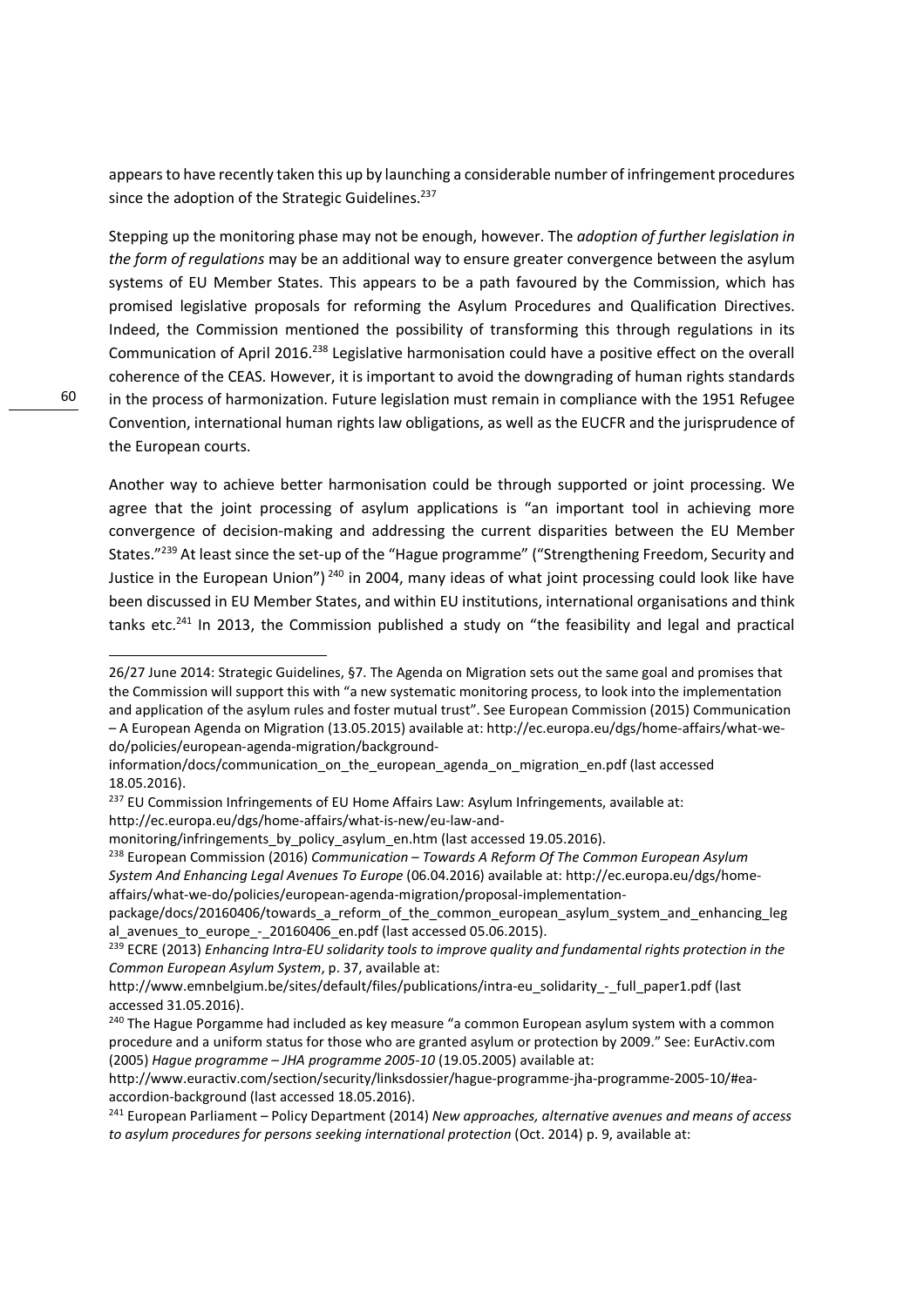appears to have recently taken this up by launching a considerable number of infringement procedures since the adoption of the Strategic Guidelines.[237]

Stepping up the monitoring phase may not be enough, however. The *adoption of further legislation in the form of regulations* may be an additional way to ensure greater convergence between the asylum systems of EU Member States. This appears to be a path favoured by the Commission, which has promised legislative proposals for reforming the Asylum Procedures and Qualification Directives. Indeed, the Commission mentioned the possibility of transforming this through regulations in its Communication of April 2016.[238] Legislative harmonisation could have a positive effect on the overall coherence of the CEAS. However, it is important to avoid the downgrading of human rights standards in the process of harmonization. Future legislation must remain in compliance with the 1951 Refugee Convention, international human rights law obligations, as well as the EUCFR and the jurisprudence of the European courts.

Another way to achieve better harmonisation could be through supported or joint processing. We agree that the joint processing of asylum applications is "an important tool in achieving more convergence of decision-making and addressing the current disparities between the EU Member States."[239] At least since the set-up of the "Hague programme" ("Strengthening Freedom, Security and Justice in the European Union") [240] in 2004, many ideas of what joint processing could look like have been discussed in EU Member States, and within EU institutions, international organisations and think tanks etc.[241] In 2013, the Commission published a study on "the feasibility and legal and practical

---

26/27 June 2014: Strategic Guidelines, §7. The Agenda on Migration sets out the same goal and promises that the Commission will support this with "a new systematic monitoring process, to look into the implementation and application of the asylum rules and foster mutual trust". See European Commission (2015) Communication – A European Agenda on Migration (13.05.2015) available at: http://ec.europa.eu/dgs/home-affairs/what-we-do/policies/european-agenda-migration/background-information/docs/communication_on_the_european_agenda_on_migration_en.pdf (last accessed 18.05.2016).

[237] EU Commission Infringements of EU Home Affairs Law: Asylum Infringements, available at: http://ec.europa.eu/dgs/home-affairs/what-is-new/eu-law-and-monitoring/infringements_by_policy_asylum_en.htm (last accessed 19.05.2016).

[238] European Commission (2016) *Communication – Towards A Reform Of The Common European Asylum System And Enhancing Legal Avenues To Europe* (06.04.2016) available at: http://ec.europa.eu/dgs/home-affairs/what-we-do/policies/european-agenda-migration/proposal-implementation-package/docs/20160406/towards_a_reform_of_the_common_european_asylum_system_and_enhancing_legal_avenues_to_europe_-_20160406_en.pdf (last accessed 05.06.2015).

[239] ECRE (2013) *Enhancing Intra-EU solidarity tools to improve quality and fundamental rights protection in the Common European Asylum System*, p. 37, available at: http://www.emnbelgium.be/sites/default/files/publications/intra-eu_solidarity_-_full_paper1.pdf (last accessed 31.05.2016).

[240] The Hague Porgamme had included as key measure "a common European asylum system with a common procedure and a uniform status for those who are granted asylum or protection by 2009." See: EurActiv.com (2005) *Hague programme – JHA programme 2005-10* (19.05.2005) available at: http://www.euractiv.com/section/security/linksdossier/hague-programme-jha-programme-2005-10/#ea-accordion-background (last accessed 18.05.2016).

[241] European Parliament – Policy Department (2014) *New approaches, alternative avenues and means of access to asylum procedures for persons seeking international protection* (Oct. 2014) p. 9, available at: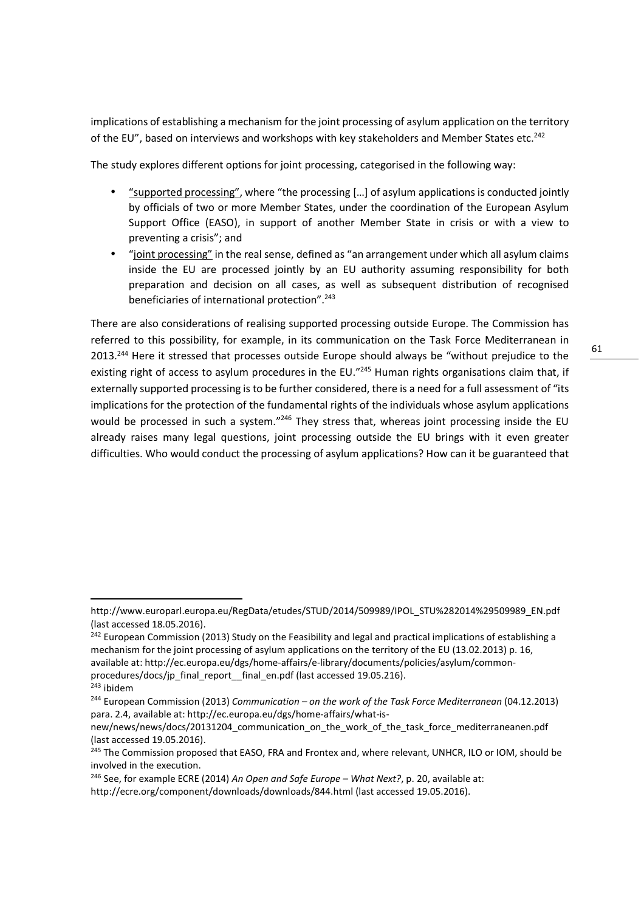implications of establishing a mechanism for the joint processing of asylum application on the territory of the EU", based on interviews and workshops with key stakeholders and Member States etc.[242]

The study explores different options for joint processing, categorised in the following way:

- "supported processing", where "the processing […] of asylum applications is conducted jointly by officials of two or more Member States, under the coordination of the European Asylum Support Office (EASO), in support of another Member State in crisis or with a view to preventing a crisis"; and
- "joint processing" in the real sense, defined as "an arrangement under which all asylum claims inside the EU are processed jointly by an EU authority assuming responsibility for both preparation and decision on all cases, as well as subsequent distribution of recognised beneficiaries of international protection".[243]

There are also considerations of realising supported processing outside Europe. The Commission has referred to this possibility, for example, in its communication on the Task Force Mediterranean in 2013.[244] Here it stressed that processes outside Europe should always be "without prejudice to the existing right of access to asylum procedures in the EU."[245] Human rights organisations claim that, if externally supported processing is to be further considered, there is a need for a full assessment of "its implications for the protection of the fundamental rights of the individuals whose asylum applications would be processed in such a system."[246] They stress that, whereas joint processing inside the EU already raises many legal questions, joint processing outside the EU brings with it even greater difficulties. Who would conduct the processing of asylum applications? How can it be guaranteed that

---

http://www.europarl.europa.eu/RegData/etudes/STUD/2014/509989/IPOL_STU%282014%29509989_EN.pdf (last accessed 18.05.2016).

[242] European Commission (2013) Study on the Feasibility and legal and practical implications of establishing a mechanism for the joint processing of asylum applications on the territory of the EU (13.02.2013) p. 16, available at: http://ec.europa.eu/dgs/home-affairs/e-library/documents/policies/asylum/common-procedures/docs/jp_final_report__final_en.pdf (last accessed 19.05.216).

[243] ibidem

[244] European Commission (2013) *Communication – on the work of the Task Force Mediterranean* (04.12.2013) para. 2.4, available at: http://ec.europa.eu/dgs/home-affairs/what-is-new/news/news/docs/20131204_communication_on_the_work_of_the_task_force_mediterraneanen.pdf (last accessed 19.05.2016).

[245] The Commission proposed that EASO, FRA and Frontex and, where relevant, UNHCR, ILO or IOM, should be involved in the execution.

[246] See, for example ECRE (2014) *An Open and Safe Europe – What Next?*, p. 20, available at: http://ecre.org/component/downloads/downloads/844.html (last accessed 19.05.2016).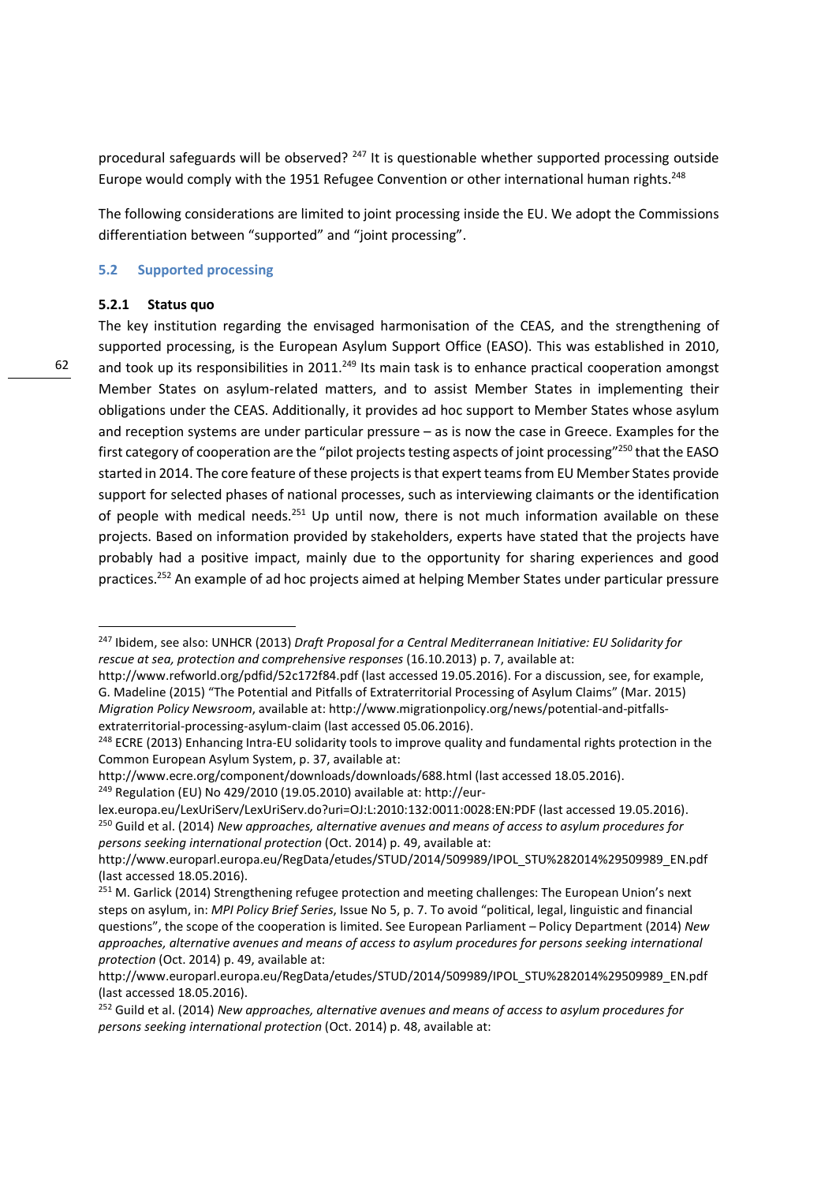procedural safeguards will be observed? [247] It is questionable whether supported processing outside Europe would comply with the 1951 Refugee Convention or other international human rights.[248]

The following considerations are limited to joint processing inside the EU. We adopt the Commissions differentiation between "supported" and "joint processing".

## 5.2 Supported processing

### 5.2.1 Status quo

The key institution regarding the envisaged harmonisation of the CEAS, and the strengthening of supported processing, is the European Asylum Support Office (EASO). This was established in 2010, and took up its responsibilities in 2011.[249] Its main task is to enhance practical cooperation amongst Member States on asylum-related matters, and to assist Member States in implementing their obligations under the CEAS. Additionally, it provides ad hoc support to Member States whose asylum and reception systems are under particular pressure – as is now the case in Greece. Examples for the first category of cooperation are the "pilot projects testing aspects of joint processing"[250] that the EASO started in 2014. The core feature of these projects is that expert teams from EU Member States provide support for selected phases of national processes, such as interviewing claimants or the identification of people with medical needs.[251] Up until now, there is not much information available on these projects. Based on information provided by stakeholders, experts have stated that the projects have probably had a positive impact, mainly due to the opportunity for sharing experiences and good practices.[252] An example of ad hoc projects aimed at helping Member States under particular pressure

---

[247] Ibidem, see also: UNHCR (2013) *Draft Proposal for a Central Mediterranean Initiative: EU Solidarity for rescue at sea, protection and comprehensive responses* (16.10.2013) p. 7, available at: http://www.refworld.org/pdfid/52c172f84.pdf (last accessed 19.05.2016). For a discussion, see, for example, G. Madeline (2015) "The Potential and Pitfalls of Extraterritorial Processing of Asylum Claims" (Mar. 2015) *Migration Policy Newsroom*, available at: http://www.migrationpolicy.org/news/potential-and-pitfalls-extraterritorial-processing-asylum-claim (last accessed 05.06.2016).

[248] ECRE (2013) Enhancing Intra-EU solidarity tools to improve quality and fundamental rights protection in the Common European Asylum System, p. 37, available at: http://www.ecre.org/component/downloads/downloads/688.html (last accessed 18.05.2016).

[249] Regulation (EU) No 429/2010 (19.05.2010) available at: http://eur-lex.europa.eu/LexUriServ/LexUriServ.do?uri=OJ:L:2010:132:0011:0028:EN:PDF (last accessed 19.05.2016).

[250] Guild et al. (2014) *New approaches, alternative avenues and means of access to asylum procedures for persons seeking international protection* (Oct. 2014) p. 49, available at: http://www.europarl.europa.eu/RegData/etudes/STUD/2014/509989/IPOL_STU%282014%29509989_EN.pdf (last accessed 18.05.2016).

[251] M. Garlick (2014) Strengthening refugee protection and meeting challenges: The European Union's next steps on asylum, in: *MPI Policy Brief Series*, Issue No 5, p. 7. To avoid "political, legal, linguistic and financial questions", the scope of the cooperation is limited. See European Parliament – Policy Department (2014) *New approaches, alternative avenues and means of access to asylum procedures for persons seeking international protection* (Oct. 2014) p. 49, available at: http://www.europarl.europa.eu/RegData/etudes/STUD/2014/509989/IPOL_STU%282014%29509989_EN.pdf (last accessed 18.05.2016).

[252] Guild et al. (2014) *New approaches, alternative avenues and means of access to asylum procedures for persons seeking international protection* (Oct. 2014) p. 48, available at: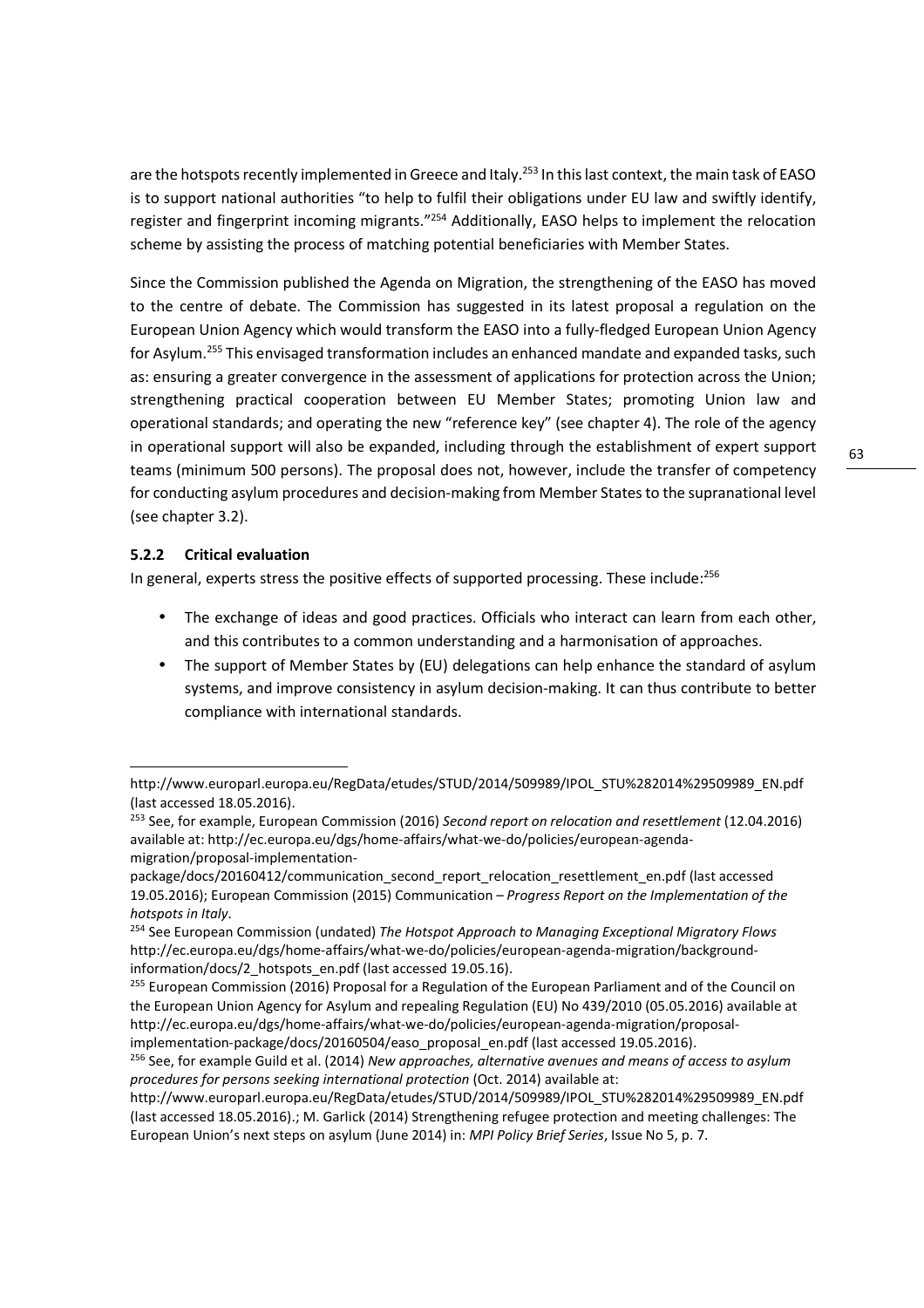are the hotspots recently implemented in Greece and Italy.[253] In this last context, the main task of EASO is to support national authorities "to help to fulfil their obligations under EU law and swiftly identify, register and fingerprint incoming migrants."[254] Additionally, EASO helps to implement the relocation scheme by assisting the process of matching potential beneficiaries with Member States.

Since the Commission published the Agenda on Migration, the strengthening of the EASO has moved to the centre of debate. The Commission has suggested in its latest proposal a regulation on the European Union Agency which would transform the EASO into a fully-fledged European Union Agency for Asylum.[255] This envisaged transformation includes an enhanced mandate and expanded tasks, such as: ensuring a greater convergence in the assessment of applications for protection across the Union; strengthening practical cooperation between EU Member States; promoting Union law and operational standards; and operating the new "reference key" (see chapter 4). The role of the agency in operational support will also be expanded, including through the establishment of expert support teams (minimum 500 persons). The proposal does not, however, include the transfer of competency for conducting asylum procedures and decision-making from Member States to the supranational level (see chapter 3.2).

### 5.2.2 Critical evaluation

In general, experts stress the positive effects of supported processing. These include:[256]

- The exchange of ideas and good practices. Officials who interact can learn from each other, and this contributes to a common understanding and a harmonisation of approaches.
- The support of Member States by (EU) delegations can help enhance the standard of asylum systems, and improve consistency in asylum decision-making. It can thus contribute to better compliance with international standards.

---

http://www.europarl.europa.eu/RegData/etudes/STUD/2014/509989/IPOL_STU%282014%29509989_EN.pdf (last accessed 18.05.2016).

[253] See, for example, European Commission (2016) *Second report on relocation and resettlement* (12.04.2016) available at: http://ec.europa.eu/dgs/home-affairs/what-we-do/policies/european-agenda-migration/proposal-implementation-package/docs/20160412/communication_second_report_relocation_resettlement_en.pdf (last accessed 19.05.2016); European Commission (2015) Communication – *Progress Report on the Implementation of the hotspots in Italy*.

[254] See European Commission (undated) *The Hotspot Approach to Managing Exceptional Migratory Flows* http://ec.europa.eu/dgs/home-affairs/what-we-do/policies/european-agenda-migration/background-information/docs/2_hotspots_en.pdf (last accessed 19.05.16).

[255] European Commission (2016) Proposal for a Regulation of the European Parliament and of the Council on the European Union Agency for Asylum and repealing Regulation (EU) No 439/2010 (05.05.2016) available at http://ec.europa.eu/dgs/home-affairs/what-we-do/policies/european-agenda-migration/proposal-implementation-package/docs/20160504/easo_proposal_en.pdf (last accessed 19.05.2016).

[256] See, for example Guild et al. (2014) *New approaches, alternative avenues and means of access to asylum procedures for persons seeking international protection* (Oct. 2014) available at: http://www.europarl.europa.eu/RegData/etudes/STUD/2014/509989/IPOL_STU%282014%29509989_EN.pdf (last accessed 18.05.2016).; M. Garlick (2014) Strengthening refugee protection and meeting challenges: The European Union's next steps on asylum (June 2014) in: *MPI Policy Brief Series*, Issue No 5, p. 7.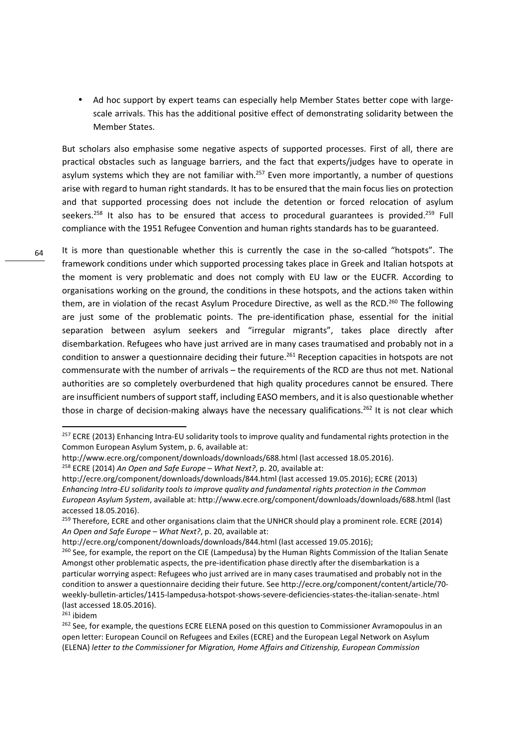- Ad hoc support by expert teams can especially help Member States better cope with large-scale arrivals. This has the additional positive effect of demonstrating solidarity between the Member States.

But scholars also emphasise some negative aspects of supported processes. First of all, there are practical obstacles such as language barriers, and the fact that experts/judges have to operate in asylum systems which they are not familiar with.[257] Even more importantly, a number of questions arise with regard to human right standards. It has to be ensured that the main focus lies on protection and that supported processing does not include the detention or forced relocation of asylum seekers.[258] It also has to be ensured that access to procedural guarantees is provided.[259] Full compliance with the 1951 Refugee Convention and human rights standards has to be guaranteed.

It is more than questionable whether this is currently the case in the so-called "hotspots". The framework conditions under which supported processing takes place in Greek and Italian hotspots at the moment is very problematic and does not comply with EU law or the EUCFR. According to organisations working on the ground, the conditions in these hotspots, and the actions taken within them, are in violation of the recast Asylum Procedure Directive, as well as the RCD.[260] The following are just some of the problematic points. The pre-identification phase, essential for the initial separation between asylum seekers and "irregular migrants", takes place directly after disembarkation. Refugees who have just arrived are in many cases traumatised and probably not in a condition to answer a questionnaire deciding their future.[261] Reception capacities in hotspots are not commensurate with the number of arrivals – the requirements of the RCD are thus not met. National authorities are so completely overburdened that high quality procedures cannot be ensured. There are insufficient numbers of support staff, including EASO members, and it is also questionable whether those in charge of decision-making always have the necessary qualifications.[262] It is not clear which

---

[257] ECRE (2013) Enhancing Intra-EU solidarity tools to improve quality and fundamental rights protection in the Common European Asylum System, p. 6, available at: http://www.ecre.org/component/downloads/downloads/688.html (last accessed 18.05.2016).

[258] ECRE (2014) *An Open and Safe Europe – What Next?*, p. 20, available at: http://ecre.org/component/downloads/downloads/844.html (last accessed 19.05.2016); ECRE (2013) *Enhancing Intra-EU solidarity tools to improve quality and fundamental rights protection in the Common European Asylum System*, available at: http://www.ecre.org/component/downloads/downloads/688.html (last accessed 18.05.2016).

[259] Therefore, ECRE and other organisations claim that the UNHCR should play a prominent role. ECRE (2014) *An Open and Safe Europe – What Next?*, p. 20, available at: http://ecre.org/component/downloads/downloads/844.html (last accessed 19.05.2016);

[260] See, for example, the report on the CIE (Lampedusa) by the Human Rights Commission of the Italian Senate Amongst other problematic aspects, the pre-identification phase directly after the disembarkation is a particular worrying aspect: Refugees who just arrived are in many cases traumatised and probably not in the condition to answer a questionnaire deciding their future. See http://ecre.org/component/content/article/70-weekly-bulletin-articles/1415-lampedusa-hotspot-shows-severe-deficiencies-states-the-italian-senate-.html (last accessed 18.05.2016).

[261] ibidem

[262] See, for example, the questions ECRE ELENA posed on this question to Commissioner Avramopoulus in an open letter: European Council on Refugees and Exiles (ECRE) and the European Legal Network on Asylum (ELENA) *letter to the Commissioner for Migration, Home Affairs and Citizenship, European Commission*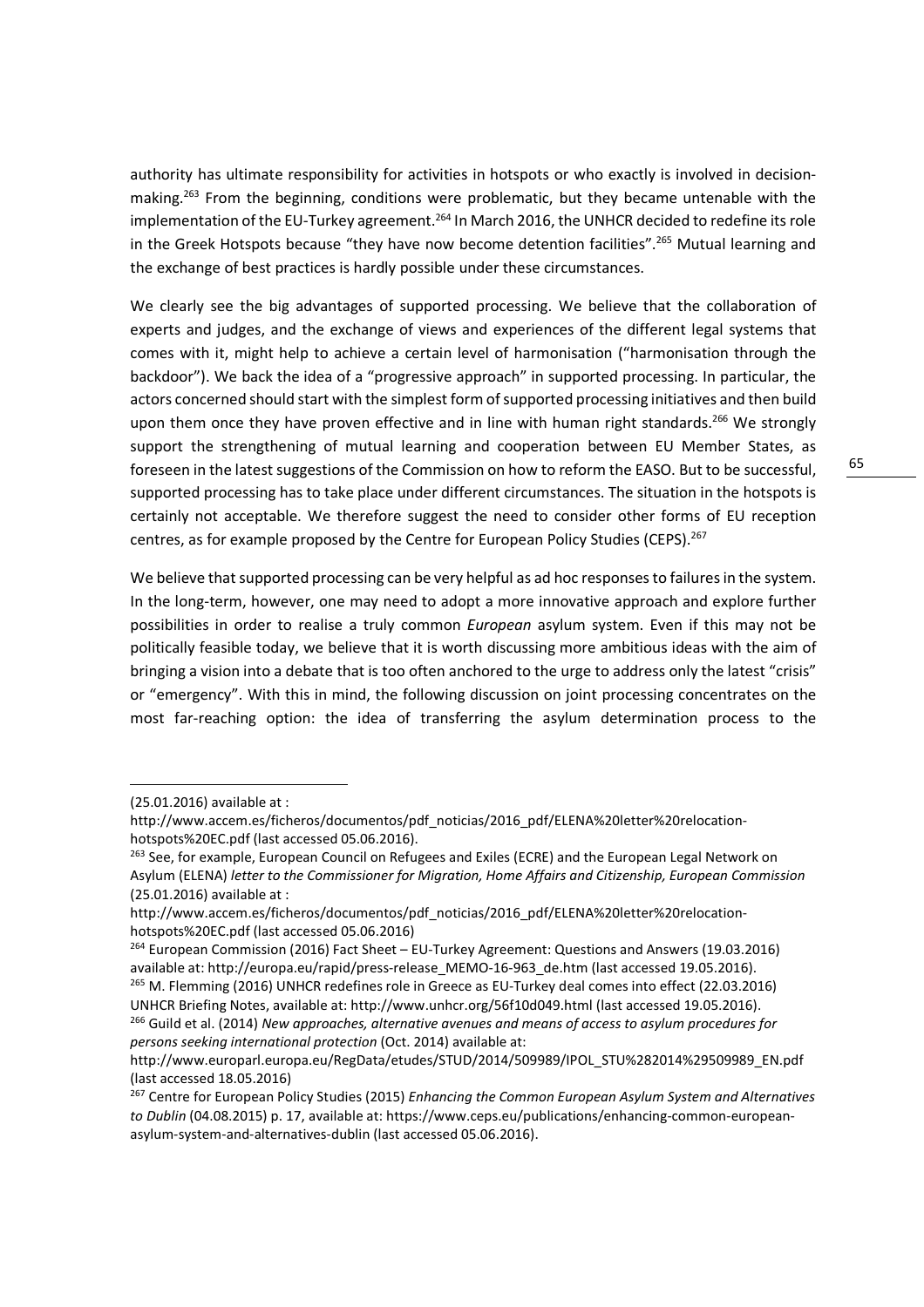authority has ultimate responsibility for activities in hotspots or who exactly is involved in decision-making.[263] From the beginning, conditions were problematic, but they became untenable with the implementation of the EU-Turkey agreement.[264] In March 2016, the UNHCR decided to redefine its role in the Greek Hotspots because "they have now become detention facilities".[265] Mutual learning and the exchange of best practices is hardly possible under these circumstances.

We clearly see the big advantages of supported processing. We believe that the collaboration of experts and judges, and the exchange of views and experiences of the different legal systems that comes with it, might help to achieve a certain level of harmonisation ("harmonisation through the backdoor"). We back the idea of a "progressive approach" in supported processing. In particular, the actors concerned should start with the simplest form of supported processing initiatives and then build upon them once they have proven effective and in line with human right standards.[266] We strongly support the strengthening of mutual learning and cooperation between EU Member States, as foreseen in the latest suggestions of the Commission on how to reform the EASO. But to be successful, supported processing has to take place under different circumstances. The situation in the hotspots is certainly not acceptable. We therefore suggest the need to consider other forms of EU reception centres, as for example proposed by the Centre for European Policy Studies (CEPS).[267]

We believe that supported processing can be very helpful as ad hoc responses to failures in the system. In the long-term, however, one may need to adopt a more innovative approach and explore further possibilities in order to realise a truly common *European* asylum system. Even if this may not be politically feasible today, we believe that it is worth discussing more ambitious ideas with the aim of bringing a vision into a debate that is too often anchored to the urge to address only the latest "crisis" or "emergency". With this in mind, the following discussion on joint processing concentrates on the most far-reaching option: the idea of transferring the asylum determination process to the

---

(25.01.2016) available at : http://www.accem.es/ficheros/documentos/pdf_noticias/2016_pdf/ELENA%20letter%20relocation-hotspots%20EC.pdf (last accessed 05.06.2016).

[263] See, for example, European Council on Refugees and Exiles (ECRE) and the European Legal Network on Asylum (ELENA) *letter to the Commissioner for Migration, Home Affairs and Citizenship, European Commission* (25.01.2016) available at : http://www.accem.es/ficheros/documentos/pdf_noticias/2016_pdf/ELENA%20letter%20relocation-hotspots%20EC.pdf (last accessed 05.06.2016)

[264] European Commission (2016) Fact Sheet – EU-Turkey Agreement: Questions and Answers (19.03.2016) available at: http://europa.eu/rapid/press-release_MEMO-16-963_de.htm (last accessed 19.05.2016).

[265] M. Flemming (2016) UNHCR redefines role in Greece as EU-Turkey deal comes into effect (22.03.2016) UNHCR Briefing Notes, available at: http://www.unhcr.org/56f10d049.html (last accessed 19.05.2016).

[266] Guild et al. (2014) *New approaches, alternative avenues and means of access to asylum procedures for persons seeking international protection* (Oct. 2014) available at: http://www.europarl.europa.eu/RegData/etudes/STUD/2014/509989/IPOL_STU%282014%29509989_EN.pdf (last accessed 18.05.2016)

[267] Centre for European Policy Studies (2015) *Enhancing the Common European Asylum System and Alternatives to Dublin* (04.08.2015) p. 17, available at: https://www.ceps.eu/publications/enhancing-common-european-asylum-system-and-alternatives-dublin (last accessed 05.06.2016).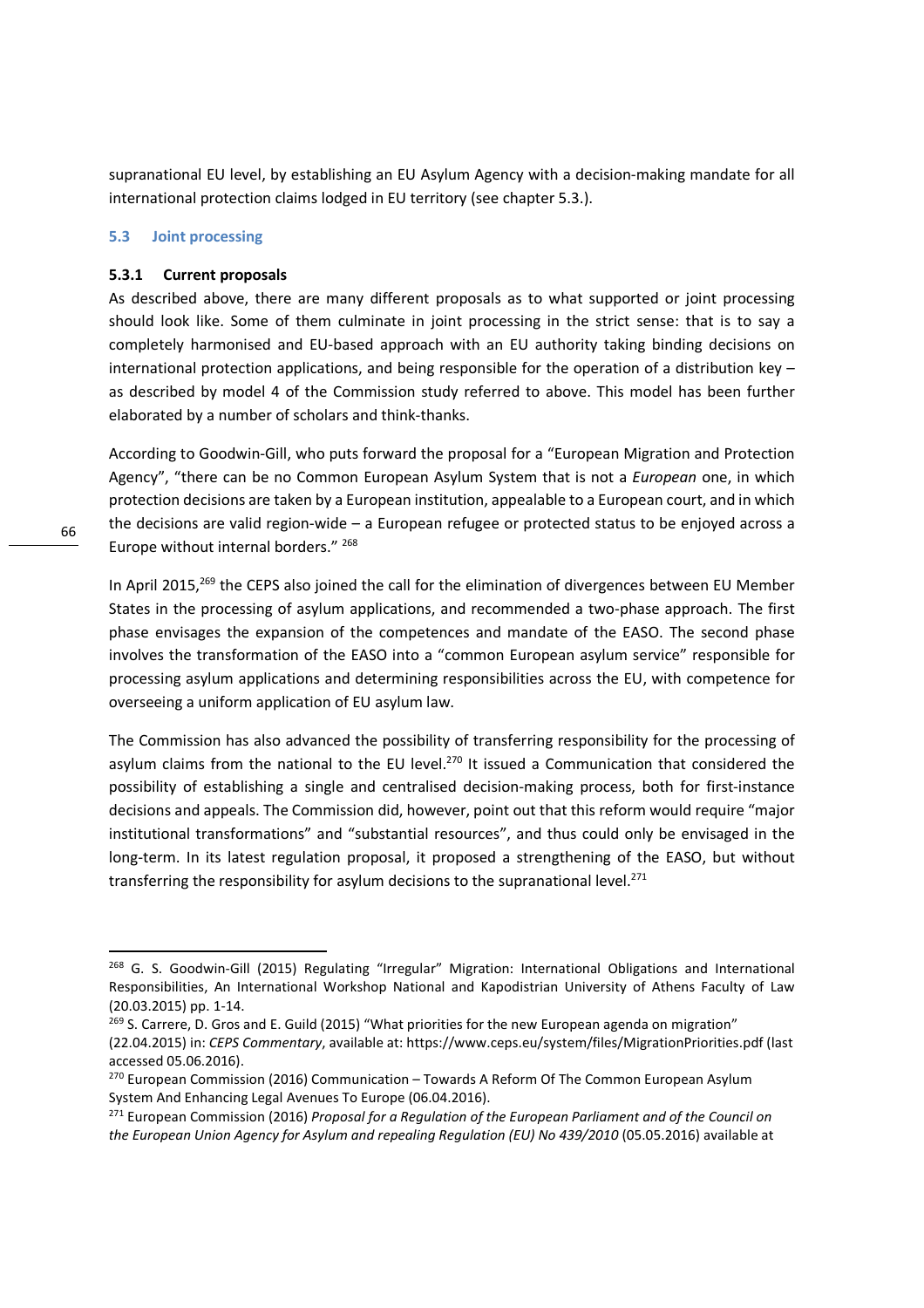supranational EU level, by establishing an EU Asylum Agency with a decision-making mandate for all international protection claims lodged in EU territory (see chapter 5.3.).

## 5.3 Joint processing

### 5.3.1 Current proposals

As described above, there are many different proposals as to what supported or joint processing should look like. Some of them culminate in joint processing in the strict sense: that is to say a completely harmonised and EU-based approach with an EU authority taking binding decisions on international protection applications, and being responsible for the operation of a distribution key – as described by model 4 of the Commission study referred to above. This model has been further elaborated by a number of scholars and think-thanks.

According to Goodwin-Gill, who puts forward the proposal for a "European Migration and Protection Agency", "there can be no Common European Asylum System that is not a *European* one, in which protection decisions are taken by a European institution, appealable to a European court, and in which the decisions are valid region-wide – a European refugee or protected status to be enjoyed across a Europe without internal borders." [268]

In April 2015,[269] the CEPS also joined the call for the elimination of divergences between EU Member States in the processing of asylum applications, and recommended a two-phase approach. The first phase envisages the expansion of the competences and mandate of the EASO. The second phase involves the transformation of the EASO into a "common European asylum service" responsible for processing asylum applications and determining responsibilities across the EU, with competence for overseeing a uniform application of EU asylum law.

The Commission has also advanced the possibility of transferring responsibility for the processing of asylum claims from the national to the EU level.[270] It issued a Communication that considered the possibility of establishing a single and centralised decision-making process, both for first-instance decisions and appeals. The Commission did, however, point out that this reform would require "major institutional transformations" and "substantial resources", and thus could only be envisaged in the long-term. In its latest regulation proposal, it proposed a strengthening of the EASO, but without transferring the responsibility for asylum decisions to the supranational level.[271]

---

[268] G. S. Goodwin-Gill (2015) Regulating "Irregular" Migration: International Obligations and International Responsibilities, An International Workshop National and Kapodistrian University of Athens Faculty of Law (20.03.2015) pp. 1-14.

[269] S. Carrere, D. Gros and E. Guild (2015) "What priorities for the new European agenda on migration" (22.04.2015) in: *CEPS Commentary*, available at: https://www.ceps.eu/system/files/MigrationPriorities.pdf (last accessed 05.06.2016).

[270] European Commission (2016) Communication – Towards A Reform Of The Common European Asylum System And Enhancing Legal Avenues To Europe (06.04.2016).

[271] European Commission (2016) *Proposal for a Regulation of the European Parliament and of the Council on the European Union Agency for Asylum and repealing Regulation (EU) No 439/2010* (05.05.2016) available at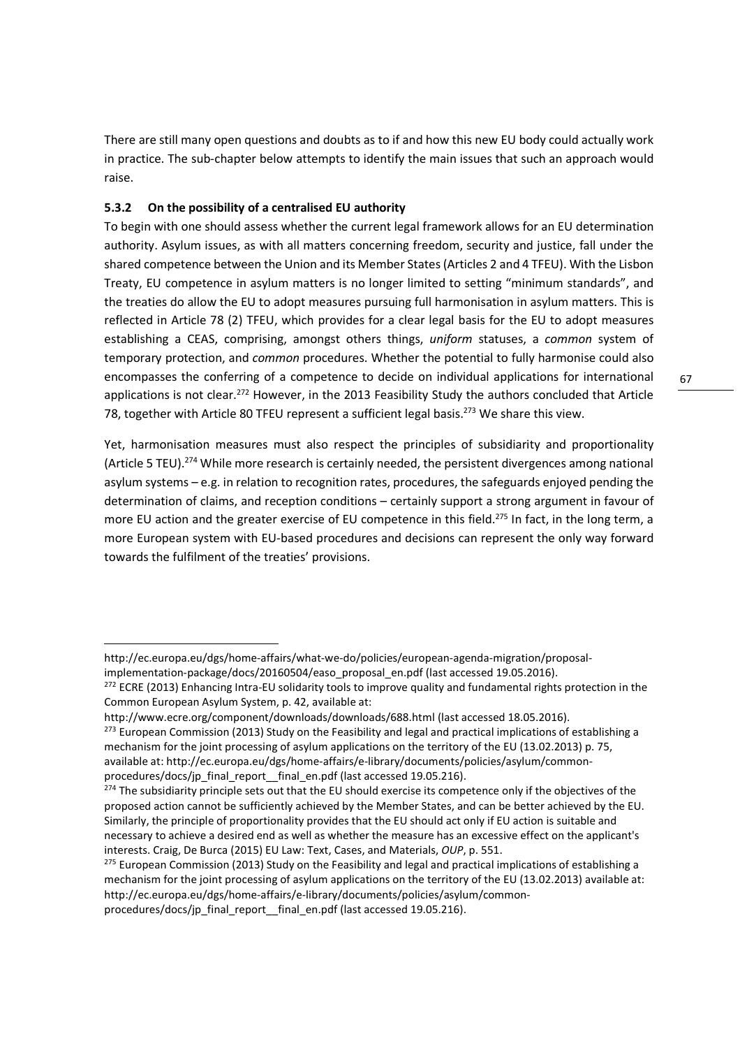There are still many open questions and doubts as to if and how this new EU body could actually work in practice. The sub-chapter below attempts to identify the main issues that such an approach would raise.

### 5.3.2 On the possibility of a centralised EU authority

To begin with one should assess whether the current legal framework allows for an EU determination authority. Asylum issues, as with all matters concerning freedom, security and justice, fall under the shared competence between the Union and its Member States (Articles 2 and 4 TFEU). With the Lisbon Treaty, EU competence in asylum matters is no longer limited to setting "minimum standards", and the treaties do allow the EU to adopt measures pursuing full harmonisation in asylum matters. This is reflected in Article 78 (2) TFEU, which provides for a clear legal basis for the EU to adopt measures establishing a CEAS, comprising, amongst others things, *uniform* statuses, a *common* system of temporary protection, and *common* procedures. Whether the potential to fully harmonise could also encompasses the conferring of a competence to decide on individual applications for international applications is not clear.[272] However, in the 2013 Feasibility Study the authors concluded that Article 78, together with Article 80 TFEU represent a sufficient legal basis.[273] We share this view.

Yet, harmonisation measures must also respect the principles of subsidiarity and proportionality (Article 5 TEU).[274] While more research is certainly needed, the persistent divergences among national asylum systems – e.g. in relation to recognition rates, procedures, the safeguards enjoyed pending the determination of claims, and reception conditions – certainly support a strong argument in favour of more EU action and the greater exercise of EU competence in this field.[275] In fact, in the long term, a more European system with EU-based procedures and decisions can represent the only way forward towards the fulfilment of the treaties' provisions.

---

http://ec.europa.eu/dgs/home-affairs/what-we-do/policies/european-agenda-migration/proposal-implementation-package/docs/20160504/easo_proposal_en.pdf (last accessed 19.05.2016).

[272] ECRE (2013) Enhancing Intra-EU solidarity tools to improve quality and fundamental rights protection in the Common European Asylum System, p. 42, available at: http://www.ecre.org/component/downloads/downloads/688.html (last accessed 18.05.2016).

[273] European Commission (2013) Study on the Feasibility and legal and practical implications of establishing a mechanism for the joint processing of asylum applications on the territory of the EU (13.02.2013) p. 75, available at: http://ec.europa.eu/dgs/home-affairs/e-library/documents/policies/asylum/common-procedures/docs/jp_final_report__final_en.pdf (last accessed 19.05.216).

[274] The subsidiarity principle sets out that the EU should exercise its competence only if the objectives of the proposed action cannot be sufficiently achieved by the Member States, and can be better achieved by the EU. Similarly, the principle of proportionality provides that the EU should act only if EU action is suitable and necessary to achieve a desired end as well as whether the measure has an excessive effect on the applicant's interests. Craig, De Burca (2015) EU Law: Text, Cases, and Materials, *OUP*, p. 551.

[275] European Commission (2013) Study on the Feasibility and legal and practical implications of establishing a mechanism for the joint processing of asylum applications on the territory of the EU (13.02.2013) available at: http://ec.europa.eu/dgs/home-affairs/e-library/documents/policies/asylum/common-procedures/docs/jp_final_report__final_en.pdf (last accessed 19.05.216).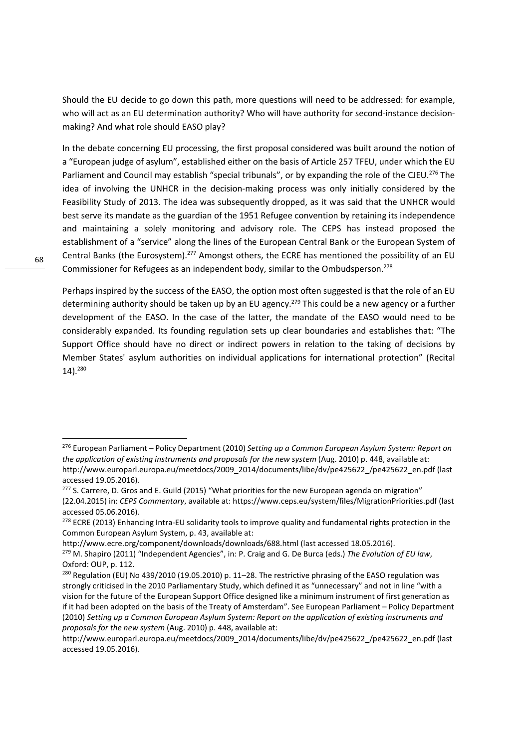Should the EU decide to go down this path, more questions will need to be addressed: for example, who will act as an EU determination authority? Who will have authority for second-instance decision-making? And what role should EASO play?

In the debate concerning EU processing, the first proposal considered was built around the notion of a "European judge of asylum", established either on the basis of Article 257 TFEU, under which the EU Parliament and Council may establish "special tribunals", or by expanding the role of the CJEU.[276] The idea of involving the UNHCR in the decision-making process was only initially considered by the Feasibility Study of 2013. The idea was subsequently dropped, as it was said that the UNHCR would best serve its mandate as the guardian of the 1951 Refugee convention by retaining its independence and maintaining a solely monitoring and advisory role. The CEPS has instead proposed the establishment of a "service" along the lines of the European Central Bank or the European System of Central Banks (the Eurosystem).[277] Amongst others, the ECRE has mentioned the possibility of an EU Commissioner for Refugees as an independent body, similar to the Ombudsperson.[278]

Perhaps inspired by the success of the EASO, the option most often suggested is that the role of an EU determining authority should be taken up by an EU agency.[279] This could be a new agency or a further development of the EASO. In the case of the latter, the mandate of the EASO would need to be considerably expanded. Its founding regulation sets up clear boundaries and establishes that: "The Support Office should have no direct or indirect powers in relation to the taking of decisions by Member States' asylum authorities on individual applications for international protection" (Recital 14).[280]

---

[276] European Parliament – Policy Department (2010) *Setting up a Common European Asylum System: Report on the application of existing instruments and proposals for the new system* (Aug. 2010) p. 448, available at: http://www.europarl.europa.eu/meetdocs/2009_2014/documents/libe/dv/pe425622_/pe425622_en.pdf (last accessed 19.05.2016).

[277] S. Carrere, D. Gros and E. Guild (2015) "What priorities for the new European agenda on migration" (22.04.2015) in: *CEPS Commentary*, available at: https://www.ceps.eu/system/files/MigrationPriorities.pdf (last accessed 05.06.2016).

[278] ECRE (2013) Enhancing Intra-EU solidarity tools to improve quality and fundamental rights protection in the Common European Asylum System, p. 43, available at: http://www.ecre.org/component/downloads/downloads/688.html (last accessed 18.05.2016).

[279] M. Shapiro (2011) "Independent Agencies", in: P. Craig and G. De Burca (eds.) *The Evolution of EU law*, Oxford: OUP, p. 112.

[280] Regulation (EU) No 439/2010 (19.05.2010) p. 11–28. The restrictive phrasing of the EASO regulation was strongly criticised in the 2010 Parliamentary Study, which defined it as "unnecessary" and not in line "with a vision for the future of the European Support Office designed like a minimum instrument of first generation as if it had been adopted on the basis of the Treaty of Amsterdam". See European Parliament – Policy Department (2010) *Setting up a Common European Asylum System: Report on the application of existing instruments and proposals for the new system* (Aug. 2010) p. 448, available at: http://www.europarl.europa.eu/meetdocs/2009_2014/documents/libe/dv/pe425622_/pe425622_en.pdf (last accessed 19.05.2016).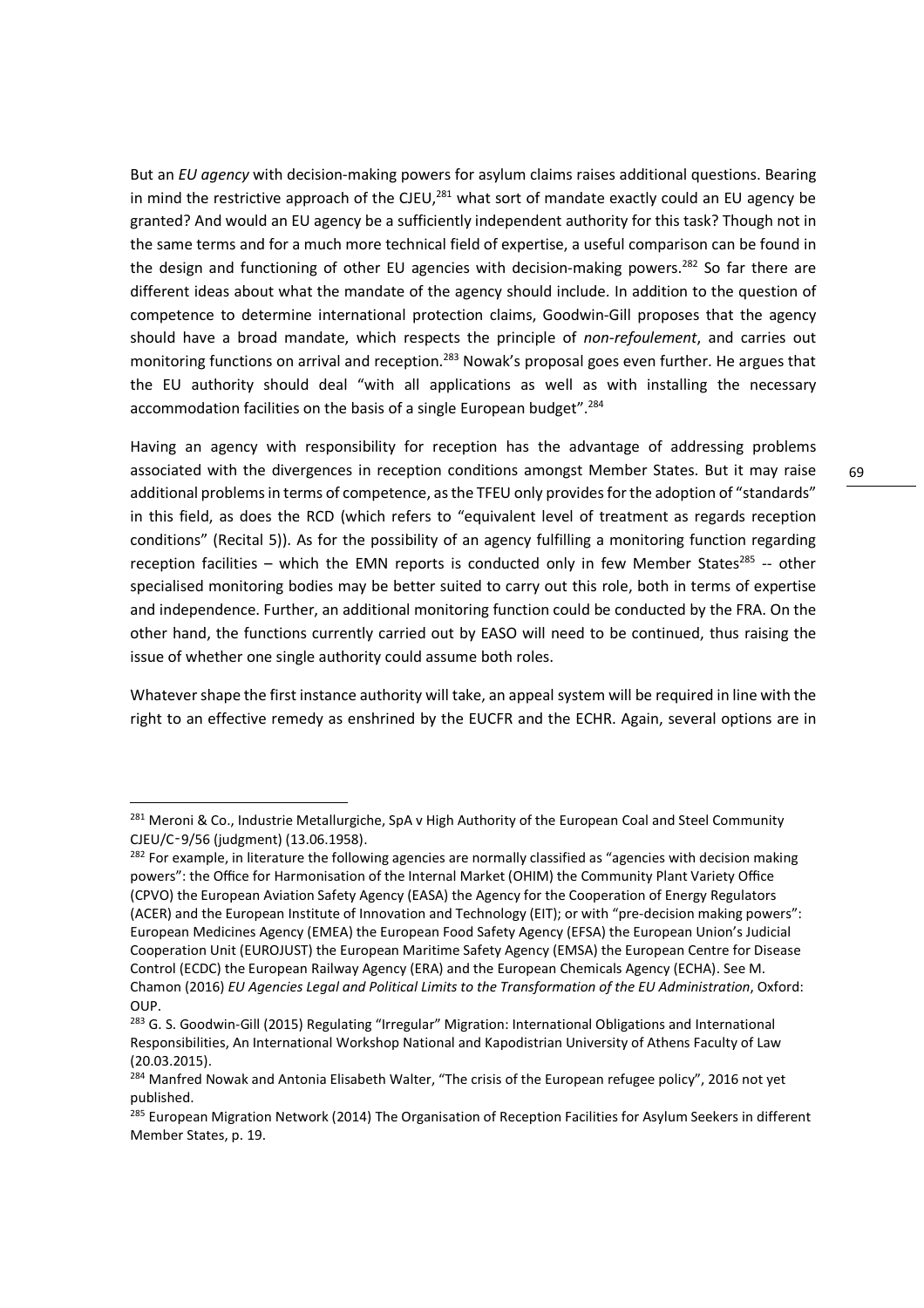But an *EU agency* with decision-making powers for asylum claims raises additional questions. Bearing in mind the restrictive approach of the CJEU,[281] what sort of mandate exactly could an EU agency be granted? And would an EU agency be a sufficiently independent authority for this task? Though not in the same terms and for a much more technical field of expertise, a useful comparison can be found in the design and functioning of other EU agencies with decision-making powers.[282] So far there are different ideas about what the mandate of the agency should include. In addition to the question of competence to determine international protection claims, Goodwin-Gill proposes that the agency should have a broad mandate, which respects the principle of *non-refoulement*, and carries out monitoring functions on arrival and reception.[283] Nowak's proposal goes even further. He argues that the EU authority should deal "with all applications as well as with installing the necessary accommodation facilities on the basis of a single European budget".[284]

Having an agency with responsibility for reception has the advantage of addressing problems associated with the divergences in reception conditions amongst Member States. But it may raise additional problems in terms of competence, as the TFEU only provides for the adoption of "standards" in this field, as does the RCD (which refers to "equivalent level of treatment as regards reception conditions" (Recital 5)). As for the possibility of an agency fulfilling a monitoring function regarding reception facilities – which the EMN reports is conducted only in few Member States[285] -- other specialised monitoring bodies may be better suited to carry out this role, both in terms of expertise and independence. Further, an additional monitoring function could be conducted by the FRA. On the other hand, the functions currently carried out by EASO will need to be continued, thus raising the issue of whether one single authority could assume both roles.

Whatever shape the first instance authority will take, an appeal system will be required in line with the right to an effective remedy as enshrined by the EUCFR and the ECHR. Again, several options are in

---

[281] Meroni & Co., Industrie Metallurgiche, SpA v High Authority of the European Coal and Steel Community CJEU/C-9/56 (judgment) (13.06.1958).

[282] For example, in literature the following agencies are normally classified as "agencies with decision making powers": the Office for Harmonisation of the Internal Market (OHIM) the Community Plant Variety Office (CPVO) the European Aviation Safety Agency (EASA) the Agency for the Cooperation of Energy Regulators (ACER) and the European Institute of Innovation and Technology (EIT); or with "pre-decision making powers": European Medicines Agency (EMEA) the European Food Safety Agency (EFSA) the European Union's Judicial Cooperation Unit (EUROJUST) the European Maritime Safety Agency (EMSA) the European Centre for Disease Control (ECDC) the European Railway Agency (ERA) and the European Chemicals Agency (ECHA). See M. Chamon (2016) *EU Agencies Legal and Political Limits to the Transformation of the EU Administration*, Oxford: OUP.

[283] G. S. Goodwin-Gill (2015) Regulating "Irregular" Migration: International Obligations and International Responsibilities, An International Workshop National and Kapodistrian University of Athens Faculty of Law (20.03.2015).

[284] Manfred Nowak and Antonia Elisabeth Walter, "The crisis of the European refugee policy", 2016 not yet published.

[285] European Migration Network (2014) The Organisation of Reception Facilities for Asylum Seekers in different Member States, p. 19.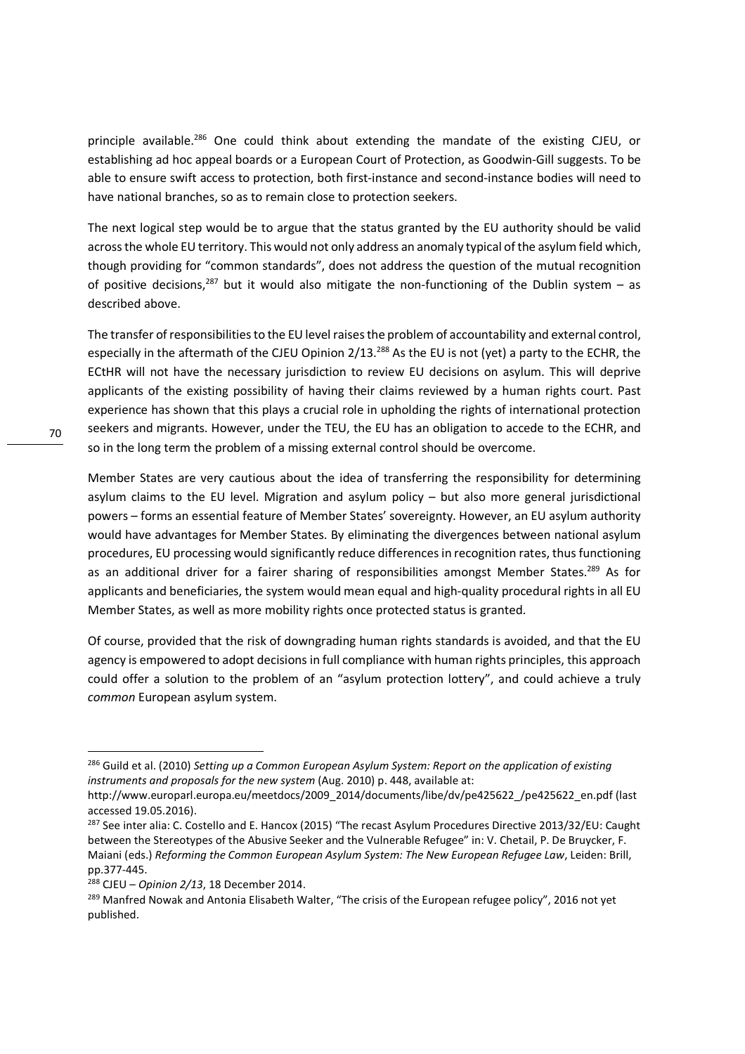principle available.[286] One could think about extending the mandate of the existing CJEU, or establishing ad hoc appeal boards or a European Court of Protection, as Goodwin-Gill suggests. To be able to ensure swift access to protection, both first-instance and second-instance bodies will need to have national branches, so as to remain close to protection seekers.

The next logical step would be to argue that the status granted by the EU authority should be valid across the whole EU territory. This would not only address an anomaly typical of the asylum field which, though providing for "common standards", does not address the question of the mutual recognition of positive decisions,[287] but it would also mitigate the non-functioning of the Dublin system – as described above.

The transfer of responsibilities to the EU level raises the problem of accountability and external control, especially in the aftermath of the CJEU Opinion 2/13.[288] As the EU is not (yet) a party to the ECHR, the ECtHR will not have the necessary jurisdiction to review EU decisions on asylum. This will deprive applicants of the existing possibility of having their claims reviewed by a human rights court. Past experience has shown that this plays a crucial role in upholding the rights of international protection seekers and migrants. However, under the TEU, the EU has an obligation to accede to the ECHR, and so in the long term the problem of a missing external control should be overcome.

Member States are very cautious about the idea of transferring the responsibility for determining asylum claims to the EU level. Migration and asylum policy – but also more general jurisdictional powers – forms an essential feature of Member States' sovereignty. However, an EU asylum authority would have advantages for Member States. By eliminating the divergences between national asylum procedures, EU processing would significantly reduce differences in recognition rates, thus functioning as an additional driver for a fairer sharing of responsibilities amongst Member States.[289] As for applicants and beneficiaries, the system would mean equal and high-quality procedural rights in all EU Member States, as well as more mobility rights once protected status is granted.

Of course, provided that the risk of downgrading human rights standards is avoided, and that the EU agency is empowered to adopt decisions in full compliance with human rights principles, this approach could offer a solution to the problem of an "asylum protection lottery", and could achieve a truly *common* European asylum system.

---

[286] Guild et al. (2010) *Setting up a Common European Asylum System: Report on the application of existing instruments and proposals for the new system* (Aug. 2010) p. 448, available at: http://www.europarl.europa.eu/meetdocs/2009_2014/documents/libe/dv/pe425622_/pe425622_en.pdf (last accessed 19.05.2016).

[287] See inter alia: C. Costello and E. Hancox (2015) "The recast Asylum Procedures Directive 2013/32/EU: Caught between the Stereotypes of the Abusive Seeker and the Vulnerable Refugee" in: V. Chetail, P. De Bruycker, F. Maiani (eds.) *Reforming the Common European Asylum System: The New European Refugee Law*, Leiden: Brill, pp.377-445.

[288] CJEU – *Opinion 2/13*, 18 December 2014.

[289] Manfred Nowak and Antonia Elisabeth Walter, "The crisis of the European refugee policy", 2016 not yet published.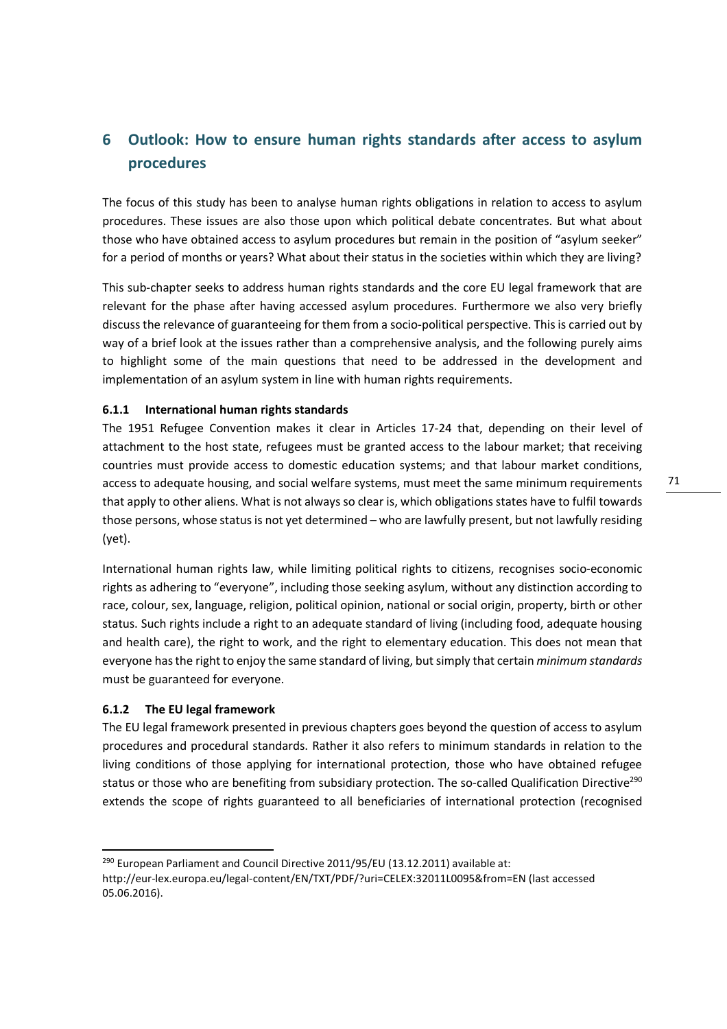# 6 Outlook: How to ensure human rights standards after access to asylum procedures

The focus of this study has been to analyse human rights obligations in relation to access to asylum procedures. These issues are also those upon which political debate concentrates. But what about those who have obtained access to asylum procedures but remain in the position of "asylum seeker" for a period of months or years? What about their status in the societies within which they are living?

This sub-chapter seeks to address human rights standards and the core EU legal framework that are relevant for the phase after having accessed asylum procedures. Furthermore we also very briefly discuss the relevance of guaranteeing for them from a socio-political perspective. This is carried out by way of a brief look at the issues rather than a comprehensive analysis, and the following purely aims to highlight some of the main questions that need to be addressed in the development and implementation of an asylum system in line with human rights requirements.

### 6.1.1 International human rights standards

The 1951 Refugee Convention makes it clear in Articles 17-24 that, depending on their level of attachment to the host state, refugees must be granted access to the labour market; that receiving countries must provide access to domestic education systems; and that labour market conditions, access to adequate housing, and social welfare systems, must meet the same minimum requirements that apply to other aliens. What is not always so clear is, which obligations states have to fulfil towards those persons, whose status is not yet determined – who are lawfully present, but not lawfully residing (yet).

International human rights law, while limiting political rights to citizens, recognises socio-economic rights as adhering to "everyone", including those seeking asylum, without any distinction according to race, colour, sex, language, religion, political opinion, national or social origin, property, birth or other status. Such rights include a right to an adequate standard of living (including food, adequate housing and health care), the right to work, and the right to elementary education. This does not mean that everyone has the right to enjoy the same standard of living, but simply that certain *minimum standards* must be guaranteed for everyone.

### 6.1.2 The EU legal framework

The EU legal framework presented in previous chapters goes beyond the question of access to asylum procedures and procedural standards. Rather it also refers to minimum standards in relation to the living conditions of those applying for international protection, those who have obtained refugee status or those who are benefiting from subsidiary protection. The so-called Qualification Directive[290] extends the scope of rights guaranteed to all beneficiaries of international protection (recognised

---

[290] European Parliament and Council Directive 2011/95/EU (13.12.2011) available at: http://eur-lex.europa.eu/legal-content/EN/TXT/PDF/?uri=CELEX:32011L0095&from=EN (last accessed 05.06.2016).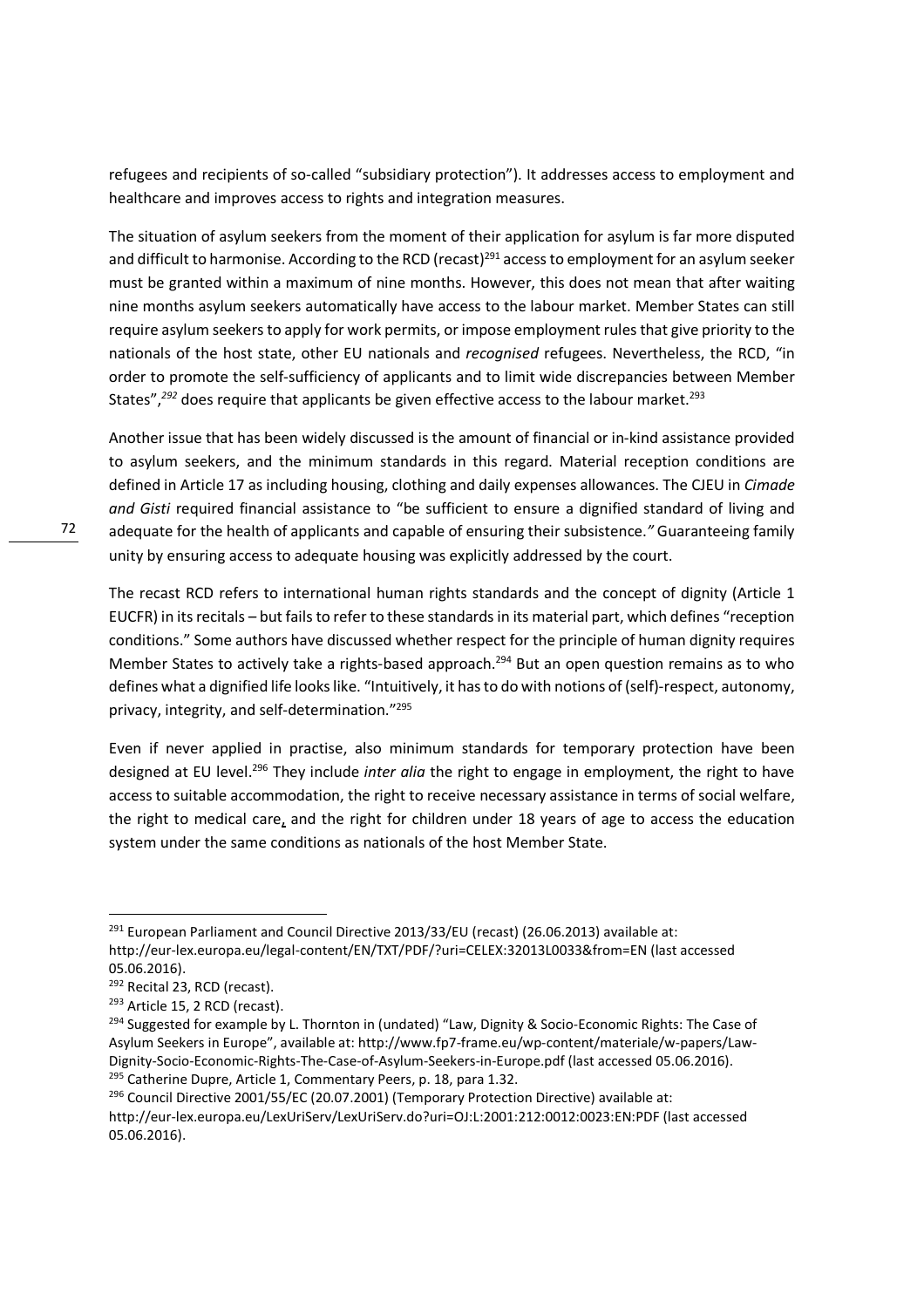refugees and recipients of so-called "subsidiary protection"). It addresses access to employment and healthcare and improves access to rights and integration measures.

The situation of asylum seekers from the moment of their application for asylum is far more disputed and difficult to harmonise. According to the RCD (recast)[291] access to employment for an asylum seeker must be granted within a maximum of nine months. However, this does not mean that after waiting nine months asylum seekers automatically have access to the labour market. Member States can still require asylum seekers to apply for work permits, or impose employment rules that give priority to the nationals of the host state, other EU nationals and *recognised* refugees. Nevertheless, the RCD, "in order to promote the self-sufficiency of applicants and to limit wide discrepancies between Member States",[292] does require that applicants be given effective access to the labour market.[293]

Another issue that has been widely discussed is the amount of financial or in-kind assistance provided to asylum seekers, and the minimum standards in this regard. Material reception conditions are defined in Article 17 as including housing, clothing and daily expenses allowances. The CJEU in *Cimade and Gisti* required financial assistance to "be sufficient to ensure a dignified standard of living and adequate for the health of applicants and capable of ensuring their subsistence*."* Guaranteeing family unity by ensuring access to adequate housing was explicitly addressed by the court.

The recast RCD refers to international human rights standards and the concept of dignity (Article 1 EUCFR) in its recitals – but fails to refer to these standards in its material part, which defines "reception conditions." Some authors have discussed whether respect for the principle of human dignity requires Member States to actively take a rights-based approach.[294] But an open question remains as to who defines what a dignified life looks like. "Intuitively, it has to do with notions of (self)-respect, autonomy, privacy, integrity, and self-determination."[295]

Even if never applied in practise, also minimum standards for temporary protection have been designed at EU level.[296] They include *inter alia* the right to engage in employment, the right to have access to suitable accommodation, the right to receive necessary assistance in terms of social welfare, the right to medical care, and the right for children under 18 years of age to access the education system under the same conditions as nationals of the host Member State.

---

[291] European Parliament and Council Directive 2013/33/EU (recast) (26.06.2013) available at: http://eur-lex.europa.eu/legal-content/EN/TXT/PDF/?uri=CELEX:32013L0033&from=EN (last accessed 05.06.2016).

[292] Recital 23, RCD (recast).

[293] Article 15, 2 RCD (recast).

[294] Suggested for example by L. Thornton in (undated) "Law, Dignity & Socio-Economic Rights: The Case of Asylum Seekers in Europe", available at: http://www.fp7-frame.eu/wp-content/materiale/w-papers/Law-Dignity-Socio-Economic-Rights-The-Case-of-Asylum-Seekers-in-Europe.pdf (last accessed 05.06.2016).

[295] Catherine Dupre, Article 1, Commentary Peers, p. 18, para 1.32.

[296] Council Directive 2001/55/EC (20.07.2001) (Temporary Protection Directive) available at: http://eur-lex.europa.eu/LexUriServ/LexUriServ.do?uri=OJ:L:2001:212:0012:0023:EN:PDF (last accessed 05.06.2016).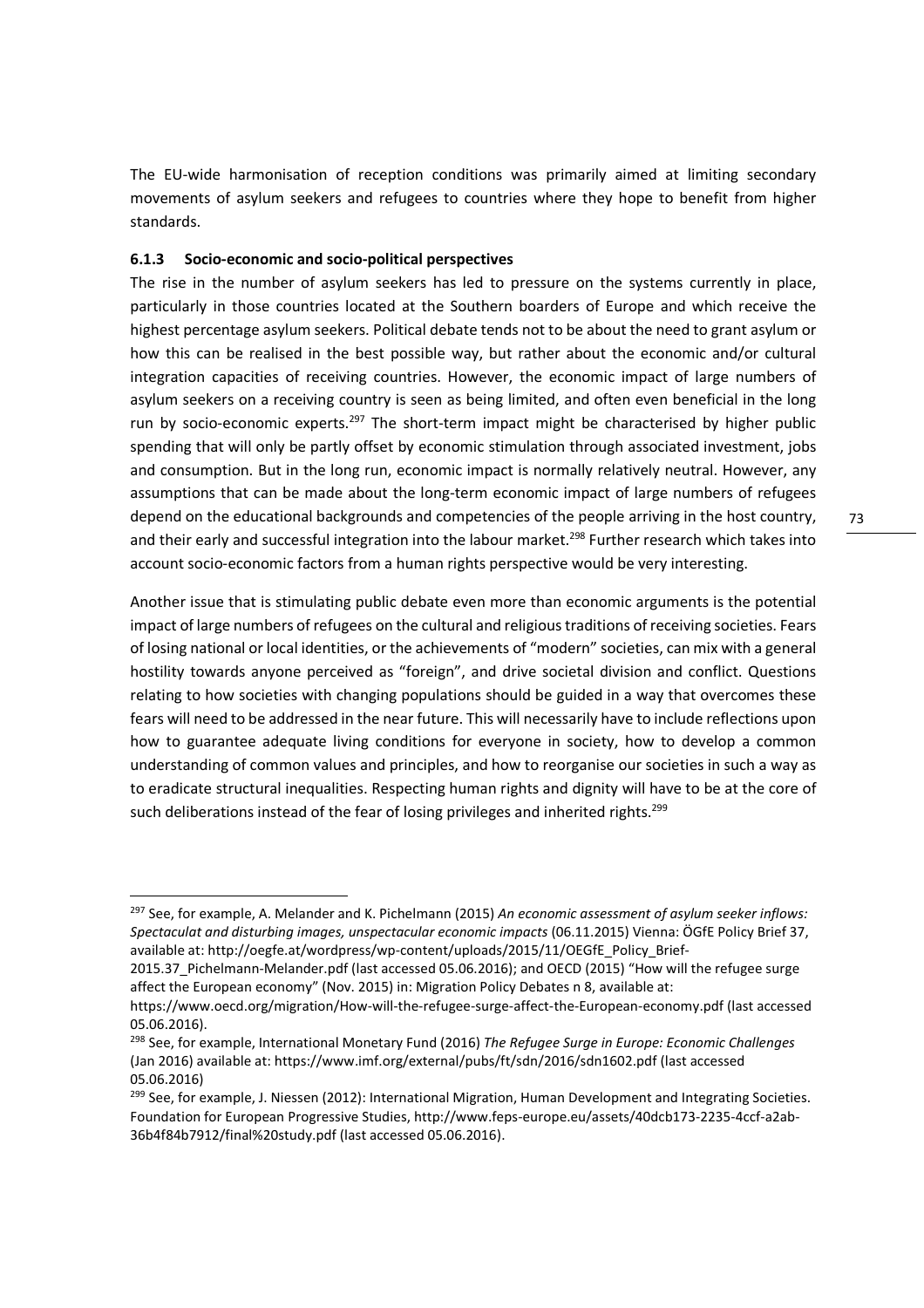The EU-wide harmonisation of reception conditions was primarily aimed at limiting secondary movements of asylum seekers and refugees to countries where they hope to benefit from higher standards.

### 6.1.3 Socio-economic and socio-political perspectives

The rise in the number of asylum seekers has led to pressure on the systems currently in place, particularly in those countries located at the Southern boarders of Europe and which receive the highest percentage asylum seekers. Political debate tends not to be about the need to grant asylum or how this can be realised in the best possible way, but rather about the economic and/or cultural integration capacities of receiving countries. However, the economic impact of large numbers of asylum seekers on a receiving country is seen as being limited, and often even beneficial in the long run by socio-economic experts.[297] The short-term impact might be characterised by higher public spending that will only be partly offset by economic stimulation through associated investment, jobs and consumption. But in the long run, economic impact is normally relatively neutral. However, any assumptions that can be made about the long-term economic impact of large numbers of refugees depend on the educational backgrounds and competencies of the people arriving in the host country, and their early and successful integration into the labour market.[298] Further research which takes into account socio-economic factors from a human rights perspective would be very interesting.

Another issue that is stimulating public debate even more than economic arguments is the potential impact of large numbers of refugees on the cultural and religious traditions of receiving societies. Fears of losing national or local identities, or the achievements of "modern" societies, can mix with a general hostility towards anyone perceived as "foreign", and drive societal division and conflict. Questions relating to how societies with changing populations should be guided in a way that overcomes these fears will need to be addressed in the near future. This will necessarily have to include reflections upon how to guarantee adequate living conditions for everyone in society, how to develop a common understanding of common values and principles, and how to reorganise our societies in such a way as to eradicate structural inequalities. Respecting human rights and dignity will have to be at the core of such deliberations instead of the fear of losing privileges and inherited rights.[299]

---

[297] See, for example, A. Melander and K. Pichelmann (2015) *An economic assessment of asylum seeker inflows: Spectaculat and disturbing images, unspectacular economic impacts* (06.11.2015) Vienna: ÖGfE Policy Brief 37, available at: http://oegfe.at/wordpress/wp-content/uploads/2015/11/OEGfE_Policy_Brief-2015.37_Pichelmann-Melander.pdf (last accessed 05.06.2016); and OECD (2015) "How will the refugee surge affect the European economy" (Nov. 2015) in: Migration Policy Debates n 8, available at: https://www.oecd.org/migration/How-will-the-refugee-surge-affect-the-European-economy.pdf (last accessed 05.06.2016).

[298] See, for example, International Monetary Fund (2016) *The Refugee Surge in Europe: Economic Challenges* (Jan 2016) available at: https://www.imf.org/external/pubs/ft/sdn/2016/sdn1602.pdf (last accessed 05.06.2016)

[299] See, for example, J. Niessen (2012): International Migration, Human Development and Integrating Societies. Foundation for European Progressive Studies, http://www.feps-europe.eu/assets/40dcb173-2235-4ccf-a2ab-36b4f84b7912/final%20study.pdf (last accessed 05.06.2016).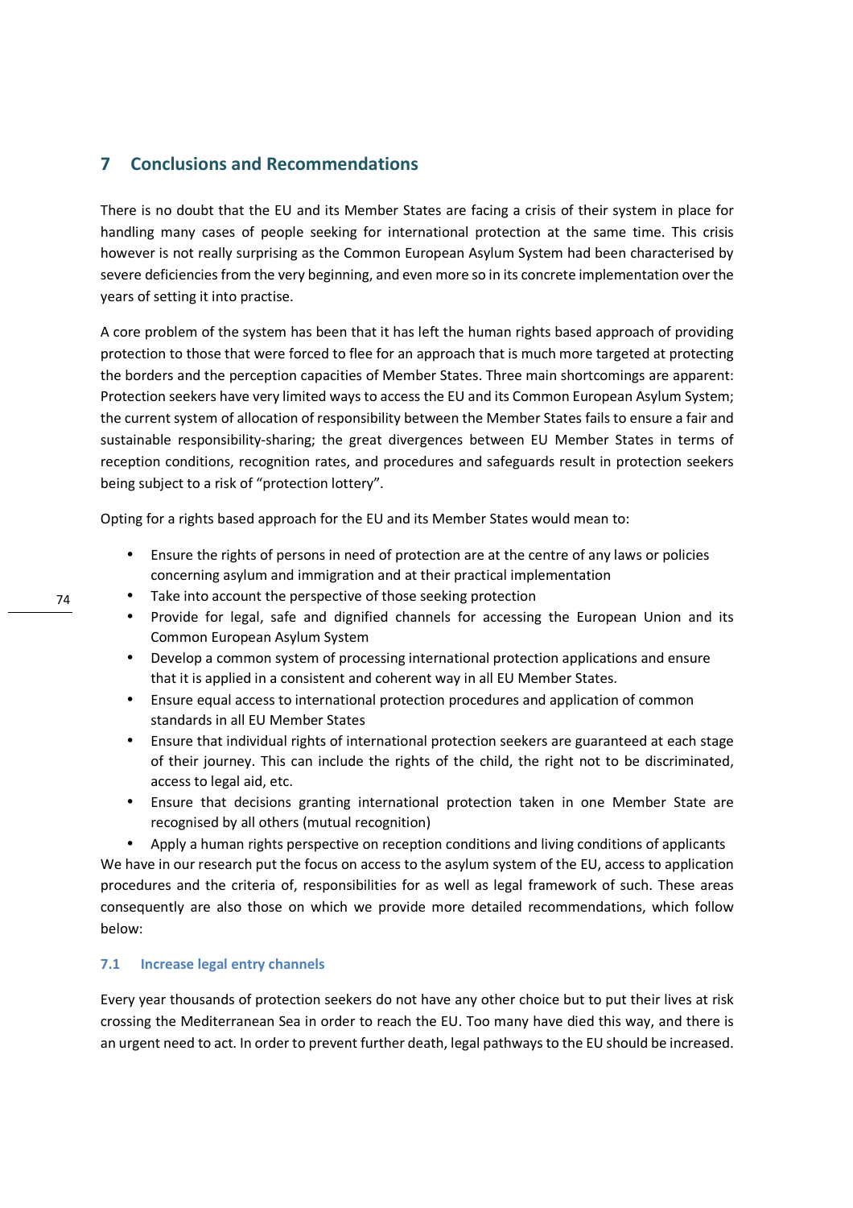# 7 Conclusions and Recommendations

There is no doubt that the EU and its Member States are facing a crisis of their system in place for handling many cases of people seeking for international protection at the same time. This crisis however is not really surprising as the Common European Asylum System had been characterised by severe deficiencies from the very beginning, and even more so in its concrete implementation over the years of setting it into practise.

A core problem of the system has been that it has left the human rights based approach of providing protection to those that were forced to flee for an approach that is much more targeted at protecting the borders and the perception capacities of Member States. Three main shortcomings are apparent: Protection seekers have very limited ways to access the EU and its Common European Asylum System; the current system of allocation of responsibility between the Member States fails to ensure a fair and sustainable responsibility-sharing; the great divergences between EU Member States in terms of reception conditions, recognition rates, and procedures and safeguards result in protection seekers being subject to a risk of "protection lottery".

Opting for a rights based approach for the EU and its Member States would mean to:

- Ensure the rights of persons in need of protection are at the centre of any laws or policies concerning asylum and immigration and at their practical implementation
- Take into account the perspective of those seeking protection
- Provide for legal, safe and dignified channels for accessing the European Union and its Common European Asylum System
- Develop a common system of processing international protection applications and ensure that it is applied in a consistent and coherent way in all EU Member States.
- Ensure equal access to international protection procedures and application of common standards in all EU Member States
- Ensure that individual rights of international protection seekers are guaranteed at each stage of their journey. This can include the rights of the child, the right not to be discriminated, access to legal aid, etc.
- Ensure that decisions granting international protection taken in one Member State are recognised by all others (mutual recognition)
- Apply a human rights perspective on reception conditions and living conditions of applicants

We have in our research put the focus on access to the asylum system of the EU, access to application procedures and the criteria of, responsibilities for as well as legal framework of such. These areas consequently are also those on which we provide more detailed recommendations, which follow below:

## 7.1 Increase legal entry channels

Every year thousands of protection seekers do not have any other choice but to put their lives at risk crossing the Mediterranean Sea in order to reach the EU. Too many have died this way, and there is an urgent need to act. In order to prevent further death, legal pathways to the EU should be increased.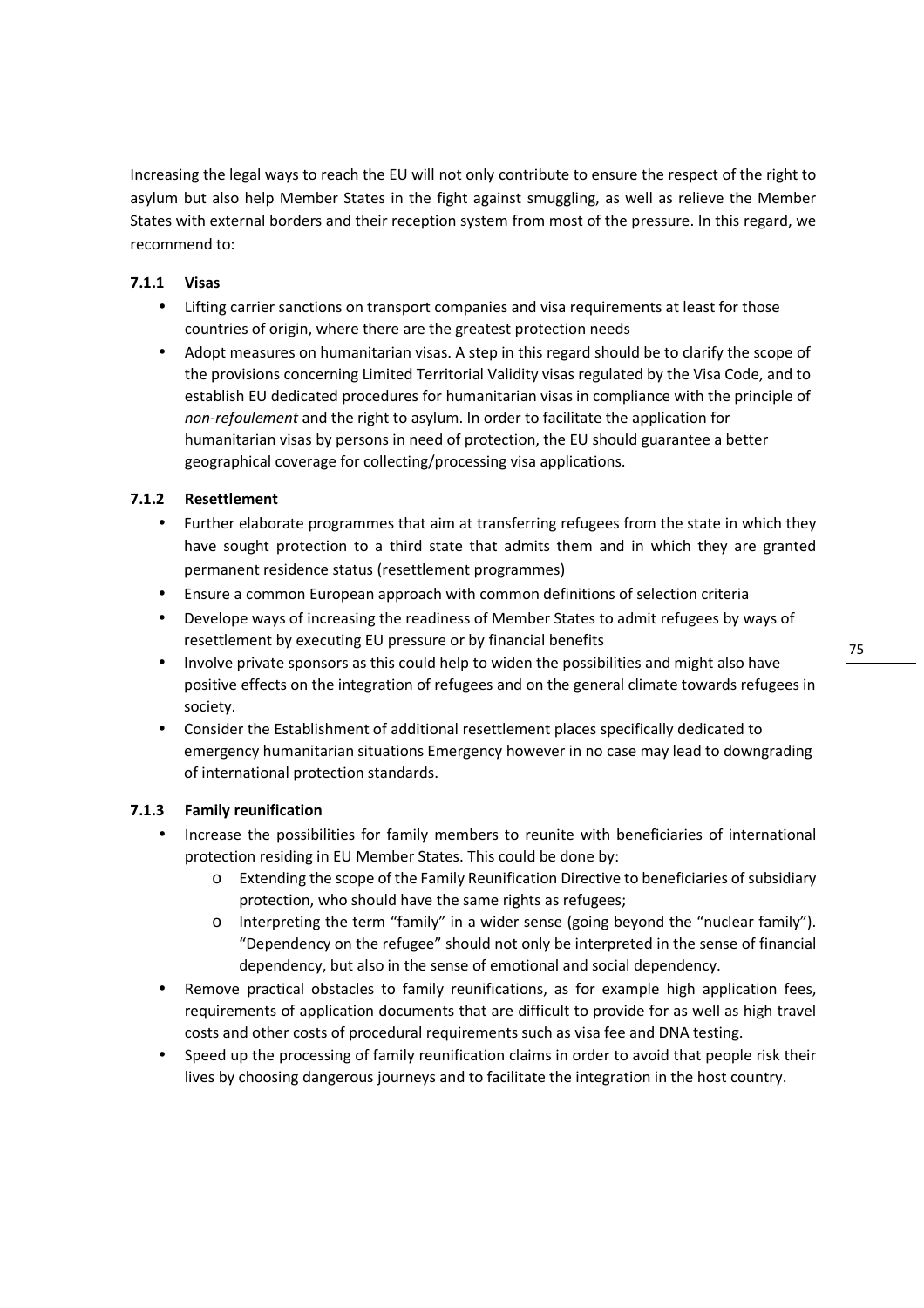Increasing the legal ways to reach the EU will not only contribute to ensure the respect of the right to asylum but also help Member States in the fight against smuggling, as well as relieve the Member States with external borders and their reception system from most of the pressure. In this regard, we recommend to:

### 7.1.1 Visas

- Lifting carrier sanctions on transport companies and visa requirements at least for those countries of origin, where there are the greatest protection needs
- Adopt measures on humanitarian visas. A step in this regard should be to clarify the scope of the provisions concerning Limited Territorial Validity visas regulated by the Visa Code, and to establish EU dedicated procedures for humanitarian visas in compliance with the principle of *non-refoulement* and the right to asylum. In order to facilitate the application for humanitarian visas by persons in need of protection, the EU should guarantee a better geographical coverage for collecting/processing visa applications.

### 7.1.2 Resettlement

- Further elaborate programmes that aim at transferring refugees from the state in which they have sought protection to a third state that admits them and in which they are granted permanent residence status (resettlement programmes)
- Ensure a common European approach with common definitions of selection criteria
- Develope ways of increasing the readiness of Member States to admit refugees by ways of resettlement by executing EU pressure or by financial benefits
- Involve private sponsors as this could help to widen the possibilities and might also have positive effects on the integration of refugees and on the general climate towards refugees in society.
- Consider the Establishment of additional resettlement places specifically dedicated to emergency humanitarian situations Emergency however in no case may lead to downgrading of international protection standards.

### 7.1.3 Family reunification

- Increase the possibilities for family members to reunite with beneficiaries of international protection residing in EU Member States. This could be done by:
  - Extending the scope of the Family Reunification Directive to beneficiaries of subsidiary protection, who should have the same rights as refugees;
  - Interpreting the term "family" in a wider sense (going beyond the "nuclear family"). "Dependency on the refugee" should not only be interpreted in the sense of financial dependency, but also in the sense of emotional and social dependency.
- Remove practical obstacles to family reunifications, as for example high application fees, requirements of application documents that are difficult to provide for as well as high travel costs and other costs of procedural requirements such as visa fee and DNA testing.
- Speed up the processing of family reunification claims in order to avoid that people risk their lives by choosing dangerous journeys and to facilitate the integration in the host country.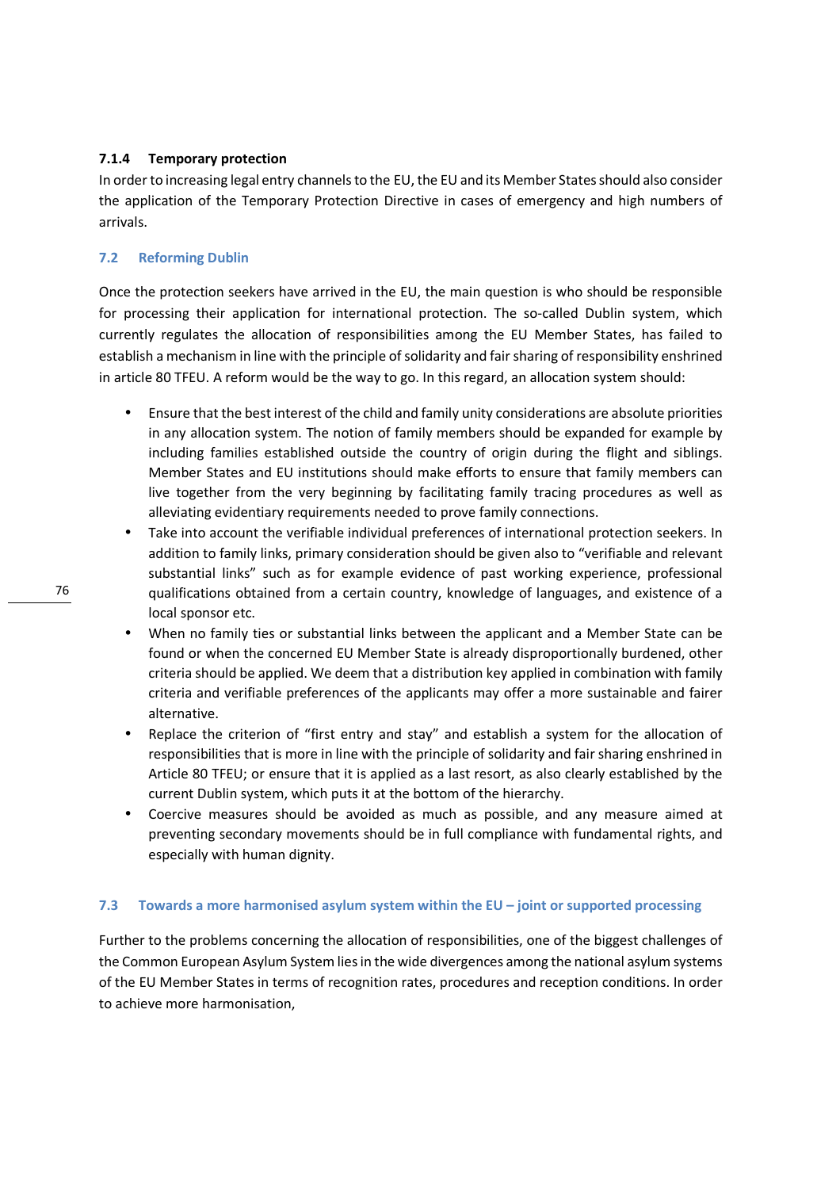#### 7.1.4 Temporary protection

In order to increasing legal entry channels to the EU, the EU and its Member States should also consider the application of the Temporary Protection Directive in cases of emergency and high numbers of arrivals.

## 7.2 Reforming Dublin

Once the protection seekers have arrived in the EU, the main question is who should be responsible for processing their application for international protection. The so-called Dublin system, which currently regulates the allocation of responsibilities among the EU Member States, has failed to establish a mechanism in line with the principle of solidarity and fair sharing of responsibility enshrined in article 80 TFEU. A reform would be the way to go. In this regard, an allocation system should:

- Ensure that the best interest of the child and family unity considerations are absolute priorities in any allocation system. The notion of family members should be expanded for example by including families established outside the country of origin during the flight and siblings. Member States and EU institutions should make efforts to ensure that family members can live together from the very beginning by facilitating family tracing procedures as well as alleviating evidentiary requirements needed to prove family connections.
- Take into account the verifiable individual preferences of international protection seekers. In addition to family links, primary consideration should be given also to "verifiable and relevant substantial links" such as for example evidence of past working experience, professional qualifications obtained from a certain country, knowledge of languages, and existence of a local sponsor etc.
- When no family ties or substantial links between the applicant and a Member State can be found or when the concerned EU Member State is already disproportionally burdened, other criteria should be applied. We deem that a distribution key applied in combination with family criteria and verifiable preferences of the applicants may offer a more sustainable and fairer alternative.
- Replace the criterion of "first entry and stay" and establish a system for the allocation of responsibilities that is more in line with the principle of solidarity and fair sharing enshrined in Article 80 TFEU; or ensure that it is applied as a last resort, as also clearly established by the current Dublin system, which puts it at the bottom of the hierarchy.
- Coercive measures should be avoided as much as possible, and any measure aimed at preventing secondary movements should be in full compliance with fundamental rights, and especially with human dignity.

## 7.3 Towards a more harmonised asylum system within the EU – joint or supported processing

Further to the problems concerning the allocation of responsibilities, one of the biggest challenges of the Common European Asylum System lies in the wide divergences among the national asylum systems of the EU Member States in terms of recognition rates, procedures and reception conditions. In order to achieve more harmonisation,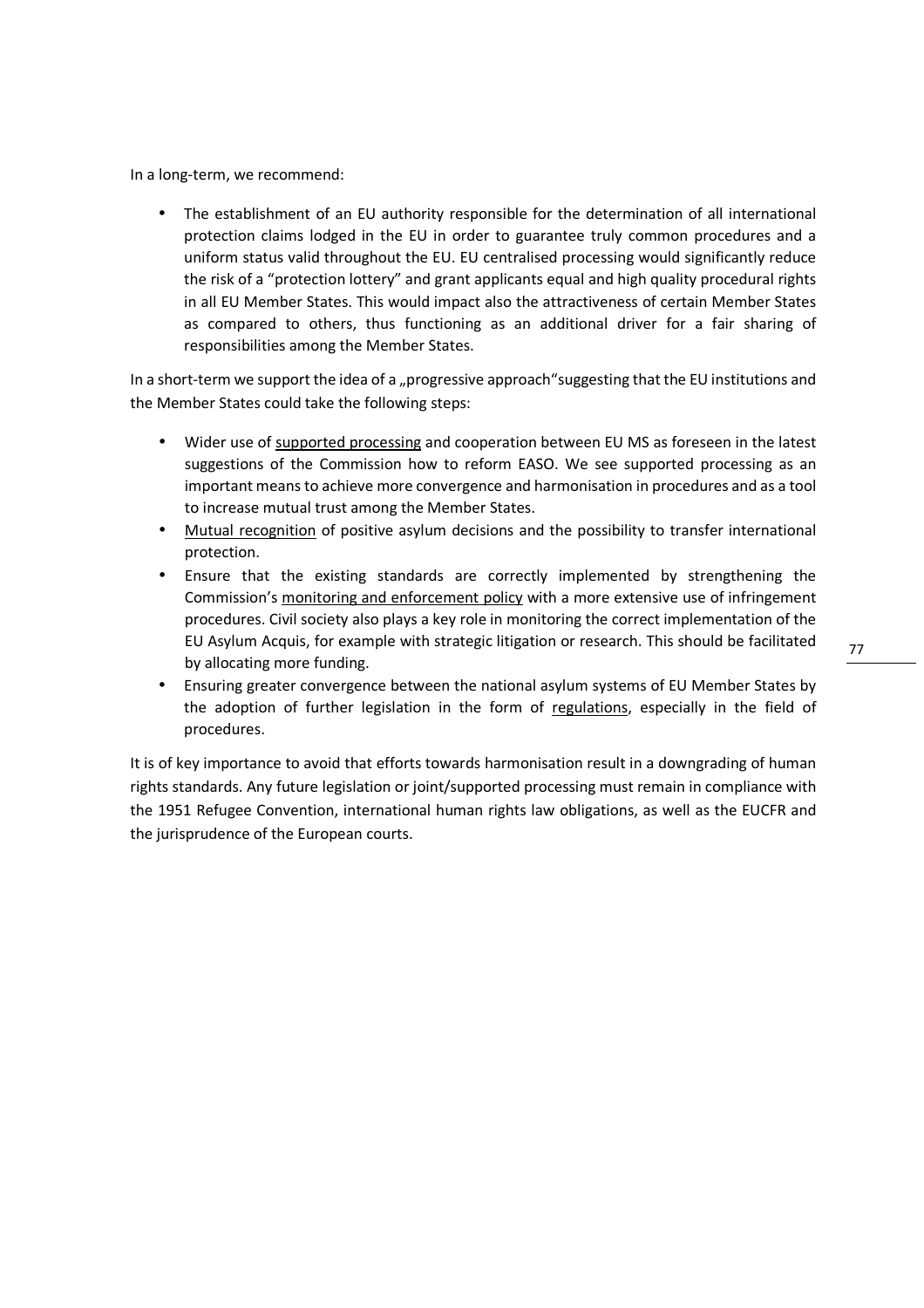In a long-term, we recommend:

- The establishment of an EU authority responsible for the determination of all international protection claims lodged in the EU in order to guarantee truly common procedures and a uniform status valid throughout the EU. EU centralised processing would significantly reduce the risk of a "protection lottery" and grant applicants equal and high quality procedural rights in all EU Member States. This would impact also the attractiveness of certain Member States as compared to others, thus functioning as an additional driver for a fair sharing of responsibilities among the Member States.

In a short-term we support the idea of a „progressive approach"suggesting that the EU institutions and the Member States could take the following steps:

- Wider use of supported processing and cooperation between EU MS as foreseen in the latest suggestions of the Commission how to reform EASO. We see supported processing as an important means to achieve more convergence and harmonisation in procedures and as a tool to increase mutual trust among the Member States.
- Mutual recognition of positive asylum decisions and the possibility to transfer international protection.
- Ensure that the existing standards are correctly implemented by strengthening the Commission's monitoring and enforcement policy with a more extensive use of infringement procedures. Civil society also plays a key role in monitoring the correct implementation of the EU Asylum Acquis, for example with strategic litigation or research. This should be facilitated by allocating more funding.
- Ensuring greater convergence between the national asylum systems of EU Member States by the adoption of further legislation in the form of regulations, especially in the field of procedures.

It is of key importance to avoid that efforts towards harmonisation result in a downgrading of human rights standards. Any future legislation or joint/supported processing must remain in compliance with the 1951 Refugee Convention, international human rights law obligations, as well as the EUCFR and the jurisprudence of the European courts.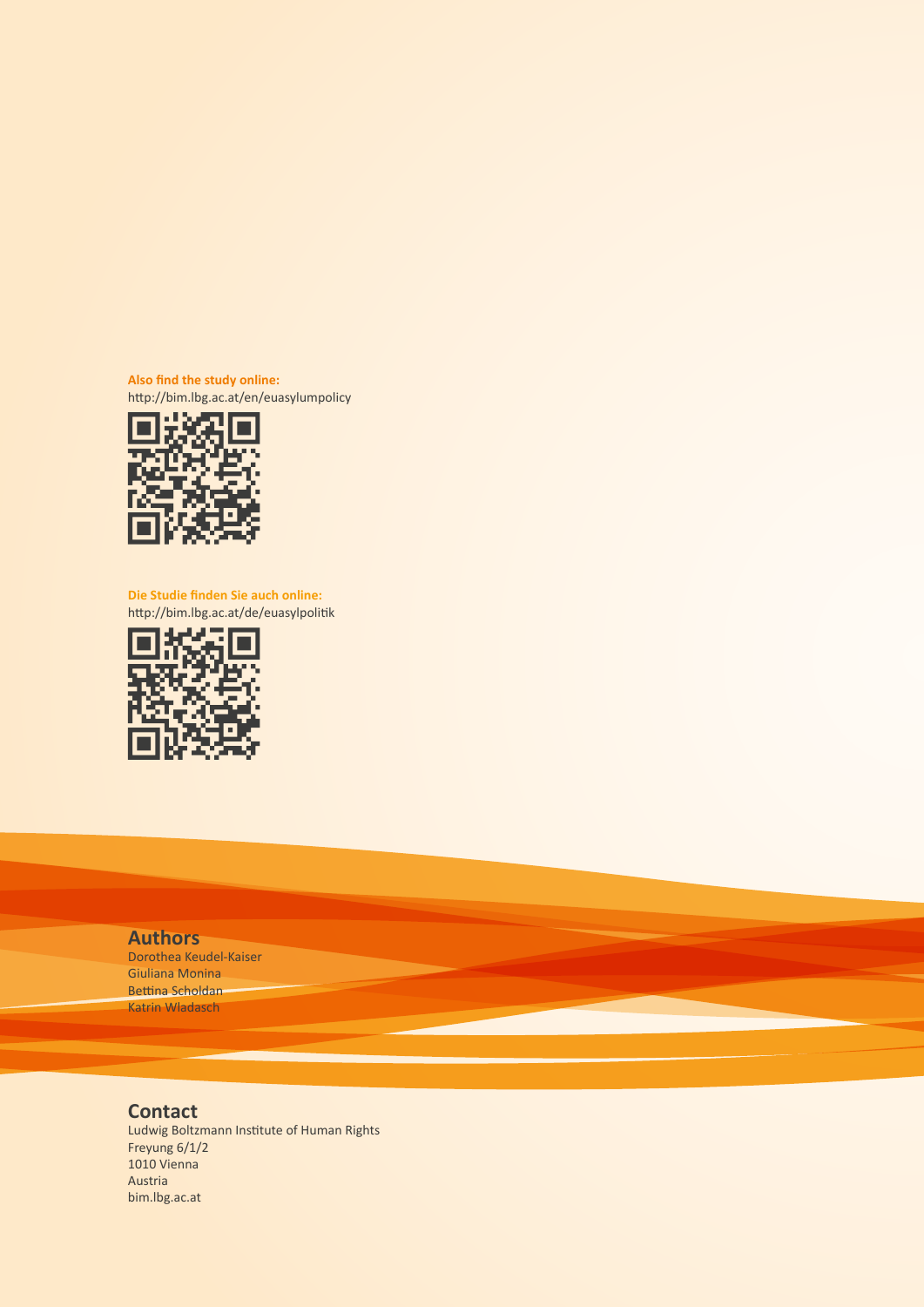**Also find the study online:**
http://bim.lbg.ac.at/en/euasylumpolicy

**Die Studie finden Sie auch online:**
http://bim.lbg.ac.at/de/euasylpolitik

## Authors

Dorothea Keudel-Kaiser
Giuliana Monina
Bettina Scholdan
Katrin Wladasch

## Contact

Ludwig Boltzmann Institute of Human Rights
Freyung 6/1/2
1010 Vienna
Austria
bim.lbg.ac.at